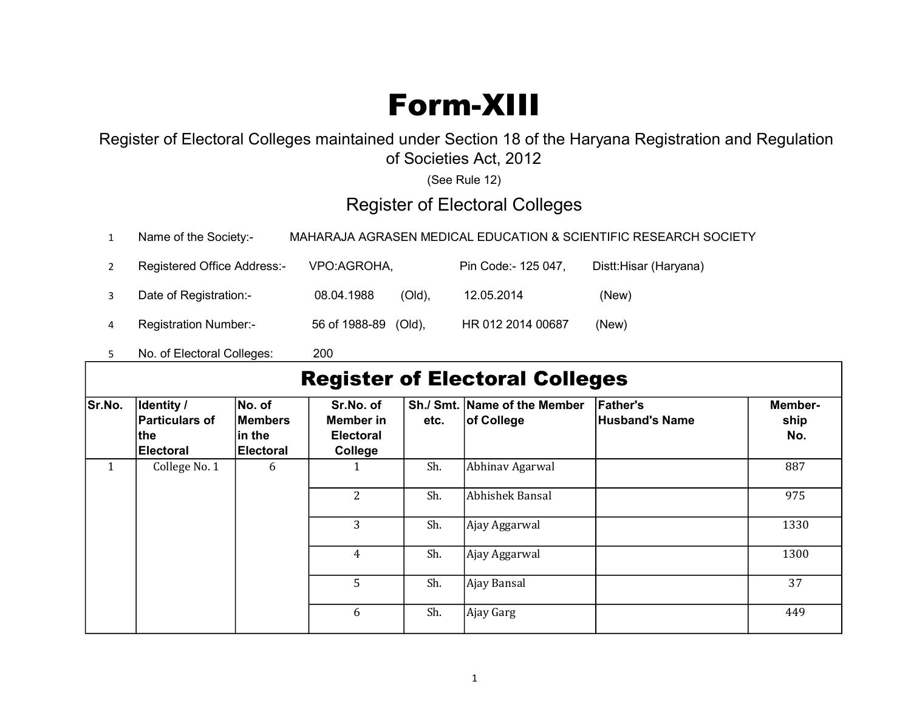# Form-XIII

Register of Electoral Colleges maintained under Section 18 of the Haryana Registration and Regulation of Societies Act, 2012

(See Rule 12)

## Register of Electoral Colleges

1. Name of the Society:- MAHARAJA AGRASEN MEDICAL EDUCATION & SCIENTIFIC RESEARCH SOCIETY
2. Registered Office Address:- VPO:AGROHA, Pin Code:- 125 047, Distt:Hisar (Haryana)
3. Date of Registration:- 08.04.1988 (Old), 12.05.2014 (New)
4. Registration Number:- 56 of 1988-89 (Old), HR 012 2014 00687 (New)
5. No. of Electoral Colleges: 200

## Register of Electoral Colleges

| Sr.No. | Identity / Particulars of the Electoral | No. of Members in the Electoral | Sr.No. of Member in Electoral College | Sh./ Smt. etc. | Name of the Member of College | Father's Husband's Name | Member-ship No. |
|---|---|---|---|---|---|---|---|
| 1 | College No. 1 | 6 | 1 | Sh. | Abhinav Agarwal | | 887 |
| | | | 2 | Sh. | Abhishek Bansal | | 975 |
| | | | 3 | Sh. | Ajay Aggarwal | | 1330 |
| | | | 4 | Sh. | Ajay Aggarwal | | 1300 |
| | | | 5 | Sh. | Ajay Bansal | | 37 |
| | | | 6 | Sh. | Ajay Garg | | 449 |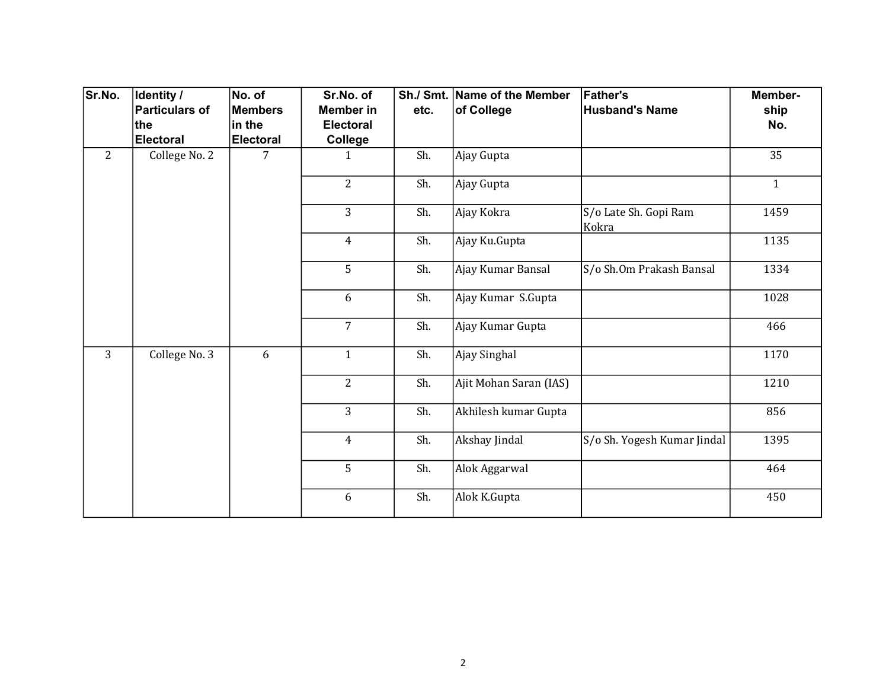| Sr.No. | Identity / Particulars of the Electoral | No. of Members in the Electoral | Sr.No. of Member in Electoral College | Sh./ Smt. etc. | Name of the Member of College | Father's Husband's Name | Member-ship No. |
|---|---|---|---|---|---|---|---|
| 2 | College No. 2 | 7 | 1 | Sh. | Ajay Gupta | | 35 |
| | | | 2 | Sh. | Ajay Gupta | | 1 |
| | | | 3 | Sh. | Ajay Kokra | S/o Late Sh. Gopi Ram Kokra | 1459 |
| | | | 4 | Sh. | Ajay Ku.Gupta | | 1135 |
| | | | 5 | Sh. | Ajay Kumar Bansal | S/o Sh.Om Prakash Bansal | 1334 |
| | | | 6 | Sh. | Ajay Kumar S.Gupta | | 1028 |
| | | | 7 | Sh. | Ajay Kumar Gupta | | 466 |
| 3 | College No. 3 | 6 | 1 | Sh. | Ajay Singhal | | 1170 |
| | | | 2 | Sh. | Ajit Mohan Saran (IAS) | | 1210 |
| | | | 3 | Sh. | Akhilesh kumar Gupta | | 856 |
| | | | 4 | Sh. | Akshay Jindal | S/o Sh. Yogesh Kumar Jindal | 1395 |
| | | | 5 | Sh. | Alok Aggarwal | | 464 |
| | | | 6 | Sh. | Alok K.Gupta | | 450 |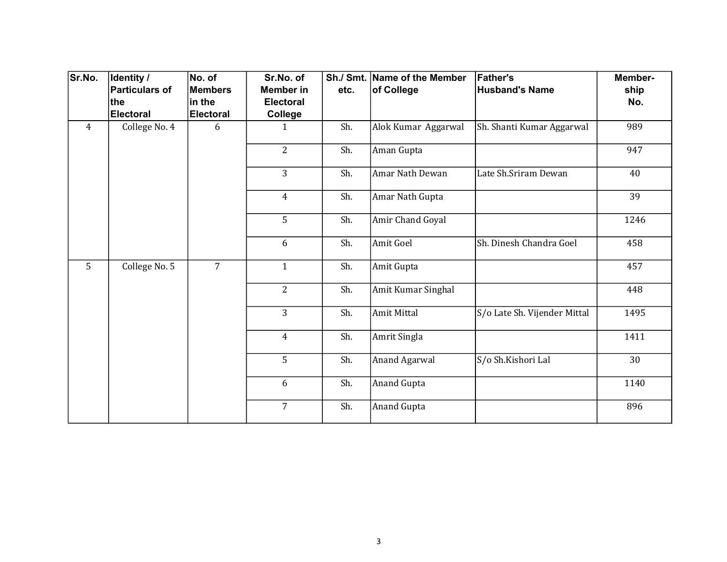| Sr.No. | Identity / Particulars of the Electoral | No. of Members in the Electoral | Sr.No. of Member in Electoral College | Sh./ Smt. etc. | Name of the Member of College | Father's Husband's Name | Member-ship No. |
|---|---|---|---|---|---|---|---|
| 4 | College No. 4 | 6 | 1 | Sh. | Alok Kumar Aggarwal | Sh. Shanti Kumar Aggarwal | 989 |
| | | | 2 | Sh. | Aman Gupta | | 947 |
| | | | 3 | Sh. | Amar Nath Dewan | Late Sh.Sriram Dewan | 40 |
| | | | 4 | Sh. | Amar Nath Gupta | | 39 |
| | | | 5 | Sh. | Amir Chand Goyal | | 1246 |
| | | | 6 | Sh. | Amit Goel | Sh. Dinesh Chandra Goel | 458 |
| 5 | College No. 5 | 7 | 1 | Sh. | Amit Gupta | | 457 |
| | | | 2 | Sh. | Amit Kumar Singhal | | 448 |
| | | | 3 | Sh. | Amit Mittal | S/o Late Sh. Vijender Mittal | 1495 |
| | | | 4 | Sh. | Amrit Singla | | 1411 |
| | | | 5 | Sh. | Anand Agarwal | S/o Sh.Kishori Lal | 30 |
| | | | 6 | Sh. | Anand Gupta | | 1140 |
| | | | 7 | Sh. | Anand Gupta | | 896 |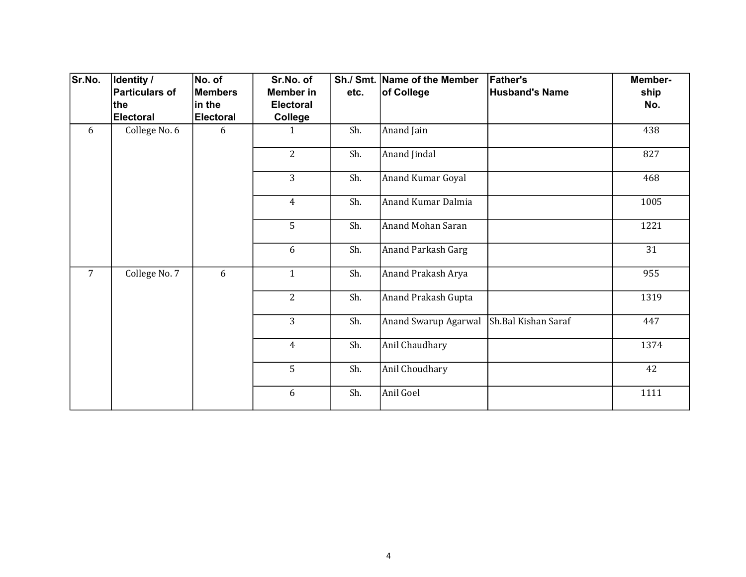| Sr.No. | Identity / Particulars of the Electoral | No. of Members in the Electoral | Sr.No. of Member in Electoral College | Sh./ Smt. etc. | Name of the Member of College | Father's Husband's Name | Member-ship No. |
|---|---|---|---|---|---|---|---|
| 6 | College No. 6 | 6 | 1 | Sh. | Anand Jain | | 438 |
| | | | 2 | Sh. | Anand Jindal | | 827 |
| | | | 3 | Sh. | Anand Kumar Goyal | | 468 |
| | | | 4 | Sh. | Anand Kumar Dalmia | | 1005 |
| | | | 5 | Sh. | Anand Mohan Saran | | 1221 |
| | | | 6 | Sh. | Anand Parkash Garg | | 31 |
| 7 | College No. 7 | 6 | 1 | Sh. | Anand Prakash Arya | | 955 |
| | | | 2 | Sh. | Anand Prakash Gupta | | 1319 |
| | | | 3 | Sh. | Anand Swarup Agarwal | Sh.Bal Kishan Saraf | 447 |
| | | | 4 | Sh. | Anil Chaudhary | | 1374 |
| | | | 5 | Sh. | Anil Choudhary | | 42 |
| | | | 6 | Sh. | Anil Goel | | 1111 |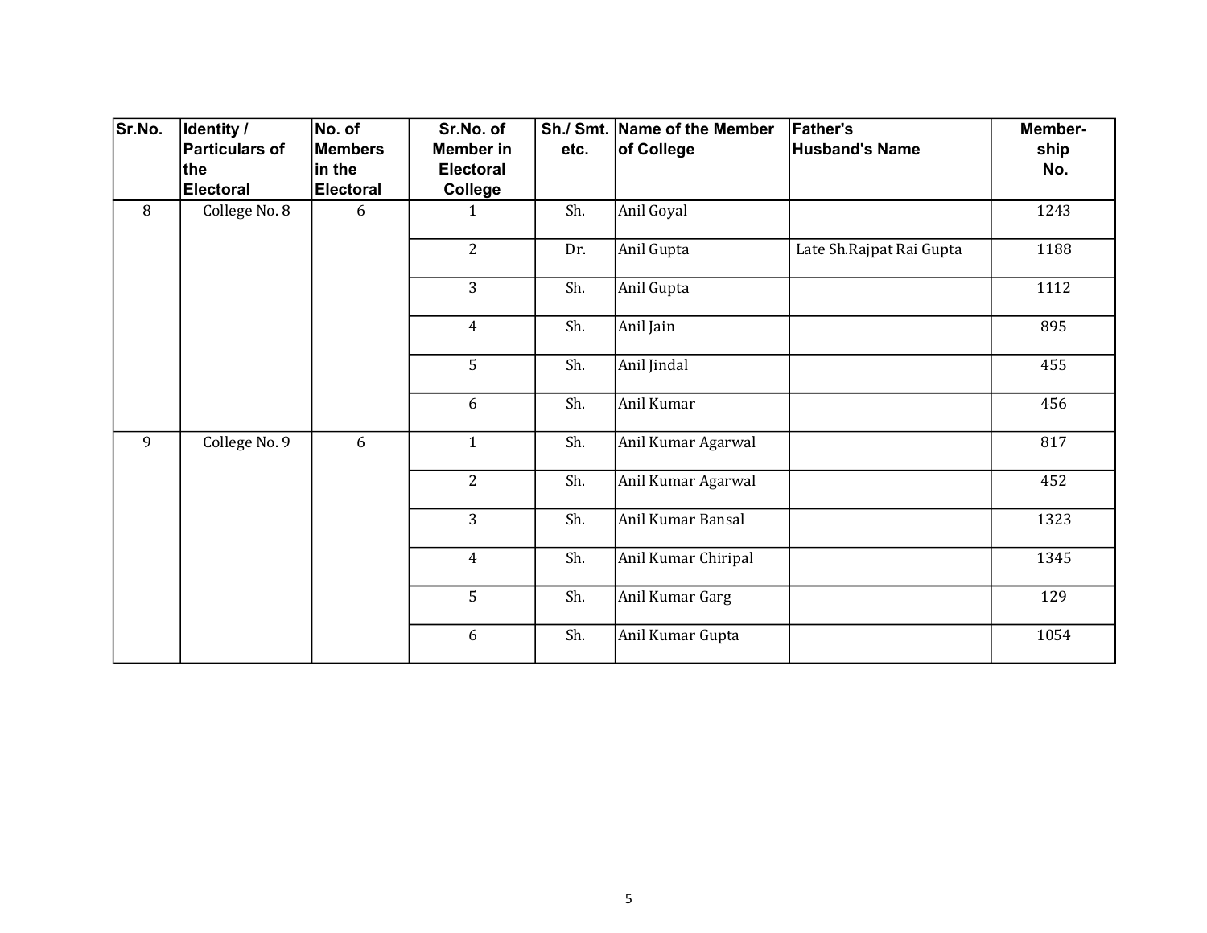| Sr.No. | Identity / Particulars of the Electoral | No. of Members in the Electoral | Sr.No. of Member in Electoral College | Sh./ Smt. etc. | Name of the Member of College | Father's Husband's Name | Member-ship No. |
|---|---|---|---|---|---|---|---|
| 8 | College No. 8 | 6 | 1 | Sh. | Anil Goyal | | 1243 |
| | | | 2 | Dr. | Anil Gupta | Late Sh.Rajpat Rai Gupta | 1188 |
| | | | 3 | Sh. | Anil Gupta | | 1112 |
| | | | 4 | Sh. | Anil Jain | | 895 |
| | | | 5 | Sh. | Anil Jindal | | 455 |
| | | | 6 | Sh. | Anil Kumar | | 456 |
| 9 | College No. 9 | 6 | 1 | Sh. | Anil Kumar Agarwal | | 817 |
| | | | 2 | Sh. | Anil Kumar Agarwal | | 452 |
| | | | 3 | Sh. | Anil Kumar Bansal | | 1323 |
| | | | 4 | Sh. | Anil Kumar Chiripal | | 1345 |
| | | | 5 | Sh. | Anil Kumar Garg | | 129 |
| | | | 6 | Sh. | Anil Kumar Gupta | | 1054 |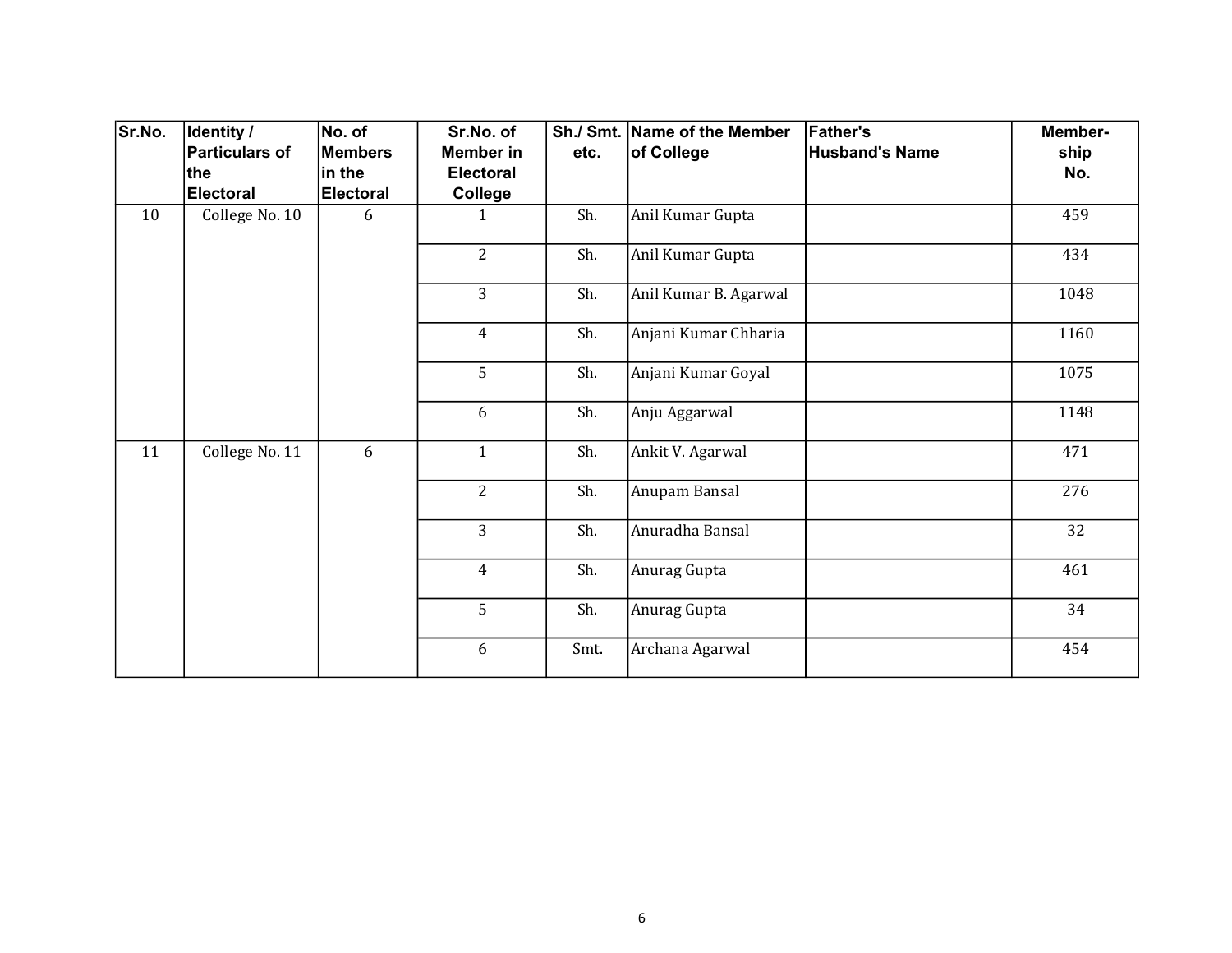| Sr.No. | Identity / Particulars of the Electoral | No. of Members in the Electoral | Sr.No. of Member in Electoral College | Sh./ Smt. etc. | Name of the Member of College | Father's Husband's Name | Member-ship No. |
|---|---|---|---|---|---|---|---|
| 10 | College No. 10 | 6 | 1 | Sh. | Anil Kumar Gupta | | 459 |
| | | | 2 | Sh. | Anil Kumar Gupta | | 434 |
| | | | 3 | Sh. | Anil Kumar B. Agarwal | | 1048 |
| | | | 4 | Sh. | Anjani Kumar Chharia | | 1160 |
| | | | 5 | Sh. | Anjani Kumar Goyal | | 1075 |
| | | | 6 | Sh. | Anju Aggarwal | | 1148 |
| 11 | College No. 11 | 6 | 1 | Sh. | Ankit V. Agarwal | | 471 |
| | | | 2 | Sh. | Anupam Bansal | | 276 |
| | | | 3 | Sh. | Anuradha Bansal | | 32 |
| | | | 4 | Sh. | Anurag Gupta | | 461 |
| | | | 5 | Sh. | Anurag Gupta | | 34 |
| | | | 6 | Smt. | Archana Agarwal | | 454 |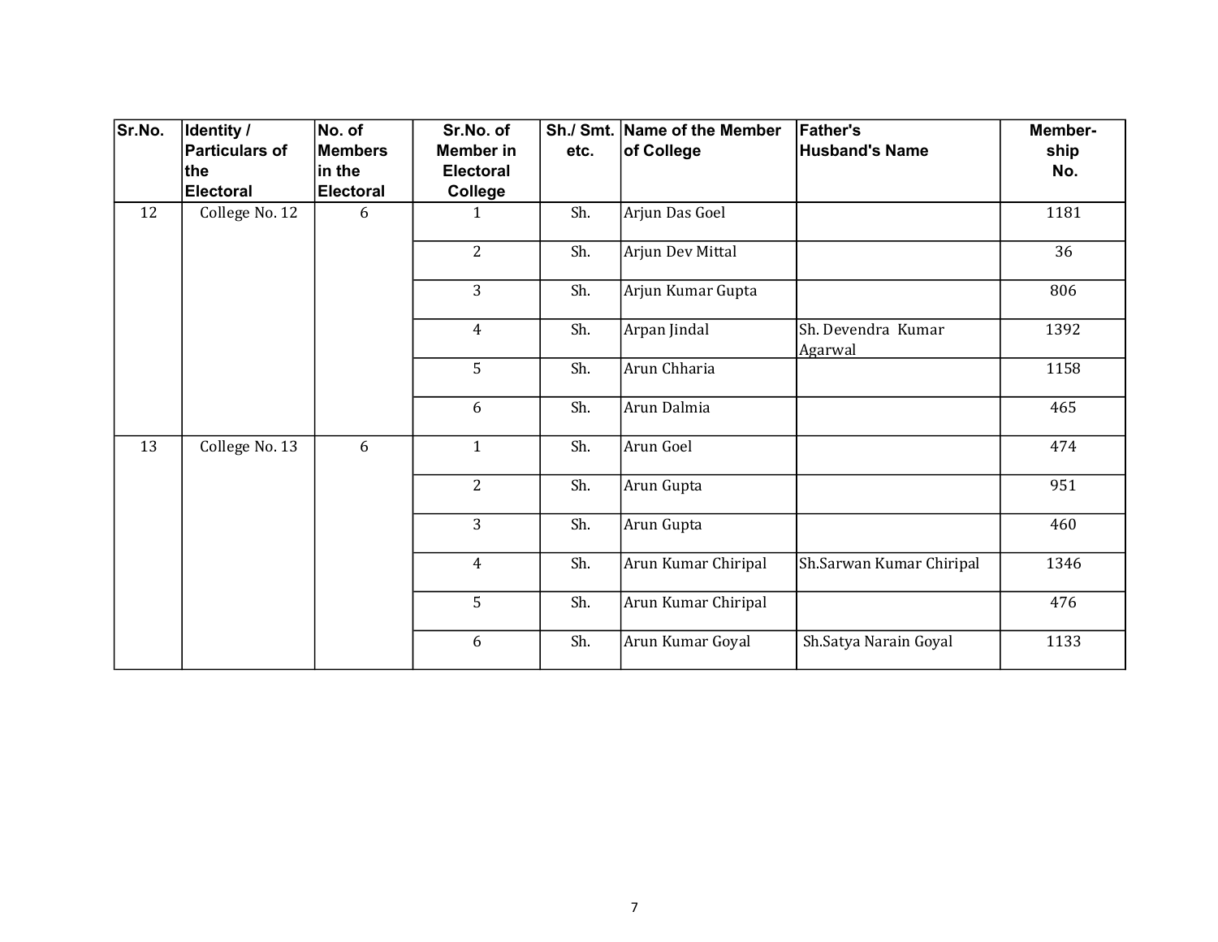| Sr.No. | Identity / Particulars of the Electoral | No. of Members in the Electoral | Sr.No. of Member in Electoral College | Sh./ Smt. etc. | Name of the Member of College | Father's Husband's Name | Member-ship No. |
|---|---|---|---|---|---|---|---|
| 12 | College No. 12 | 6 | 1 | Sh. | Arjun Das Goel | | 1181 |
| | | | 2 | Sh. | Arjun Dev Mittal | | 36 |
| | | | 3 | Sh. | Arjun Kumar Gupta | | 806 |
| | | | 4 | Sh. | Arpan Jindal | Sh. Devendra Kumar Agarwal | 1392 |
| | | | 5 | Sh. | Arun Chharia | | 1158 |
| | | | 6 | Sh. | Arun Dalmia | | 465 |
| 13 | College No. 13 | 6 | 1 | Sh. | Arun Goel | | 474 |
| | | | 2 | Sh. | Arun Gupta | | 951 |
| | | | 3 | Sh. | Arun Gupta | | 460 |
| | | | 4 | Sh. | Arun Kumar Chiripal | Sh.Sarwan Kumar Chiripal | 1346 |
| | | | 5 | Sh. | Arun Kumar Chiripal | | 476 |
| | | | 6 | Sh. | Arun Kumar Goyal | Sh.Satya Narain Goyal | 1133 |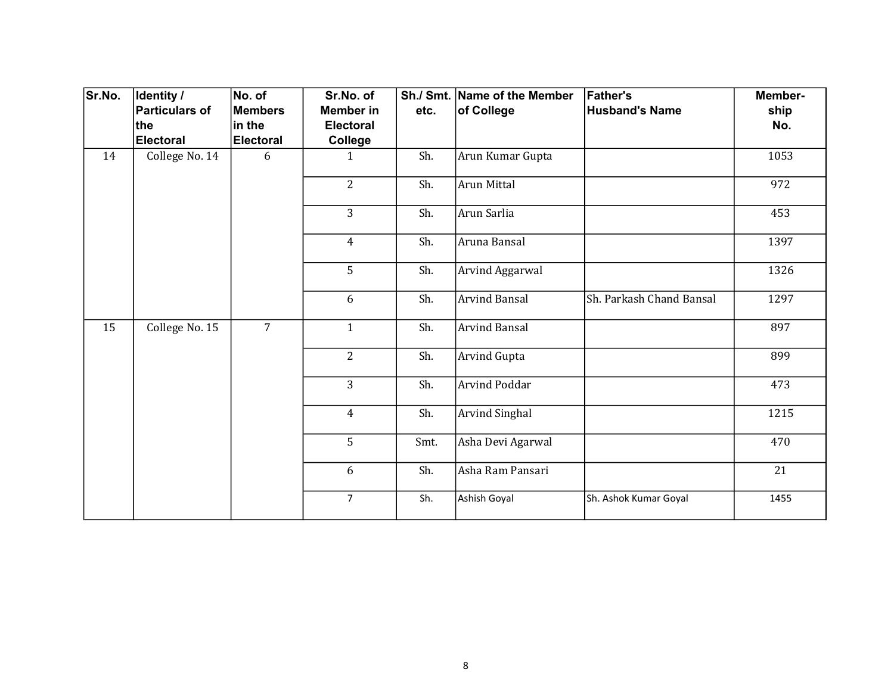| Sr.No. | Identity / Particulars of the Electoral | No. of Members in the Electoral | Sr.No. of Member in Electoral College | Sh./ Smt. etc. | Name of the Member of College | Father's Husband's Name | Member-ship No. |
|---|---|---|---|---|---|---|---|
| 14 | College No. 14 | 6 | 1 | Sh. | Arun Kumar Gupta | | 1053 |
| | | | 2 | Sh. | Arun Mittal | | 972 |
| | | | 3 | Sh. | Arun Sarlia | | 453 |
| | | | 4 | Sh. | Aruna Bansal | | 1397 |
| | | | 5 | Sh. | Arvind Aggarwal | | 1326 |
| | | | 6 | Sh. | Arvind Bansal | Sh. Parkash Chand Bansal | 1297 |
| 15 | College No. 15 | 7 | 1 | Sh. | Arvind Bansal | | 897 |
| | | | 2 | Sh. | Arvind Gupta | | 899 |
| | | | 3 | Sh. | Arvind Poddar | | 473 |
| | | | 4 | Sh. | Arvind Singhal | | 1215 |
| | | | 5 | Smt. | Asha Devi Agarwal | | 470 |
| | | | 6 | Sh. | Asha Ram Pansari | | 21 |
| | | | 7 | Sh. | Ashish Goyal | Sh. Ashok Kumar Goyal | 1455 |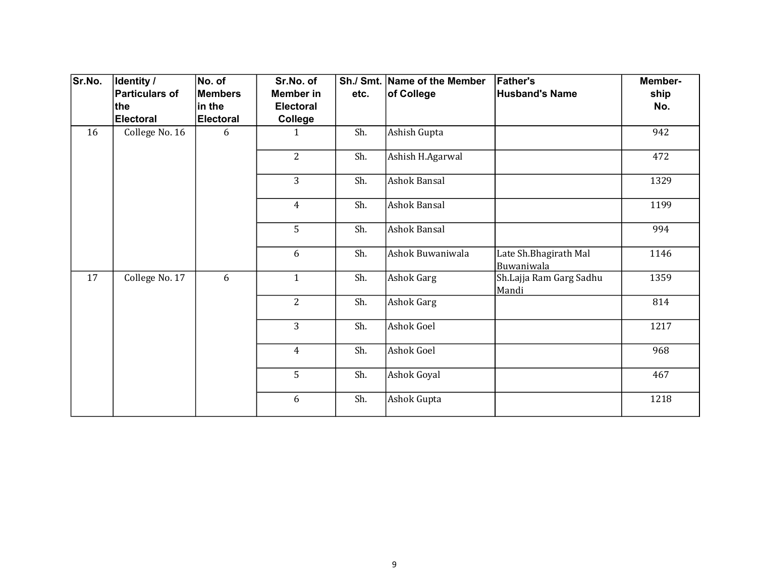| Sr.No. | Identity / Particulars of the Electoral | No. of Members in the Electoral | Sr.No. of Member in Electoral College | Sh./ Smt. etc. | Name of the Member of College | Father's Husband's Name | Member-ship No. |
|---|---|---|---|---|---|---|---|
| 16 | College No. 16 | 6 | 1 | Sh. | Ashish Gupta | | 942 |
| | | | 2 | Sh. | Ashish H.Agarwal | | 472 |
| | | | 3 | Sh. | Ashok Bansal | | 1329 |
| | | | 4 | Sh. | Ashok Bansal | | 1199 |
| | | | 5 | Sh. | Ashok Bansal | | 994 |
| | | | 6 | Sh. | Ashok Buwaniwala | Late Sh.Bhagirath Mal Buwaniwala | 1146 |
| 17 | College No. 17 | 6 | 1 | Sh. | Ashok Garg | Sh.Lajja Ram Garg Sadhu Mandi | 1359 |
| | | | 2 | Sh. | Ashok Garg | | 814 |
| | | | 3 | Sh. | Ashok Goel | | 1217 |
| | | | 4 | Sh. | Ashok Goel | | 968 |
| | | | 5 | Sh. | Ashok Goyal | | 467 |
| | | | 6 | Sh. | Ashok Gupta | | 1218 |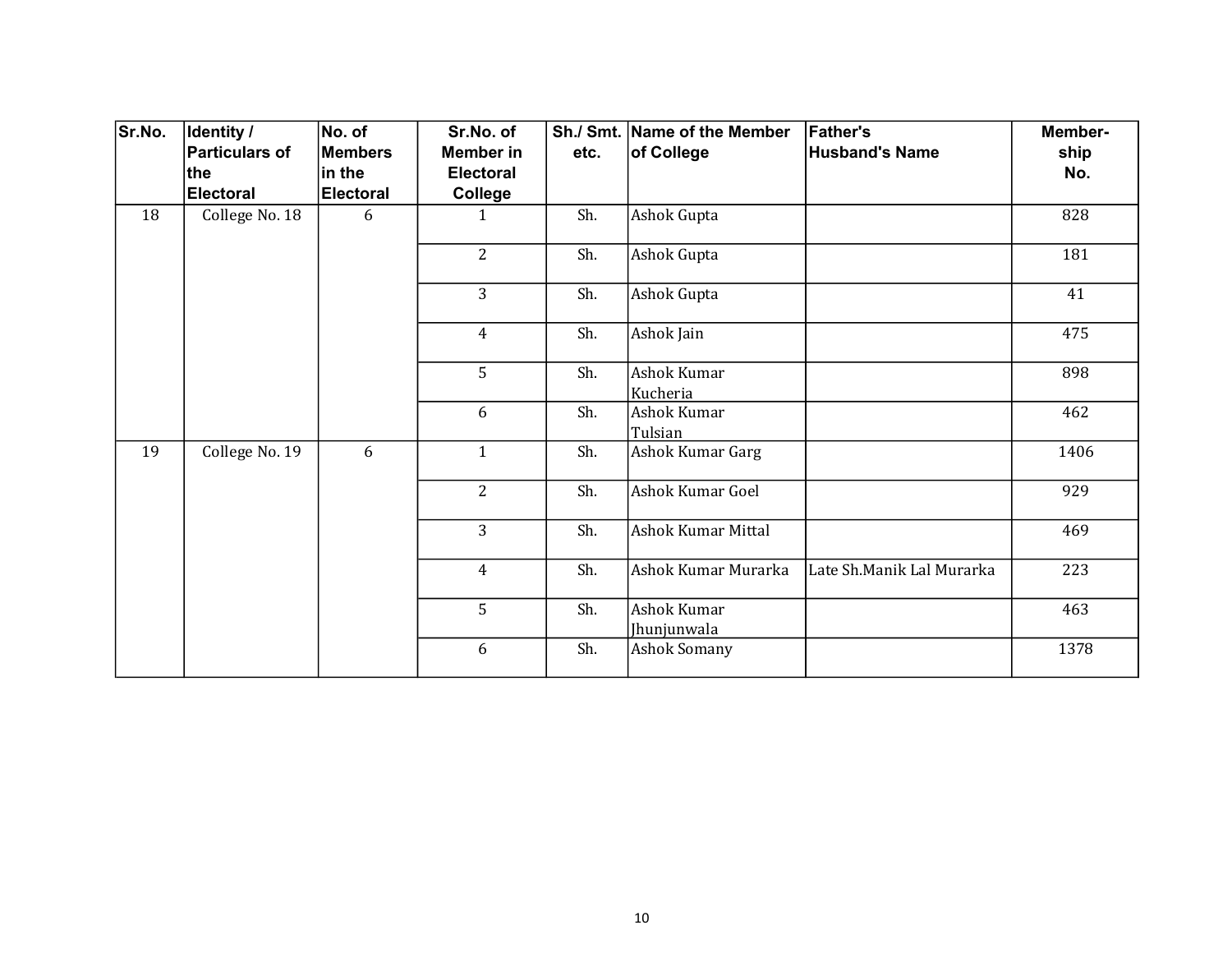| Sr.No. | Identity / Particulars of the Electoral | No. of Members in the Electoral | Sr.No. of Member in Electoral College | Sh./ Smt. etc. | Name of the Member of College | Father's Husband's Name | Member-ship No. |
|---|---|---|---|---|---|---|---|
| 18 | College No. 18 | 6 | 1 | Sh. | Ashok Gupta | | 828 |
| | | | 2 | Sh. | Ashok Gupta | | 181 |
| | | | 3 | Sh. | Ashok Gupta | | 41 |
| | | | 4 | Sh. | Ashok Jain | | 475 |
| | | | 5 | Sh. | Ashok Kumar Kucheria | | 898 |
| | | | 6 | Sh. | Ashok Kumar Tulsian | | 462 |
| 19 | College No. 19 | 6 | 1 | Sh. | Ashok Kumar Garg | | 1406 |
| | | | 2 | Sh. | Ashok Kumar Goel | | 929 |
| | | | 3 | Sh. | Ashok Kumar Mittal | | 469 |
| | | | 4 | Sh. | Ashok Kumar Murarka | Late Sh.Manik Lal Murarka | 223 |
| | | | 5 | Sh. | Ashok Kumar Jhunjunwala | | 463 |
| | | | 6 | Sh. | Ashok Somany | | 1378 |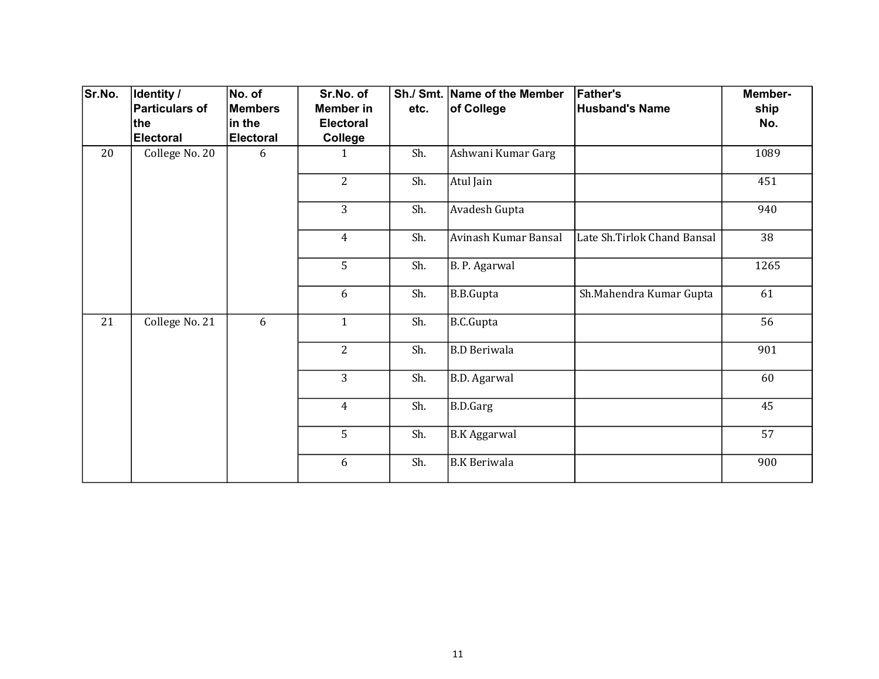| Sr.No. | Identity / Particulars of the Electoral | No. of Members in the Electoral | Sr.No. of Member in Electoral College | Sh./ Smt. etc. | Name of the Member of College | Father's Husband's Name | Member-ship No. |
|---|---|---|---|---|---|---|---|
| 20 | College No. 20 | 6 | 1 | Sh. | Ashwani Kumar Garg | | 1089 |
| | | | 2 | Sh. | Atul Jain | | 451 |
| | | | 3 | Sh. | Avadesh Gupta | | 940 |
| | | | 4 | Sh. | Avinash Kumar Bansal | Late Sh.Tirlok Chand Bansal | 38 |
| | | | 5 | Sh. | B. P. Agarwal | | 1265 |
| | | | 6 | Sh. | B.B.Gupta | Sh.Mahendra Kumar Gupta | 61 |
| 21 | College No. 21 | 6 | 1 | Sh. | B.C.Gupta | | 56 |
| | | | 2 | Sh. | B.D Beriwala | | 901 |
| | | | 3 | Sh. | B.D. Agarwal | | 60 |
| | | | 4 | Sh. | B.D.Garg | | 45 |
| | | | 5 | Sh. | B.K Aggarwal | | 57 |
| | | | 6 | Sh. | B.K Beriwala | | 900 |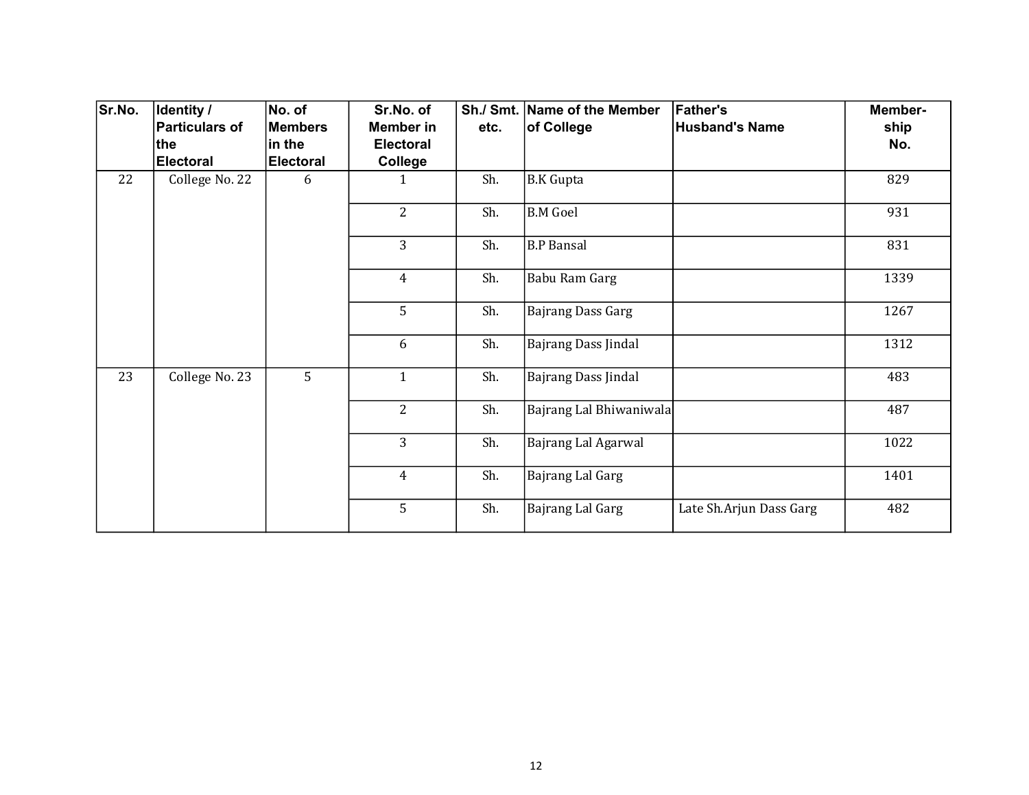| Sr.No. | Identity / Particulars of the Electoral | No. of Members in the Electoral | Sr.No. of Member in Electoral College | Sh./ Smt. etc. | Name of the Member of College | Father's Husband's Name | Member-ship No. |
|---|---|---|---|---|---|---|---|
| 22 | College No. 22 | 6 | 1 | Sh. | B.K Gupta | | 829 |
| | | | 2 | Sh. | B.M Goel | | 931 |
| | | | 3 | Sh. | B.P Bansal | | 831 |
| | | | 4 | Sh. | Babu Ram Garg | | 1339 |
| | | | 5 | Sh. | Bajrang Dass Garg | | 1267 |
| | | | 6 | Sh. | Bajrang Dass Jindal | | 1312 |
| 23 | College No. 23 | 5 | 1 | Sh. | Bajrang Dass Jindal | | 483 |
| | | | 2 | Sh. | Bajrang Lal Bhiwaniwala | | 487 |
| | | | 3 | Sh. | Bajrang Lal Agarwal | | 1022 |
| | | | 4 | Sh. | Bajrang Lal Garg | | 1401 |
| | | | 5 | Sh. | Bajrang Lal Garg | Late Sh.Arjun Dass Garg | 482 |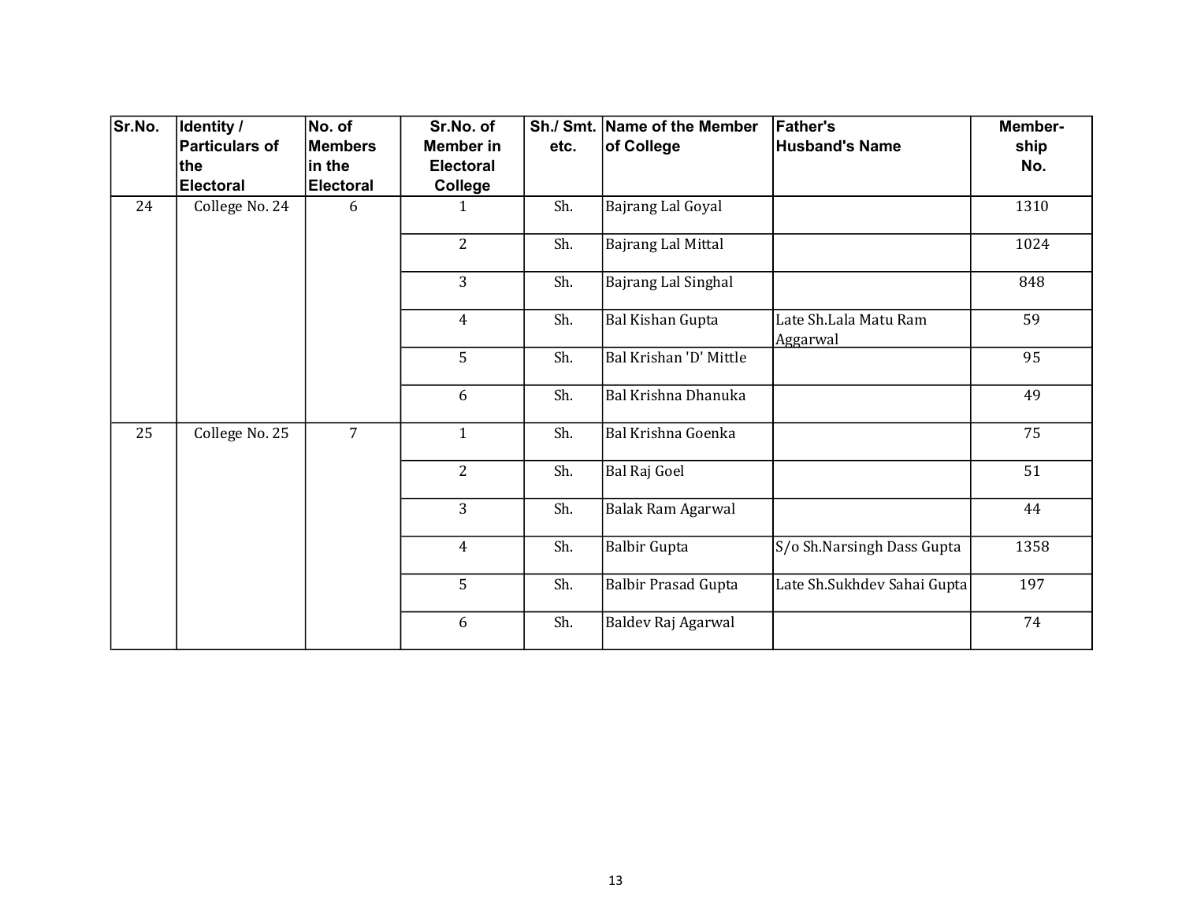| Sr.No. | Identity / Particulars of the Electoral | No. of Members in the Electoral | Sr.No. of Member in Electoral College | Sh./ Smt. etc. | Name of the Member of College | Father's Husband's Name | Member-ship No. |
|---|---|---|---|---|---|---|---|
| 24 | College No. 24 | 6 | 1 | Sh. | Bajrang Lal Goyal | | 1310 |
| | | | 2 | Sh. | Bajrang Lal Mittal | | 1024 |
| | | | 3 | Sh. | Bajrang Lal Singhal | | 848 |
| | | | 4 | Sh. | Bal Kishan Gupta | Late Sh.Lala Matu Ram Aggarwal | 59 |
| | | | 5 | Sh. | Bal Krishan 'D' Mittle | | 95 |
| | | | 6 | Sh. | Bal Krishna Dhanuka | | 49 |
| 25 | College No. 25 | 7 | 1 | Sh. | Bal Krishna Goenka | | 75 |
| | | | 2 | Sh. | Bal Raj Goel | | 51 |
| | | | 3 | Sh. | Balak Ram Agarwal | | 44 |
| | | | 4 | Sh. | Balbir Gupta | S/o Sh.Narsingh Dass Gupta | 1358 |
| | | | 5 | Sh. | Balbir Prasad Gupta | Late Sh.Sukhdev Sahai Gupta | 197 |
| | | | 6 | Sh. | Baldev Raj Agarwal | | 74 |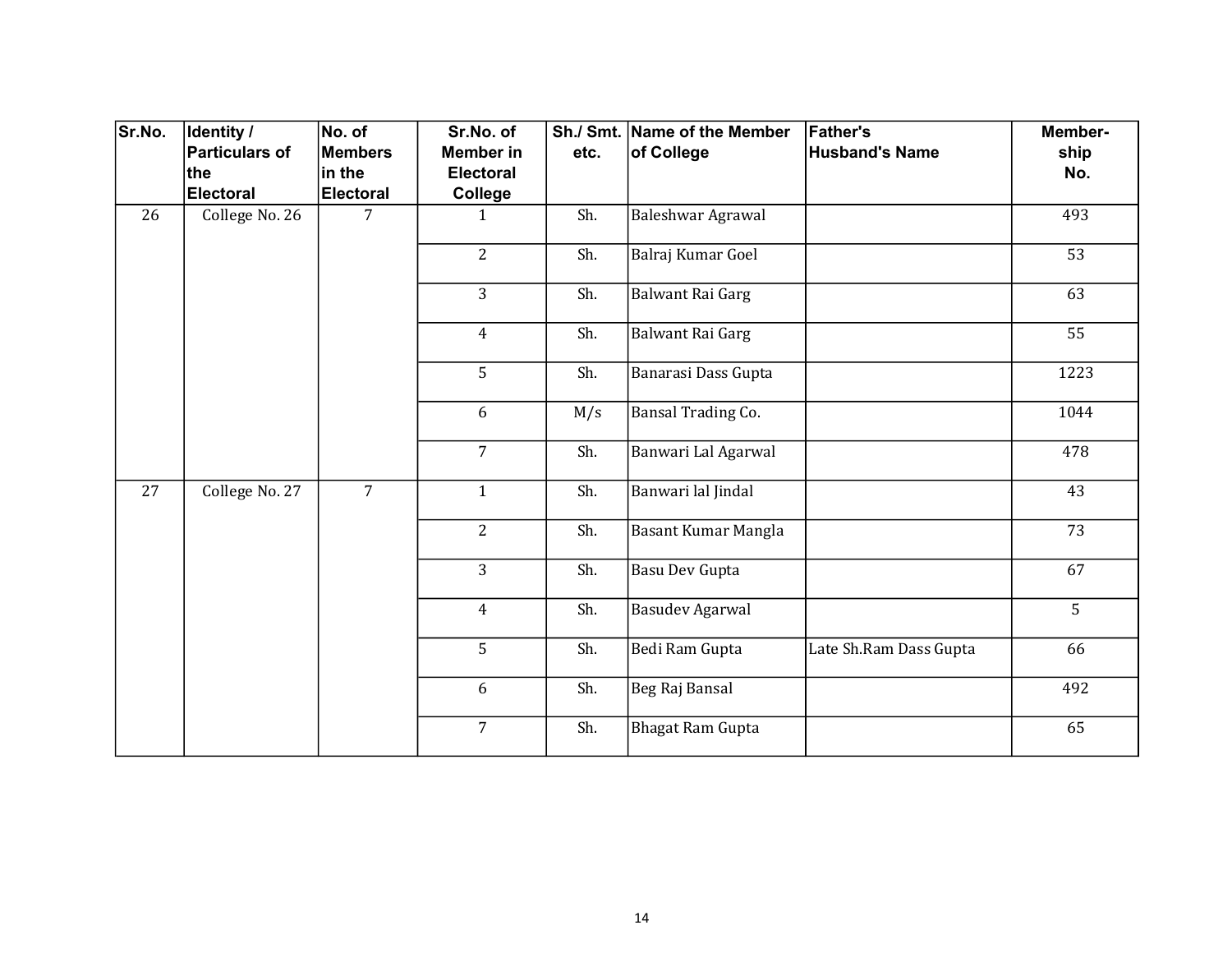| Sr.No. | Identity / Particulars of the Electoral | No. of Members in the Electoral | Sr.No. of Member in Electoral College | Sh./ Smt. etc. | Name of the Member of College | Father's Husband's Name | Member-ship No. |
|---|---|---|---|---|---|---|---|
| 26 | College No. 26 | 7 | 1 | Sh. | Baleshwar Agrawal | | 493 |
| | | | 2 | Sh. | Balraj Kumar Goel | | 53 |
| | | | 3 | Sh. | Balwant Rai Garg | | 63 |
| | | | 4 | Sh. | Balwant Rai Garg | | 55 |
| | | | 5 | Sh. | Banarasi Dass Gupta | | 1223 |
| | | | 6 | M/s | Bansal Trading Co. | | 1044 |
| | | | 7 | Sh. | Banwari Lal Agarwal | | 478 |
| 27 | College No. 27 | 7 | 1 | Sh. | Banwari lal Jindal | | 43 |
| | | | 2 | Sh. | Basant Kumar Mangla | | 73 |
| | | | 3 | Sh. | Basu Dev Gupta | | 67 |
| | | | 4 | Sh. | Basudev Agarwal | | 5 |
| | | | 5 | Sh. | Bedi Ram Gupta | Late Sh.Ram Dass Gupta | 66 |
| | | | 6 | Sh. | Beg Raj Bansal | | 492 |
| | | | 7 | Sh. | Bhagat Ram Gupta | | 65 |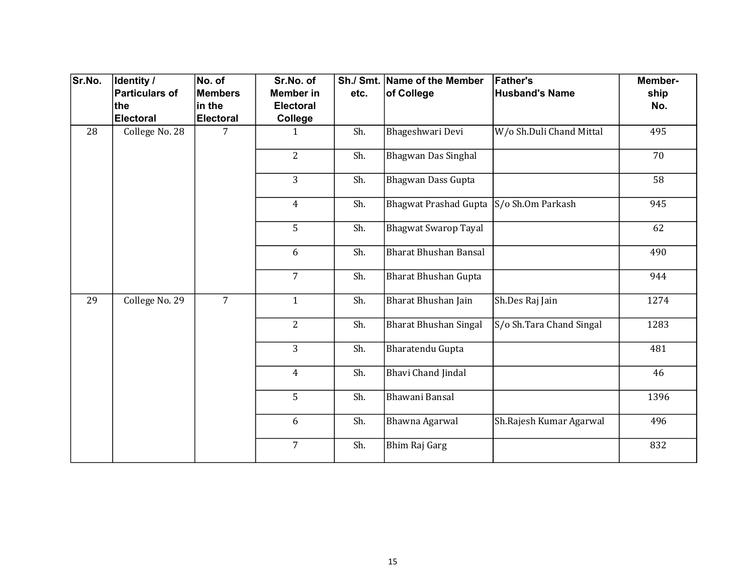| Sr.No. | Identity / Particulars of the Electoral | No. of Members in the Electoral | Sr.No. of Member in Electoral College | Sh./ Smt. etc. | Name of the Member of College | Father's Husband's Name | Member-ship No. |
|---|---|---|---|---|---|---|---|
| 28 | College No. 28 | 7 | 1 | Sh. | Bhageshwari Devi | W/o Sh.Duli Chand Mittal | 495 |
| | | | 2 | Sh. | Bhagwan Das Singhal | | 70 |
| | | | 3 | Sh. | Bhagwan Dass Gupta | | 58 |
| | | | 4 | Sh. | Bhagwat Prashad Gupta | S/o Sh.Om Parkash | 945 |
| | | | 5 | Sh. | Bhagwat Swarop Tayal | | 62 |
| | | | 6 | Sh. | Bharat Bhushan Bansal | | 490 |
| | | | 7 | Sh. | Bharat Bhushan Gupta | | 944 |
| 29 | College No. 29 | 7 | 1 | Sh. | Bharat Bhushan Jain | Sh.Des Raj Jain | 1274 |
| | | | 2 | Sh. | Bharat Bhushan Singal | S/o Sh.Tara Chand Singal | 1283 |
| | | | 3 | Sh. | Bharatendu Gupta | | 481 |
| | | | 4 | Sh. | Bhavi Chand Jindal | | 46 |
| | | | 5 | Sh. | Bhawani Bansal | | 1396 |
| | | | 6 | Sh. | Bhawna Agarwal | Sh.Rajesh Kumar Agarwal | 496 |
| | | | 7 | Sh. | Bhim Raj Garg | | 832 |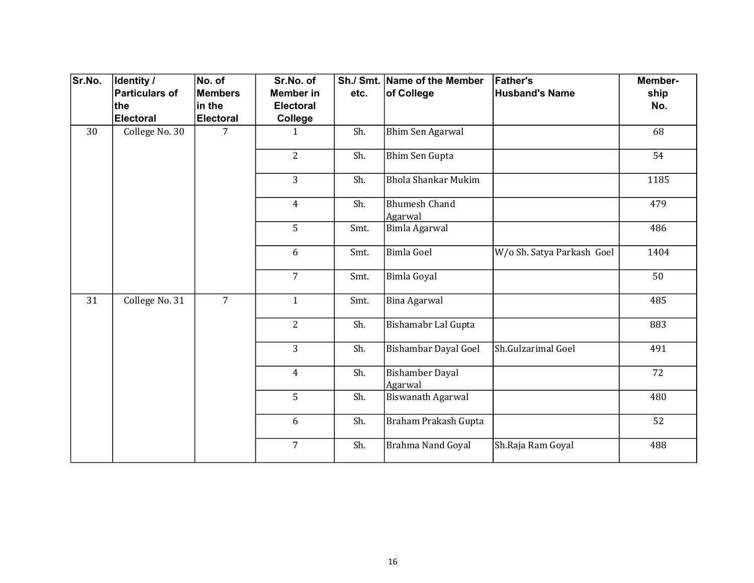| Sr.No. | Identity / Particulars of the Electoral | No. of Members in the Electoral | Sr.No. of Member in Electoral College | Sh./ Smt. etc. | Name of the Member of College | Father's Husband's Name | Member-ship No. |
|---|---|---|---|---|---|---|---|
| 30 | College No. 30 | 7 | 1 | Sh. | Bhim Sen Agarwal | | 68 |
| | | | 2 | Sh. | Bhim Sen Gupta | | 54 |
| | | | 3 | Sh. | Bhola Shankar Mukim | | 1185 |
| | | | 4 | Sh. | Bhumesh Chand Agarwal | | 479 |
| | | | 5 | Smt. | Bimla Agarwal | | 486 |
| | | | 6 | Smt. | Bimla Goel | W/o Sh. Satya Parkash Goel | 1404 |
| | | | 7 | Smt. | Bimla Goyal | | 50 |
| 31 | College No. 31 | 7 | 1 | Smt. | Bina Agarwal | | 485 |
| | | | 2 | Sh. | Bishamabr Lal Gupta | | 883 |
| | | | 3 | Sh. | Bishambar Dayal Goel | Sh.Gulzarimal Goel | 491 |
| | | | 4 | Sh. | Bishamber Dayal Agarwal | | 72 |
| | | | 5 | Sh. | Biswanath Agarwal | | 480 |
| | | | 6 | Sh. | Braham Prakash Gupta | | 52 |
| | | | 7 | Sh. | Brahma Nand Goyal | Sh.Raja Ram Goyal | 488 |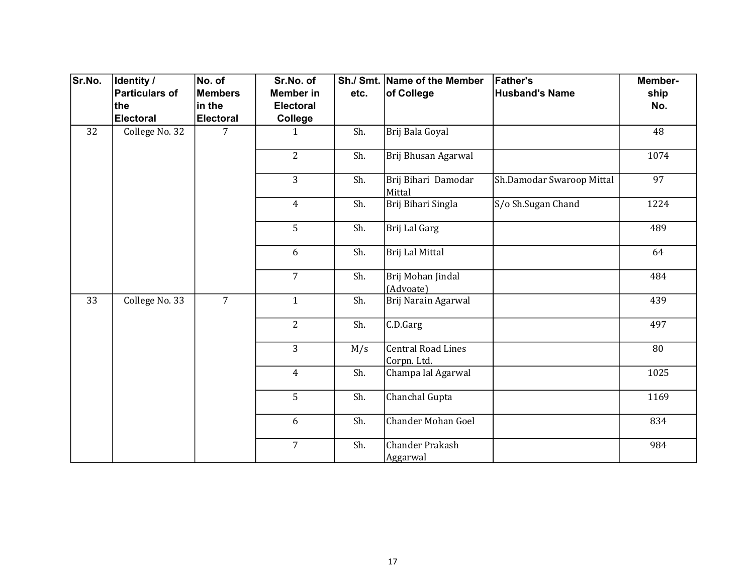| Sr.No. | Identity / Particulars of the Electoral | No. of Members in the Electoral | Sr.No. of Member in Electoral College | Sh./ Smt. etc. | Name of the Member of College | Father's Husband's Name | Member-ship No. |
|---|---|---|---|---|---|---|---|
| 32 | College No. 32 | 7 | 1 | Sh. | Brij Bala Goyal | | 48 |
| | | | 2 | Sh. | Brij Bhusan Agarwal | | 1074 |
| | | | 3 | Sh. | Brij Bihari Damodar Mittal | Sh.Damodar Swaroop Mittal | 97 |
| | | | 4 | Sh. | Brij Bihari Singla | S/o Sh.Sugan Chand | 1224 |
| | | | 5 | Sh. | Brij Lal Garg | | 489 |
| | | | 6 | Sh. | Brij Lal Mittal | | 64 |
| | | | 7 | Sh. | Brij Mohan Jindal (Advoate) | | 484 |
| 33 | College No. 33 | 7 | 1 | Sh. | Brij Narain Agarwal | | 439 |
| | | | 2 | Sh. | C.D.Garg | | 497 |
| | | | 3 | M/s | Central Road Lines Corpn. Ltd. | | 80 |
| | | | 4 | Sh. | Champa lal Agarwal | | 1025 |
| | | | 5 | Sh. | Chanchal Gupta | | 1169 |
| | | | 6 | Sh. | Chander Mohan Goel | | 834 |
| | | | 7 | Sh. | Chander Prakash Aggarwal | | 984 |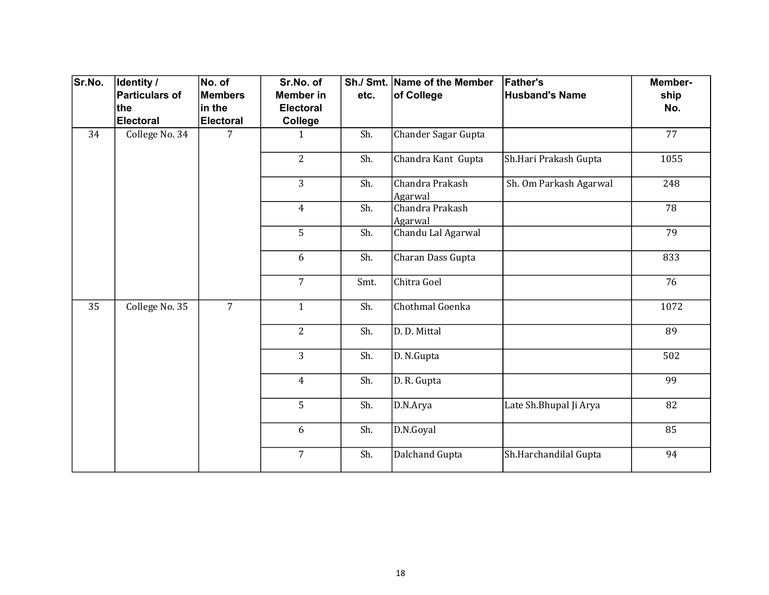| Sr.No. | Identity / Particulars of the Electoral | No. of Members in the Electoral | Sr.No. of Member in Electoral College | Sh./ Smt. etc. | Name of the Member of College | Father's Husband's Name | Member-ship No. |
|---|---|---|---|---|---|---|---|
| 34 | College No. 34 | 7 | 1 | Sh. | Chander Sagar Gupta | | 77 |
| | | | 2 | Sh. | Chandra Kant Gupta | Sh.Hari Prakash Gupta | 1055 |
| | | | 3 | Sh. | Chandra Prakash Agarwal | Sh. Om Parkash Agarwal | 248 |
| | | | 4 | Sh. | Chandra Prakash Agarwal | | 78 |
| | | | 5 | Sh. | Chandu Lal Agarwal | | 79 |
| | | | 6 | Sh. | Charan Dass Gupta | | 833 |
| | | | 7 | Smt. | Chitra Goel | | 76 |
| 35 | College No. 35 | 7 | 1 | Sh. | Chothmal Goenka | | 1072 |
| | | | 2 | Sh. | D. D. Mittal | | 89 |
| | | | 3 | Sh. | D. N.Gupta | | 502 |
| | | | 4 | Sh. | D. R. Gupta | | 99 |
| | | | 5 | Sh. | D.N.Arya | Late Sh.Bhupal Ji Arya | 82 |
| | | | 6 | Sh. | D.N.Goyal | | 85 |
| | | | 7 | Sh. | Dalchand Gupta | Sh.Harchandilal Gupta | 94 |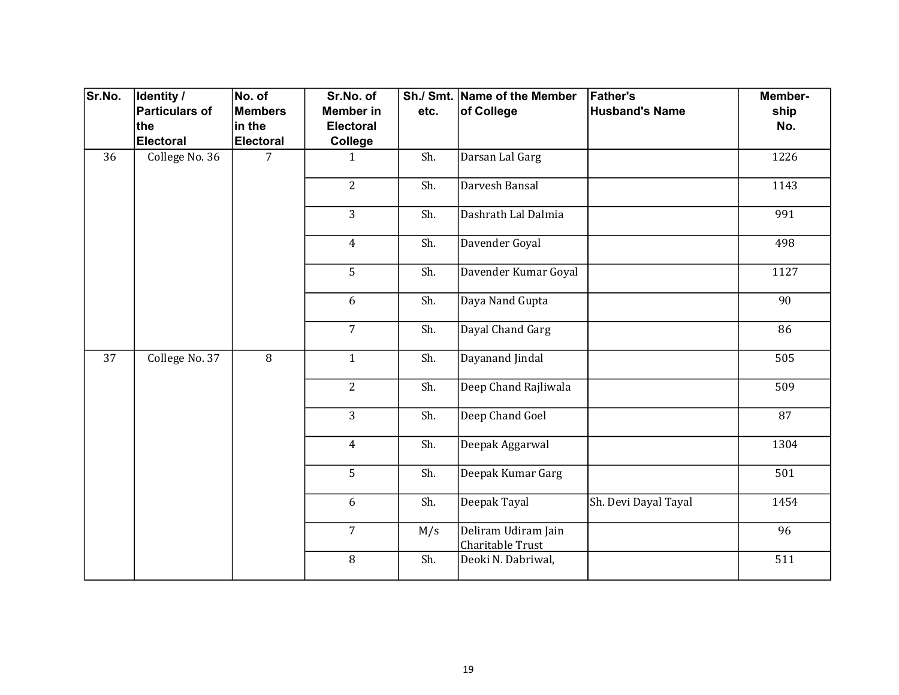| Sr.No. | Identity / Particulars of the Electoral | No. of Members in the Electoral | Sr.No. of Member in Electoral College | Sh./ Smt. etc. | Name of the Member of College | Father's Husband's Name | Member-ship No. |
|---|---|---|---|---|---|---|---|
| 36 | College No. 36 | 7 | 1 | Sh. | Darsan Lal Garg | | 1226 |
| | | | 2 | Sh. | Darvesh Bansal | | 1143 |
| | | | 3 | Sh. | Dashrath Lal Dalmia | | 991 |
| | | | 4 | Sh. | Davender Goyal | | 498 |
| | | | 5 | Sh. | Davender Kumar Goyal | | 1127 |
| | | | 6 | Sh. | Daya Nand Gupta | | 90 |
| | | | 7 | Sh. | Dayal Chand Garg | | 86 |
| 37 | College No. 37 | 8 | 1 | Sh. | Dayanand Jindal | | 505 |
| | | | 2 | Sh. | Deep Chand Rajliwala | | 509 |
| | | | 3 | Sh. | Deep Chand Goel | | 87 |
| | | | 4 | Sh. | Deepak Aggarwal | | 1304 |
| | | | 5 | Sh. | Deepak Kumar Garg | | 501 |
| | | | 6 | Sh. | Deepak Tayal | Sh. Devi Dayal Tayal | 1454 |
| | | | 7 | M/s | Deliram Udiram Jain Charitable Trust | | 96 |
| | | | 8 | Sh. | Deoki N. Dabriwal, | | 511 |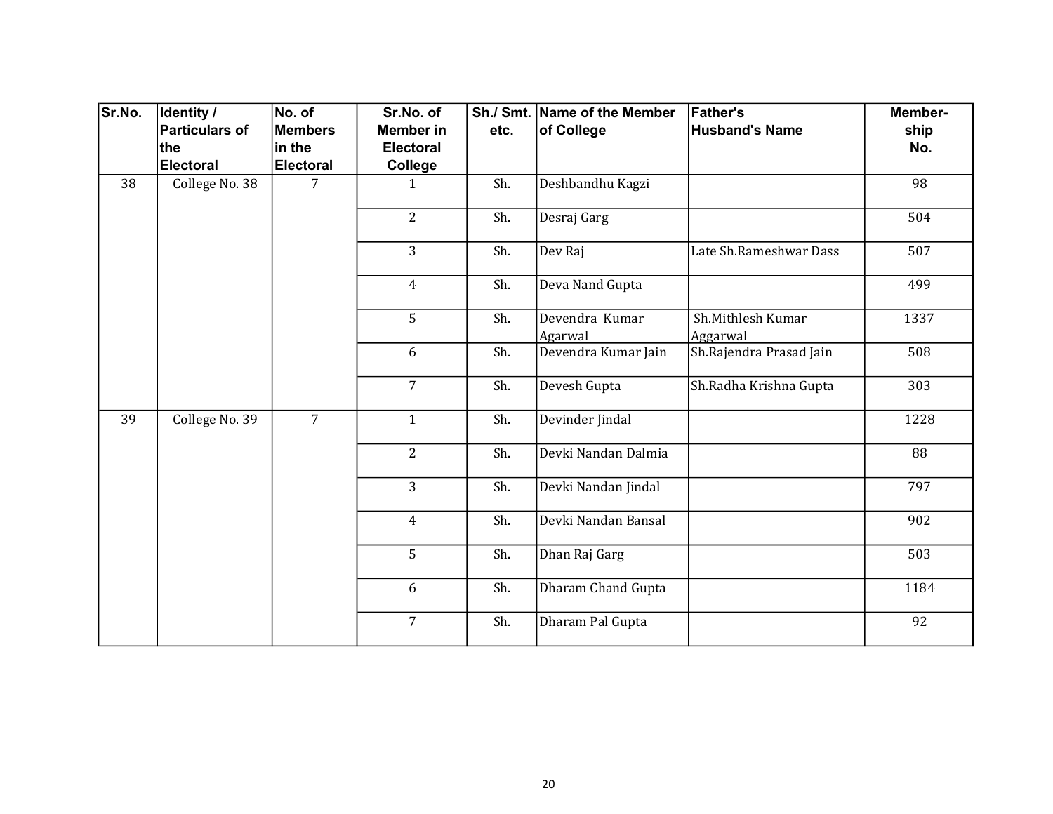| Sr.No. | Identity / Particulars of the Electoral | No. of Members in the Electoral | Sr.No. of Member in Electoral College | Sh./ Smt. etc. | Name of the Member of College | Father's Husband's Name | Member-ship No. |
|---|---|---|---|---|---|---|---|
| 38 | College No. 38 | 7 | 1 | Sh. | Deshbandhu Kagzi | | 98 |
| | | | 2 | Sh. | Desraj Garg | | 504 |
| | | | 3 | Sh. | Dev Raj | Late Sh.Rameshwar Dass | 507 |
| | | | 4 | Sh. | Deva Nand Gupta | | 499 |
| | | | 5 | Sh. | Devendra Kumar Agarwal | Sh.Mithlesh Kumar Aggarwal | 1337 |
| | | | 6 | Sh. | Devendra Kumar Jain | Sh.Rajendra Prasad Jain | 508 |
| | | | 7 | Sh. | Devesh Gupta | Sh.Radha Krishna Gupta | 303 |
| 39 | College No. 39 | 7 | 1 | Sh. | Devinder Jindal | | 1228 |
| | | | 2 | Sh. | Devki Nandan Dalmia | | 88 |
| | | | 3 | Sh. | Devki Nandan Jindal | | 797 |
| | | | 4 | Sh. | Devki Nandan Bansal | | 902 |
| | | | 5 | Sh. | Dhan Raj Garg | | 503 |
| | | | 6 | Sh. | Dharam Chand Gupta | | 1184 |
| | | | 7 | Sh. | Dharam Pal Gupta | | 92 |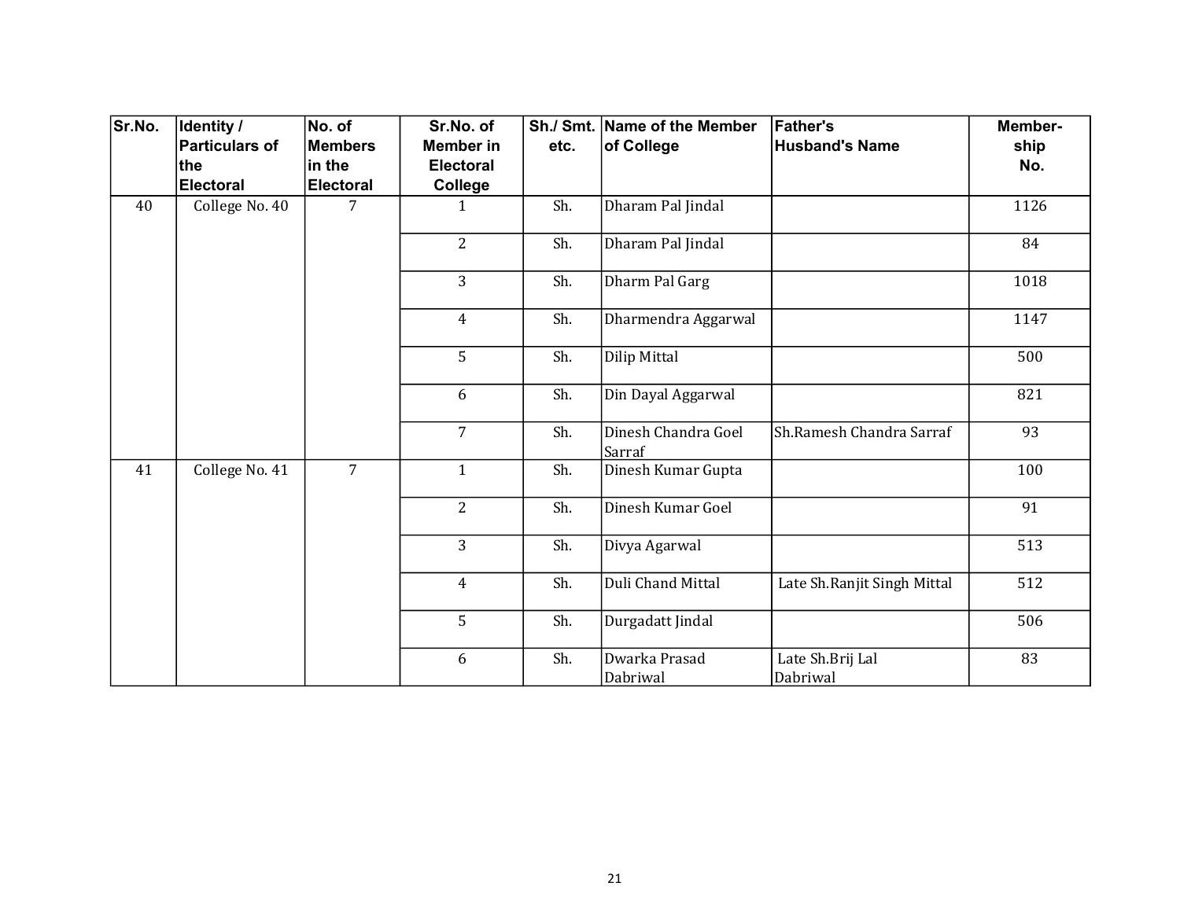| Sr.No. | Identity / Particulars of the Electoral | No. of Members in the Electoral | Sr.No. of Member in Electoral College | Sh./ Smt. etc. | Name of the Member of College | Father's Husband's Name | Member-ship No. |
|---|---|---|---|---|---|---|---|
| 40 | College No. 40 | 7 | 1 | Sh. | Dharam Pal Jindal | | 1126 |
| | | | 2 | Sh. | Dharam Pal Jindal | | 84 |
| | | | 3 | Sh. | Dharm Pal Garg | | 1018 |
| | | | 4 | Sh. | Dharmendra Aggarwal | | 1147 |
| | | | 5 | Sh. | Dilip Mittal | | 500 |
| | | | 6 | Sh. | Din Dayal Aggarwal | | 821 |
| | | | 7 | Sh. | Dinesh Chandra Goel Sarraf | Sh.Ramesh Chandra Sarraf | 93 |
| 41 | College No. 41 | 7 | 1 | Sh. | Dinesh Kumar Gupta | | 100 |
| | | | 2 | Sh. | Dinesh Kumar Goel | | 91 |
| | | | 3 | Sh. | Divya Agarwal | | 513 |
| | | | 4 | Sh. | Duli Chand Mittal | Late Sh.Ranjit Singh Mittal | 512 |
| | | | 5 | Sh. | Durgadatt Jindal | | 506 |
| | | | 6 | Sh. | Dwarka Prasad Dabriwal | Late Sh.Brij Lal Dabriwal | 83 |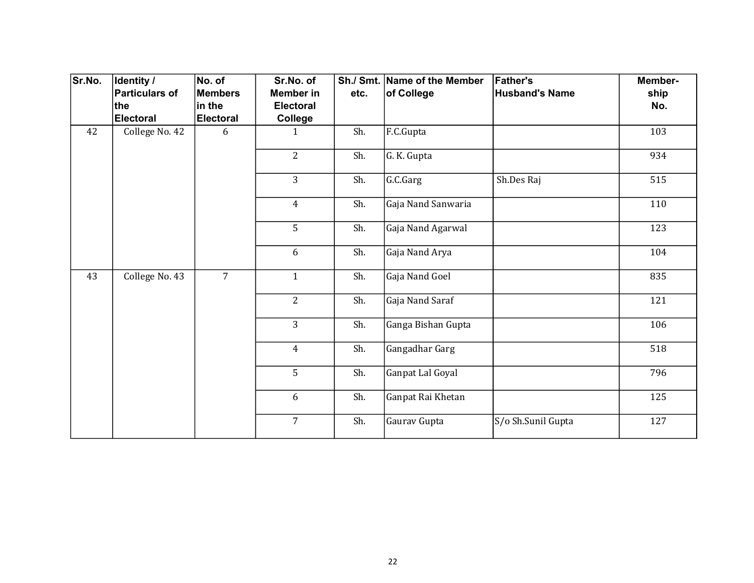| Sr.No. | Identity / Particulars of the Electoral | No. of Members in the Electoral | Sr.No. of Member in Electoral College | Sh./ Smt. etc. | Name of the Member of College | Father's Husband's Name | Member-ship No. |
|---|---|---|---|---|---|---|---|
| 42 | College No. 42 | 6 | 1 | Sh. | F.C.Gupta | | 103 |
| | | | 2 | Sh. | G. K. Gupta | | 934 |
| | | | 3 | Sh. | G.C.Garg | Sh.Des Raj | 515 |
| | | | 4 | Sh. | Gaja Nand Sanwaria | | 110 |
| | | | 5 | Sh. | Gaja Nand Agarwal | | 123 |
| | | | 6 | Sh. | Gaja Nand Arya | | 104 |
| 43 | College No. 43 | 7 | 1 | Sh. | Gaja Nand Goel | | 835 |
| | | | 2 | Sh. | Gaja Nand Saraf | | 121 |
| | | | 3 | Sh. | Ganga Bishan Gupta | | 106 |
| | | | 4 | Sh. | Gangadhar Garg | | 518 |
| | | | 5 | Sh. | Ganpat Lal Goyal | | 796 |
| | | | 6 | Sh. | Ganpat Rai Khetan | | 125 |
| | | | 7 | Sh. | Gaurav Gupta | S/o Sh.Sunil Gupta | 127 |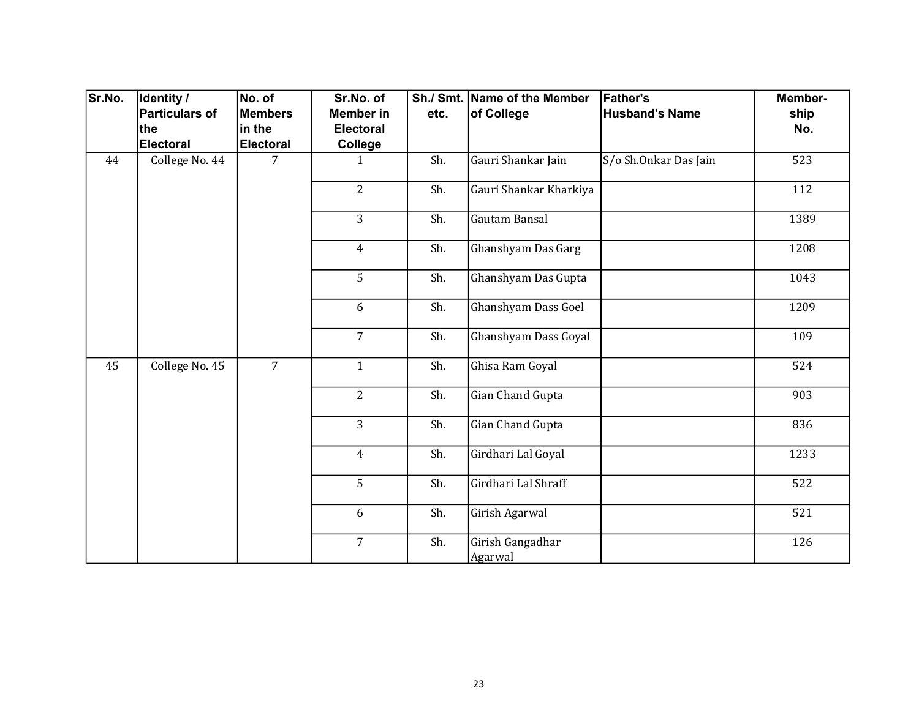| Sr.No. | Identity / Particulars of the Electoral | No. of Members in the Electoral | Sr.No. of Member in Electoral College | Sh./ Smt. etc. | Name of the Member of College | Father's Husband's Name | Member-ship No. |
|---|---|---|---|---|---|---|---|
| 44 | College No. 44 | 7 | 1 | Sh. | Gauri Shankar Jain | S/o Sh.Onkar Das Jain | 523 |
| | | | 2 | Sh. | Gauri Shankar Kharkiya | | 112 |
| | | | 3 | Sh. | Gautam Bansal | | 1389 |
| | | | 4 | Sh. | Ghanshyam Das Garg | | 1208 |
| | | | 5 | Sh. | Ghanshyam Das Gupta | | 1043 |
| | | | 6 | Sh. | Ghanshyam Dass Goel | | 1209 |
| | | | 7 | Sh. | Ghanshyam Dass Goyal | | 109 |
| 45 | College No. 45 | 7 | 1 | Sh. | Ghisa Ram Goyal | | 524 |
| | | | 2 | Sh. | Gian Chand Gupta | | 903 |
| | | | 3 | Sh. | Gian Chand Gupta | | 836 |
| | | | 4 | Sh. | Girdhari Lal Goyal | | 1233 |
| | | | 5 | Sh. | Girdhari Lal Shraff | | 522 |
| | | | 6 | Sh. | Girish Agarwal | | 521 |
| | | | 7 | Sh. | Girish Gangadhar Agarwal | | 126 |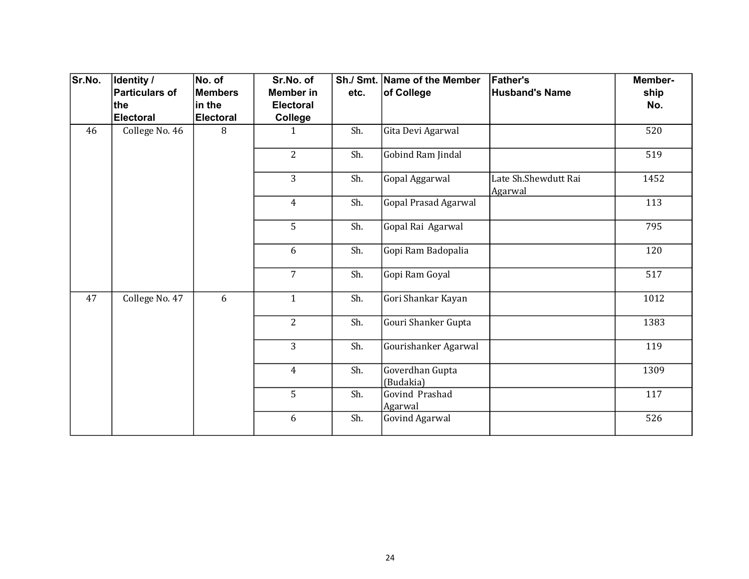| Sr.No. | Identity / Particulars of the Electoral | No. of Members in the Electoral | Sr.No. of Member in Electoral College | Sh./ Smt. etc. | Name of the Member of College | Father's Husband's Name | Member-ship No. |
|---|---|---|---|---|---|---|---|
| 46 | College No. 46 | 8 | 1 | Sh. | Gita Devi Agarwal | | 520 |
| | | | 2 | Sh. | Gobind Ram Jindal | | 519 |
| | | | 3 | Sh. | Gopal Aggarwal | Late Sh.Shewdutt Rai Agarwal | 1452 |
| | | | 4 | Sh. | Gopal Prasad Agarwal | | 113 |
| | | | 5 | Sh. | Gopal Rai Agarwal | | 795 |
| | | | 6 | Sh. | Gopi Ram Badopalia | | 120 |
| | | | 7 | Sh. | Gopi Ram Goyal | | 517 |
| 47 | College No. 47 | 6 | 1 | Sh. | Gori Shankar Kayan | | 1012 |
| | | | 2 | Sh. | Gouri Shanker Gupta | | 1383 |
| | | | 3 | Sh. | Gourishanker Agarwal | | 119 |
| | | | 4 | Sh. | Goverdhan Gupta (Budakia) | | 1309 |
| | | | 5 | Sh. | Govind Prashad Agarwal | | 117 |
| | | | 6 | Sh. | Govind Agarwal | | 526 |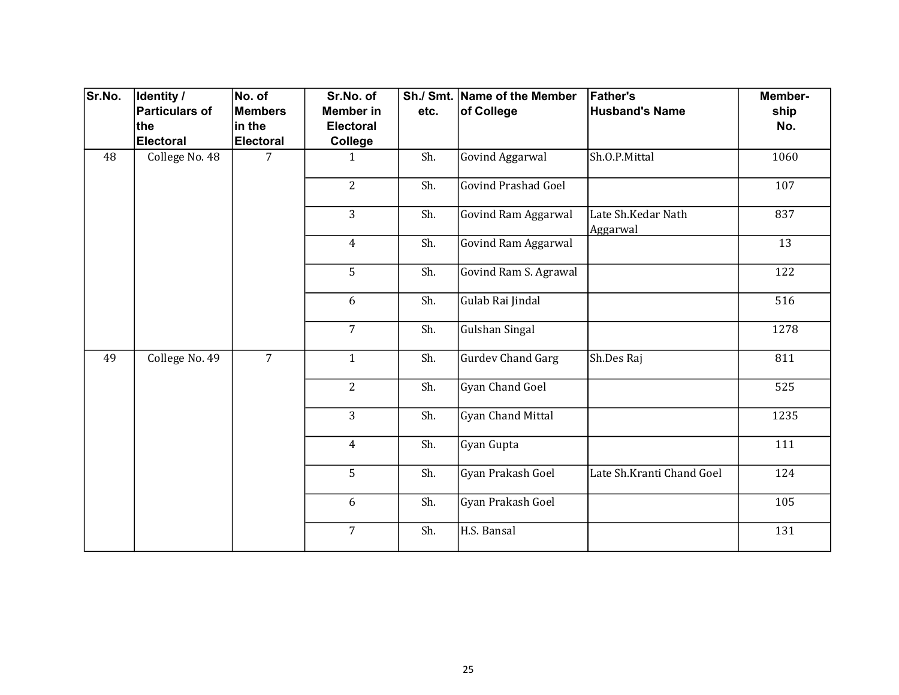| Sr.No. | Identity / Particulars of the Electoral | No. of Members in the Electoral | Sr.No. of Member in Electoral College | Sh./ Smt. etc. | Name of the Member of College | Father's Husband's Name | Member-ship No. |
|---|---|---|---|---|---|---|---|
| 48 | College No. 48 | 7 | 1 | Sh. | Govind Aggarwal | Sh.O.P.Mittal | 1060 |
| | | | 2 | Sh. | Govind Prashad Goel | | 107 |
| | | | 3 | Sh. | Govind Ram Aggarwal | Late Sh.Kedar Nath Aggarwal | 837 |
| | | | 4 | Sh. | Govind Ram Aggarwal | | 13 |
| | | | 5 | Sh. | Govind Ram S. Agrawal | | 122 |
| | | | 6 | Sh. | Gulab Rai Jindal | | 516 |
| | | | 7 | Sh. | Gulshan Singal | | 1278 |
| 49 | College No. 49 | 7 | 1 | Sh. | Gurdev Chand Garg | Sh.Des Raj | 811 |
| | | | 2 | Sh. | Gyan Chand Goel | | 525 |
| | | | 3 | Sh. | Gyan Chand Mittal | | 1235 |
| | | | 4 | Sh. | Gyan Gupta | | 111 |
| | | | 5 | Sh. | Gyan Prakash Goel | Late Sh.Kranti Chand Goel | 124 |
| | | | 6 | Sh. | Gyan Prakash Goel | | 105 |
| | | | 7 | Sh. | H.S. Bansal | | 131 |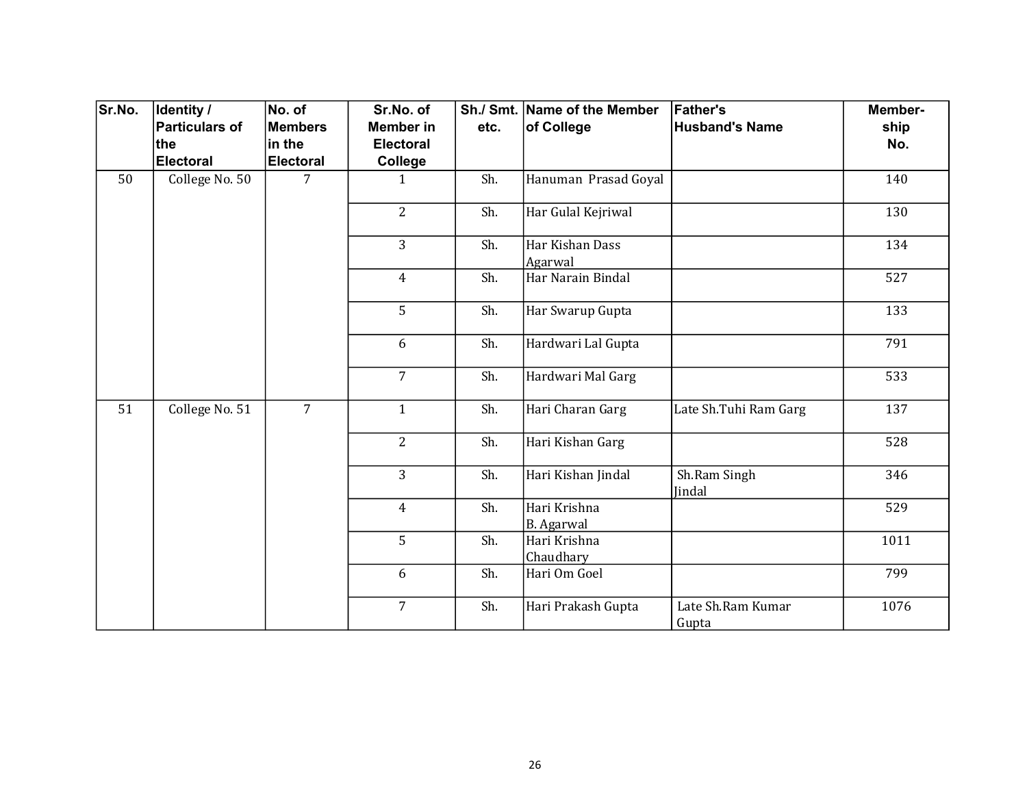| Sr.No. | Identity / Particulars of the Electoral | No. of Members in the Electoral | Sr.No. of Member in Electoral College | Sh./ Smt. etc. | Name of the Member of College | Father's Husband's Name | Member-ship No. |
|---|---|---|---|---|---|---|---|
| 50 | College No. 50 | 7 | 1 | Sh. | Hanuman Prasad Goyal | | 140 |
| | | | 2 | Sh. | Har Gulal Kejriwal | | 130 |
| | | | 3 | Sh. | Har Kishan Dass Agarwal | | 134 |
| | | | 4 | Sh. | Har Narain Bindal | | 527 |
| | | | 5 | Sh. | Har Swarup Gupta | | 133 |
| | | | 6 | Sh. | Hardwari Lal Gupta | | 791 |
| | | | 7 | Sh. | Hardwari Mal Garg | | 533 |
| 51 | College No. 51 | 7 | 1 | Sh. | Hari Charan Garg | Late Sh.Tuhi Ram Garg | 137 |
| | | | 2 | Sh. | Hari Kishan Garg | | 528 |
| | | | 3 | Sh. | Hari Kishan Jindal | Sh.Ram Singh Jindal | 346 |
| | | | 4 | Sh. | Hari Krishna B. Agarwal | | 529 |
| | | | 5 | Sh. | Hari Krishna Chaudhary | | 1011 |
| | | | 6 | Sh. | Hari Om Goel | | 799 |
| | | | 7 | Sh. | Hari Prakash Gupta | Late Sh.Ram Kumar Gupta | 1076 |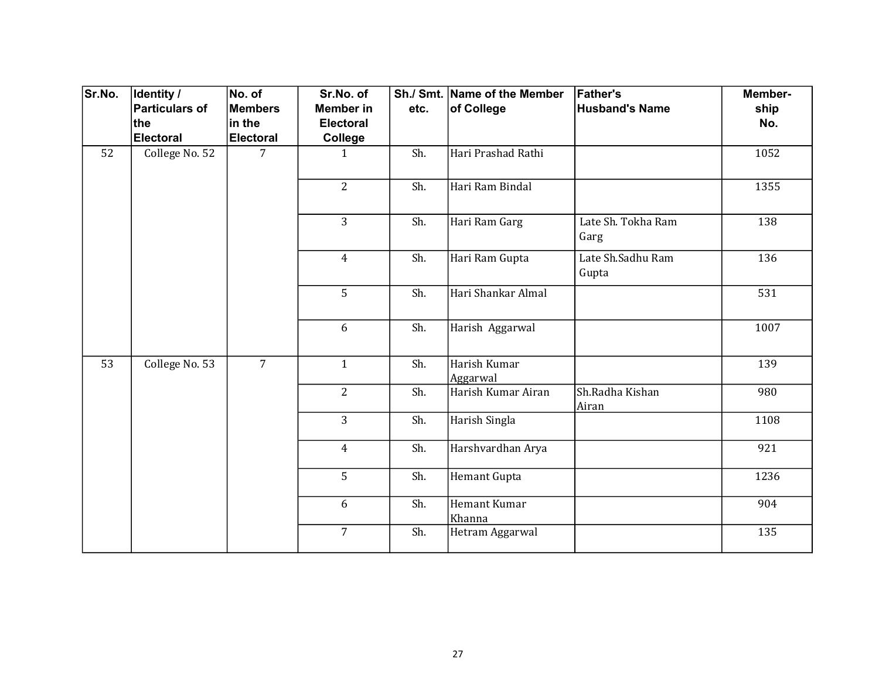| Sr.No. | Identity / Particulars of the Electoral | No. of Members in the Electoral | Sr.No. of Member in Electoral College | Sh./ Smt. etc. | Name of the Member of College | Father's Husband's Name | Member-ship No. |
|---|---|---|---|---|---|---|---|
| 52 | College No. 52 | 7 | 1 | Sh. | Hari Prashad Rathi | | 1052 |
| | | | 2 | Sh. | Hari Ram Bindal | | 1355 |
| | | | 3 | Sh. | Hari Ram Garg | Late Sh. Tokha Ram Garg | 138 |
| | | | 4 | Sh. | Hari Ram Gupta | Late Sh.Sadhu Ram Gupta | 136 |
| | | | 5 | Sh. | Hari Shankar Almal | | 531 |
| | | | 6 | Sh. | Harish Aggarwal | | 1007 |
| 53 | College No. 53 | 7 | 1 | Sh. | Harish Kumar Aggarwal | | 139 |
| | | | 2 | Sh. | Harish Kumar Airan | Sh.Radha Kishan Airan | 980 |
| | | | 3 | Sh. | Harish Singla | | 1108 |
| | | | 4 | Sh. | Harshvardhan Arya | | 921 |
| | | | 5 | Sh. | Hemant Gupta | | 1236 |
| | | | 6 | Sh. | Hemant Kumar Khanna | | 904 |
| | | | 7 | Sh. | Hetram Aggarwal | | 135 |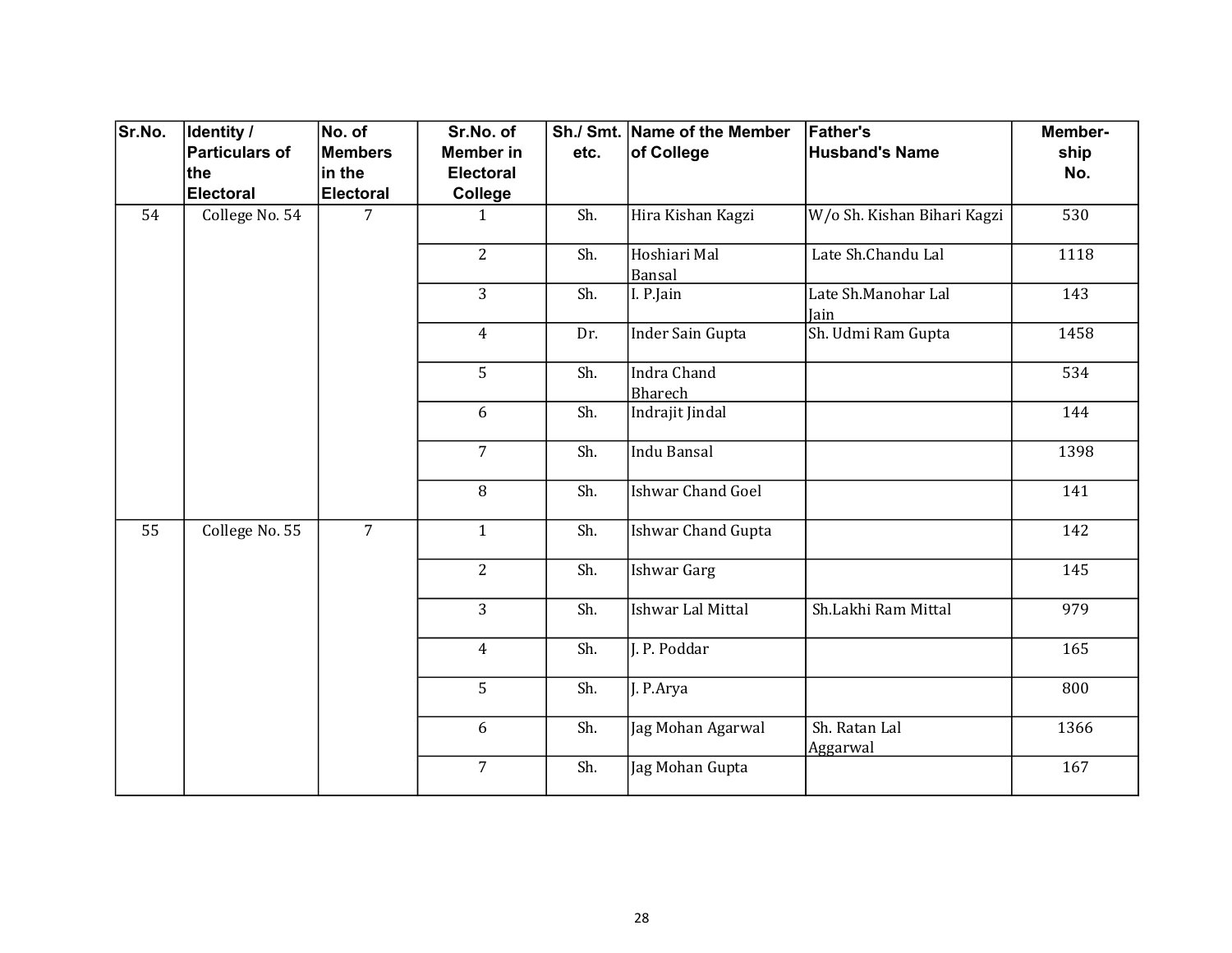| Sr.No. | Identity / Particulars of the Electoral | No. of Members in the Electoral | Sr.No. of Member in Electoral College | Sh./ Smt. etc. | Name of the Member of College | Father's Husband's Name | Member-ship No. |
|---|---|---|---|---|---|---|---|
| 54 | College No. 54 | 7 | 1 | Sh. | Hira Kishan Kagzi | W/o Sh. Kishan Bihari Kagzi | 530 |
| | | | 2 | Sh. | Hoshiari Mal Bansal | Late Sh.Chandu Lal | 1118 |
| | | | 3 | Sh. | I. P.Jain | Late Sh.Manohar Lal Jain | 143 |
| | | | 4 | Dr. | Inder Sain Gupta | Sh. Udmi Ram Gupta | 1458 |
| | | | 5 | Sh. | Indra Chand Bharech | | 534 |
| | | | 6 | Sh. | Indrajit Jindal | | 144 |
| | | | 7 | Sh. | Indu Bansal | | 1398 |
| | | | 8 | Sh. | Ishwar Chand Goel | | 141 |
| 55 | College No. 55 | 7 | 1 | Sh. | Ishwar Chand Gupta | | 142 |
| | | | 2 | Sh. | Ishwar Garg | | 145 |
| | | | 3 | Sh. | Ishwar Lal Mittal | Sh.Lakhi Ram Mittal | 979 |
| | | | 4 | Sh. | J. P. Poddar | | 165 |
| | | | 5 | Sh. | J. P.Arya | | 800 |
| | | | 6 | Sh. | Jag Mohan Agarwal | Sh. Ratan Lal Aggarwal | 1366 |
| | | | 7 | Sh. | Jag Mohan Gupta | | 167 |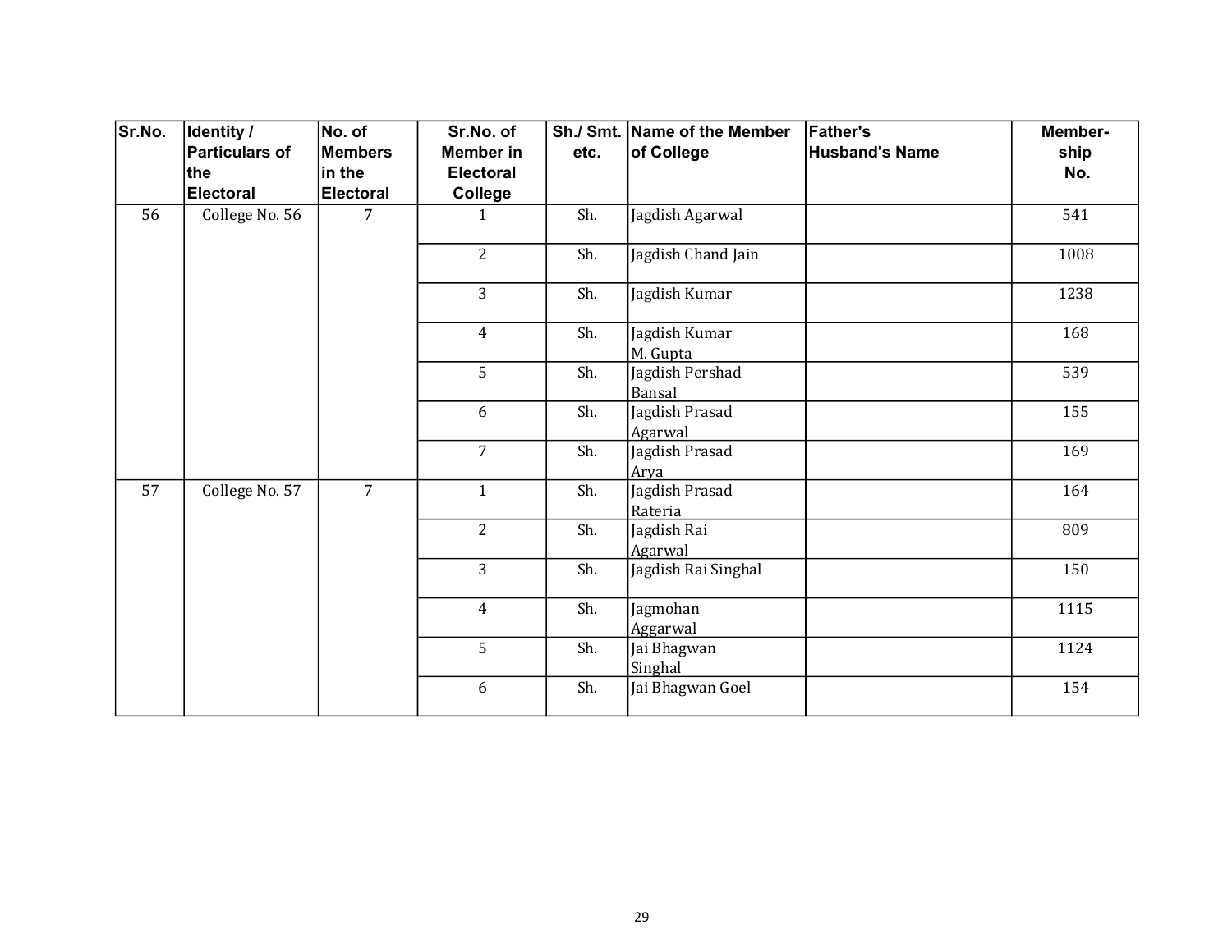| Sr.No. | Identity / Particulars of the Electoral | No. of Members in the Electoral | Sr.No. of Member in Electoral College | Sh./ Smt. etc. | Name of the Member of College | Father's Husband's Name | Member-ship No. |
|---|---|---|---|---|---|---|---|
| 56 | College No. 56 | 7 | 1 | Sh. | Jagdish Agarwal | | 541 |
| | | | 2 | Sh. | Jagdish Chand Jain | | 1008 |
| | | | 3 | Sh. | Jagdish Kumar | | 1238 |
| | | | 4 | Sh. | Jagdish Kumar M. Gupta | | 168 |
| | | | 5 | Sh. | Jagdish Pershad Bansal | | 539 |
| | | | 6 | Sh. | Jagdish Prasad Agarwal | | 155 |
| | | | 7 | Sh. | Jagdish Prasad Arya | | 169 |
| 57 | College No. 57 | 7 | 1 | Sh. | Jagdish Prasad Rateria | | 164 |
| | | | 2 | Sh. | Jagdish Rai Agarwal | | 809 |
| | | | 3 | Sh. | Jagdish Rai Singhal | | 150 |
| | | | 4 | Sh. | Jagmohan Aggarwal | | 1115 |
| | | | 5 | Sh. | Jai Bhagwan Singhal | | 1124 |
| | | | 6 | Sh. | Jai Bhagwan Goel | | 154 |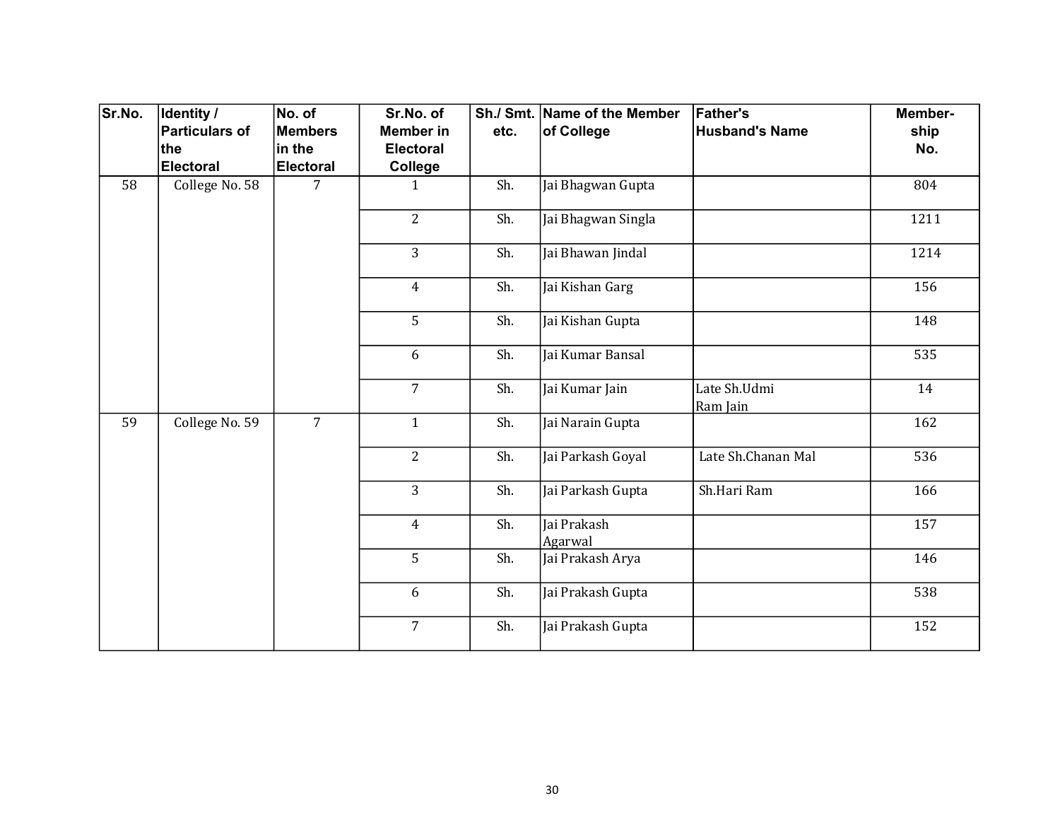| Sr.No. | Identity / Particulars of the Electoral | No. of Members in the Electoral | Sr.No. of Member in Electoral College | Sh./ Smt. etc. | Name of the Member of College | Father's Husband's Name | Member-ship No. |
|---|---|---|---|---|---|---|---|
| 58 | College No. 58 | 7 | 1 | Sh. | Jai Bhagwan Gupta | | 804 |
| | | | 2 | Sh. | Jai Bhagwan Singla | | 1211 |
| | | | 3 | Sh. | Jai Bhawan Jindal | | 1214 |
| | | | 4 | Sh. | Jai Kishan Garg | | 156 |
| | | | 5 | Sh. | Jai Kishan Gupta | | 148 |
| | | | 6 | Sh. | Jai Kumar Bansal | | 535 |
| | | | 7 | Sh. | Jai Kumar Jain | Late Sh.Udmi Ram Jain | 14 |
| 59 | College No. 59 | 7 | 1 | Sh. | Jai Narain Gupta | | 162 |
| | | | 2 | Sh. | Jai Parkash Goyal | Late Sh.Chanan Mal | 536 |
| | | | 3 | Sh. | Jai Parkash Gupta | Sh.Hari Ram | 166 |
| | | | 4 | Sh. | Jai Prakash Agarwal | | 157 |
| | | | 5 | Sh. | Jai Prakash Arya | | 146 |
| | | | 6 | Sh. | Jai Prakash Gupta | | 538 |
| | | | 7 | Sh. | Jai Prakash Gupta | | 152 |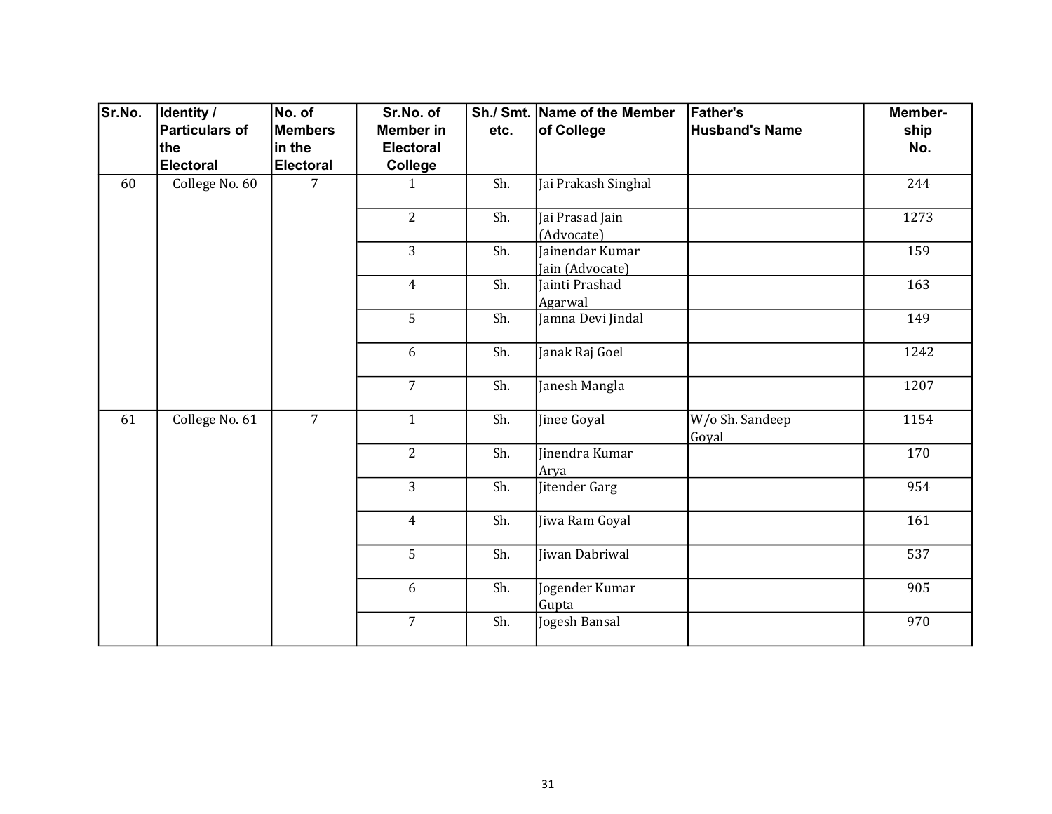| Sr.No. | Identity / Particulars of the Electoral | No. of Members in the Electoral | Sr.No. of Member in Electoral College | Sh./ Smt. etc. | Name of the Member of College | Father's Husband's Name | Member-ship No. |
|---|---|---|---|---|---|---|---|
| 60 | College No. 60 | 7 | 1 | Sh. | Jai Prakash Singhal | | 244 |
| | | | 2 | Sh. | Jai Prasad Jain (Advocate) | | 1273 |
| | | | 3 | Sh. | Jainendar Kumar Jain (Advocate) | | 159 |
| | | | 4 | Sh. | Jainti Prashad Agarwal | | 163 |
| | | | 5 | Sh. | Jamna Devi Jindal | | 149 |
| | | | 6 | Sh. | Janak Raj Goel | | 1242 |
| | | | 7 | Sh. | Janesh Mangla | | 1207 |
| 61 | College No. 61 | 7 | 1 | Sh. | Jinee Goyal | W/o Sh. Sandeep Goyal | 1154 |
| | | | 2 | Sh. | Jinendra Kumar Arya | | 170 |
| | | | 3 | Sh. | Jitender Garg | | 954 |
| | | | 4 | Sh. | Jiwa Ram Goyal | | 161 |
| | | | 5 | Sh. | Jiwan Dabriwal | | 537 |
| | | | 6 | Sh. | Jogender Kumar Gupta | | 905 |
| | | | 7 | Sh. | Jogesh Bansal | | 970 |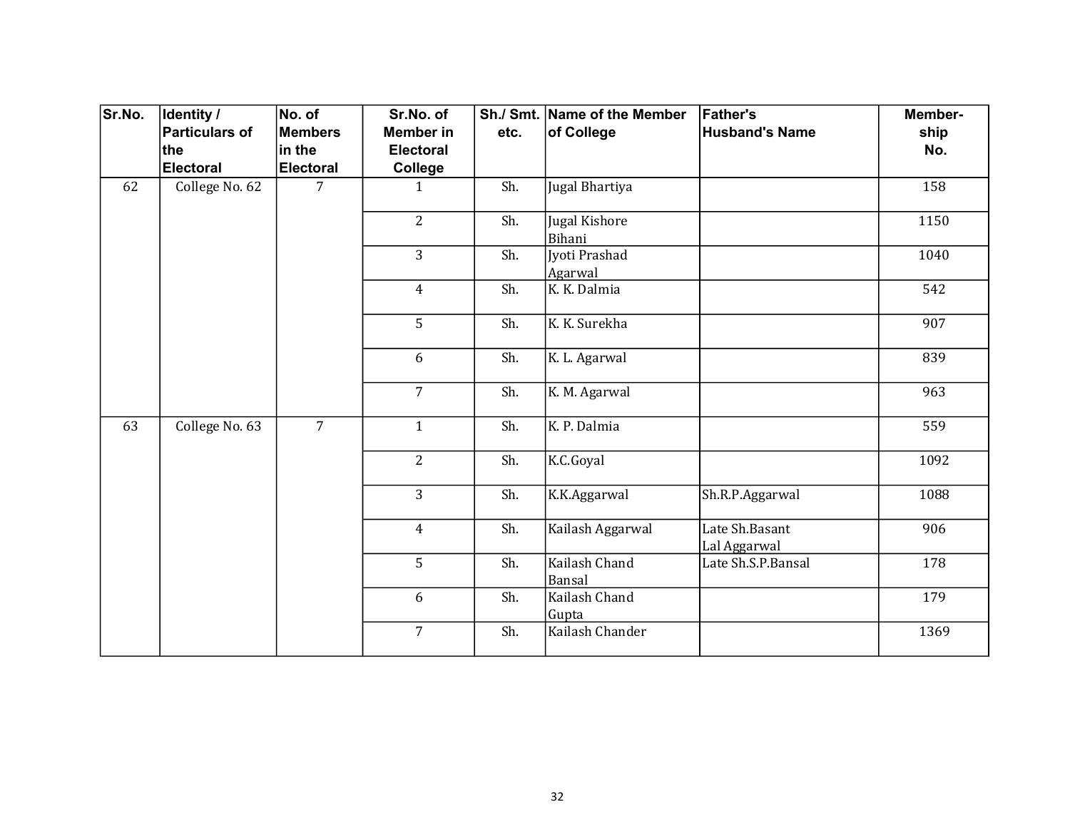| Sr.No. | Identity / Particulars of the Electoral | No. of Members in the Electoral | Sr.No. of Member in Electoral College | Sh./ Smt. etc. | Name of the Member of College | Father's Husband's Name | Member-ship No. |
|---|---|---|---|---|---|---|---|
| 62 | College No. 62 | 7 | 1 | Sh. | Jugal Bhartiya | | 158 |
| | | | 2 | Sh. | Jugal Kishore Bihani | | 1150 |
| | | | 3 | Sh. | Jyoti Prashad Agarwal | | 1040 |
| | | | 4 | Sh. | K. K. Dalmia | | 542 |
| | | | 5 | Sh. | K. K. Surekha | | 907 |
| | | | 6 | Sh. | K. L. Agarwal | | 839 |
| | | | 7 | Sh. | K. M. Agarwal | | 963 |
| 63 | College No. 63 | 7 | 1 | Sh. | K. P. Dalmia | | 559 |
| | | | 2 | Sh. | K.C.Goyal | | 1092 |
| | | | 3 | Sh. | K.K.Aggarwal | Sh.R.P.Aggarwal | 1088 |
| | | | 4 | Sh. | Kailash Aggarwal | Late Sh.Basant Lal Aggarwal | 906 |
| | | | 5 | Sh. | Kailash Chand Bansal | Late Sh.S.P.Bansal | 178 |
| | | | 6 | Sh. | Kailash Chand Gupta | | 179 |
| | | | 7 | Sh. | Kailash Chander | | 1369 |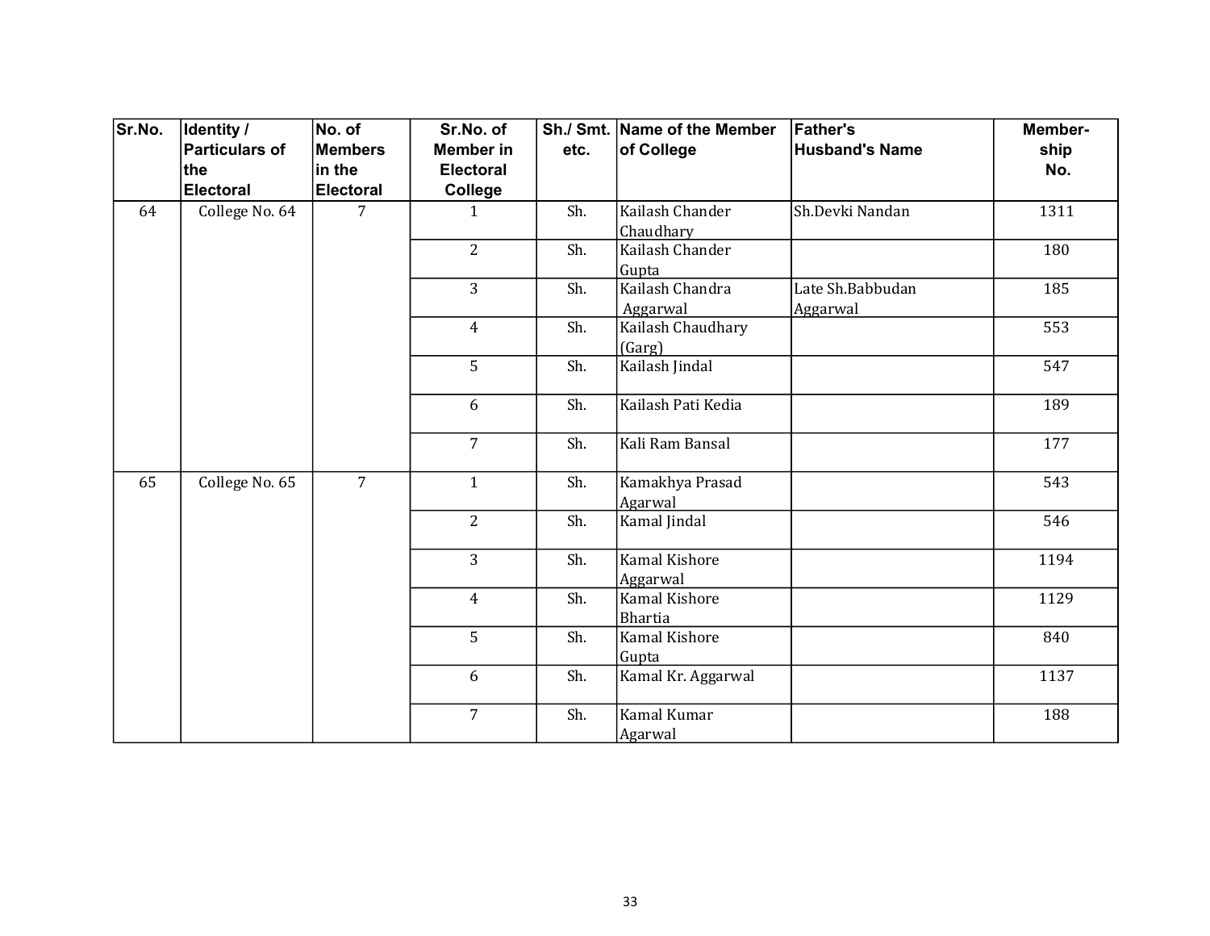| Sr.No. | Identity / Particulars of the Electoral | No. of Members in the Electoral | Sr.No. of Member in Electoral College | Sh./ Smt. etc. | Name of the Member of College | Father's Husband's Name | Member-ship No. |
|---|---|---|---|---|---|---|---|
| 64 | College No. 64 | 7 | 1 | Sh. | Kailash Chander Chaudhary | Sh.Devki Nandan | 1311 |
| | | | 2 | Sh. | Kailash Chander Gupta | | 180 |
| | | | 3 | Sh. | Kailash Chandra Aggarwal | Late Sh.Babbudan Aggarwal | 185 |
| | | | 4 | Sh. | Kailash Chaudhary (Garg) | | 553 |
| | | | 5 | Sh. | Kailash Jindal | | 547 |
| | | | 6 | Sh. | Kailash Pati Kedia | | 189 |
| | | | 7 | Sh. | Kali Ram Bansal | | 177 |
| 65 | College No. 65 | 7 | 1 | Sh. | Kamakhya Prasad Agarwal | | 543 |
| | | | 2 | Sh. | Kamal Jindal | | 546 |
| | | | 3 | Sh. | Kamal Kishore Aggarwal | | 1194 |
| | | | 4 | Sh. | Kamal Kishore Bhartia | | 1129 |
| | | | 5 | Sh. | Kamal Kishore Gupta | | 840 |
| | | | 6 | Sh. | Kamal Kr. Aggarwal | | 1137 |
| | | | 7 | Sh. | Kamal Kumar Agarwal | | 188 |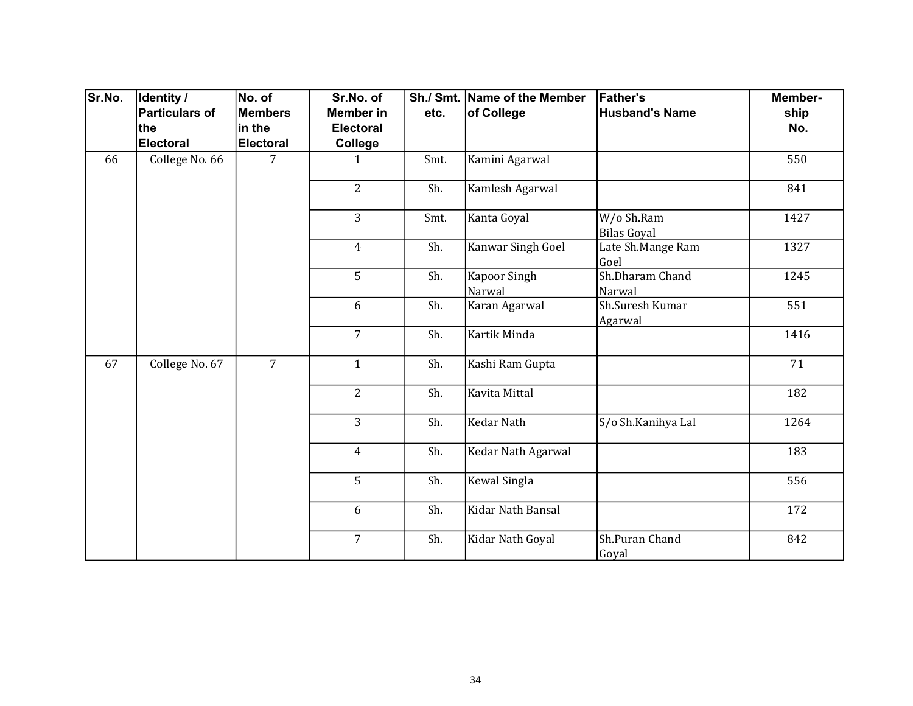| Sr.No. | Identity / Particulars of the Electoral | No. of Members in the Electoral | Sr.No. of Member in Electoral College | Sh./ Smt. etc. | Name of the Member of College | Father's Husband's Name | Member-ship No. |
|---|---|---|---|---|---|---|---|
| 66 | College No. 66 | 7 | 1 | Smt. | Kamini Agarwal | | 550 |
| | | | 2 | Sh. | Kamlesh Agarwal | | 841 |
| | | | 3 | Smt. | Kanta Goyal | W/o Sh.Ram Bilas Goyal | 1427 |
| | | | 4 | Sh. | Kanwar Singh Goel | Late Sh.Mange Ram Goel | 1327 |
| | | | 5 | Sh. | Kapoor Singh Narwal | Sh.Dharam Chand Narwal | 1245 |
| | | | 6 | Sh. | Karan Agarwal | Sh.Suresh Kumar Agarwal | 551 |
| | | | 7 | Sh. | Kartik Minda | | 1416 |
| 67 | College No. 67 | 7 | 1 | Sh. | Kashi Ram Gupta | | 71 |
| | | | 2 | Sh. | Kavita Mittal | | 182 |
| | | | 3 | Sh. | Kedar Nath | S/o Sh.Kanihya Lal | 1264 |
| | | | 4 | Sh. | Kedar Nath Agarwal | | 183 |
| | | | 5 | Sh. | Kewal Singla | | 556 |
| | | | 6 | Sh. | Kidar Nath Bansal | | 172 |
| | | | 7 | Sh. | Kidar Nath Goyal | Sh.Puran Chand Goyal | 842 |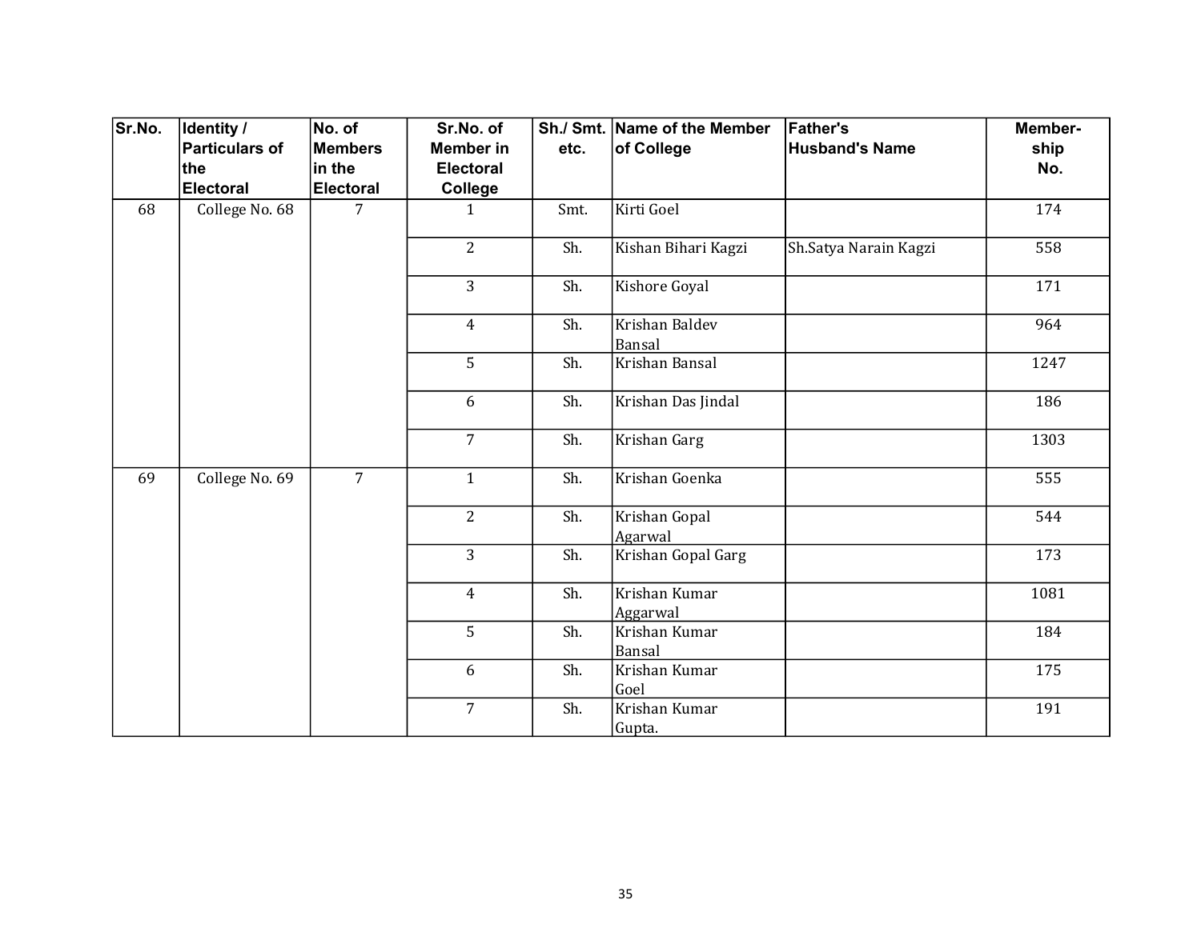| Sr.No. | Identity / Particulars of the Electoral | No. of Members in the Electoral | Sr.No. of Member in Electoral College | Sh./ Smt. etc. | Name of the Member of College | Father's Husband's Name | Member-ship No. |
|---|---|---|---|---|---|---|---|
| 68 | College No. 68 | 7 | 1 | Smt. | Kirti Goel | | 174 |
| | | | 2 | Sh. | Kishan Bihari Kagzi | Sh.Satya Narain Kagzi | 558 |
| | | | 3 | Sh. | Kishore Goyal | | 171 |
| | | | 4 | Sh. | Krishan Baldev Bansal | | 964 |
| | | | 5 | Sh. | Krishan Bansal | | 1247 |
| | | | 6 | Sh. | Krishan Das Jindal | | 186 |
| | | | 7 | Sh. | Krishan Garg | | 1303 |
| 69 | College No. 69 | 7 | 1 | Sh. | Krishan Goenka | | 555 |
| | | | 2 | Sh. | Krishan Gopal Agarwal | | 544 |
| | | | 3 | Sh. | Krishan Gopal Garg | | 173 |
| | | | 4 | Sh. | Krishan Kumar Aggarwal | | 1081 |
| | | | 5 | Sh. | Krishan Kumar Bansal | | 184 |
| | | | 6 | Sh. | Krishan Kumar Goel | | 175 |
| | | | 7 | Sh. | Krishan Kumar Gupta. | | 191 |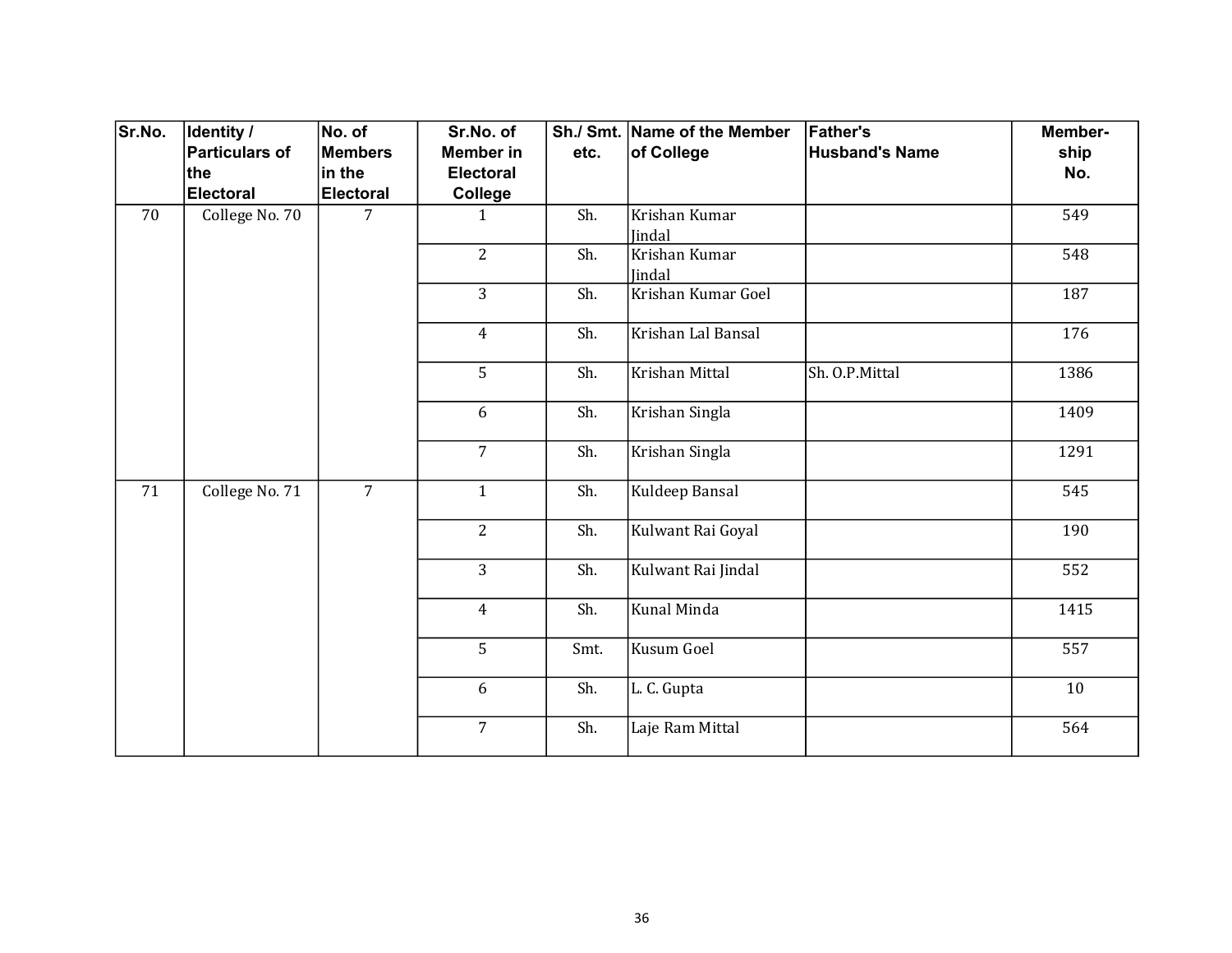| Sr.No. | Identity / Particulars of the Electoral | No. of Members in the Electoral | Sr.No. of Member in Electoral College | Sh./ Smt. etc. | Name of the Member of College | Father's Husband's Name | Member-ship No. |
|---|---|---|---|---|---|---|---|
| 70 | College No. 70 | 7 | 1 | Sh. | Krishan Kumar Jindal | | 549 |
| | | | 2 | Sh. | Krishan Kumar Jindal | | 548 |
| | | | 3 | Sh. | Krishan Kumar Goel | | 187 |
| | | | 4 | Sh. | Krishan Lal Bansal | | 176 |
| | | | 5 | Sh. | Krishan Mittal | Sh. O.P.Mittal | 1386 |
| | | | 6 | Sh. | Krishan Singla | | 1409 |
| | | | 7 | Sh. | Krishan Singla | | 1291 |
| 71 | College No. 71 | 7 | 1 | Sh. | Kuldeep Bansal | | 545 |
| | | | 2 | Sh. | Kulwant Rai Goyal | | 190 |
| | | | 3 | Sh. | Kulwant Rai Jindal | | 552 |
| | | | 4 | Sh. | Kunal Minda | | 1415 |
| | | | 5 | Smt. | Kusum Goel | | 557 |
| | | | 6 | Sh. | L. C. Gupta | | 10 |
| | | | 7 | Sh. | Laje Ram Mittal | | 564 |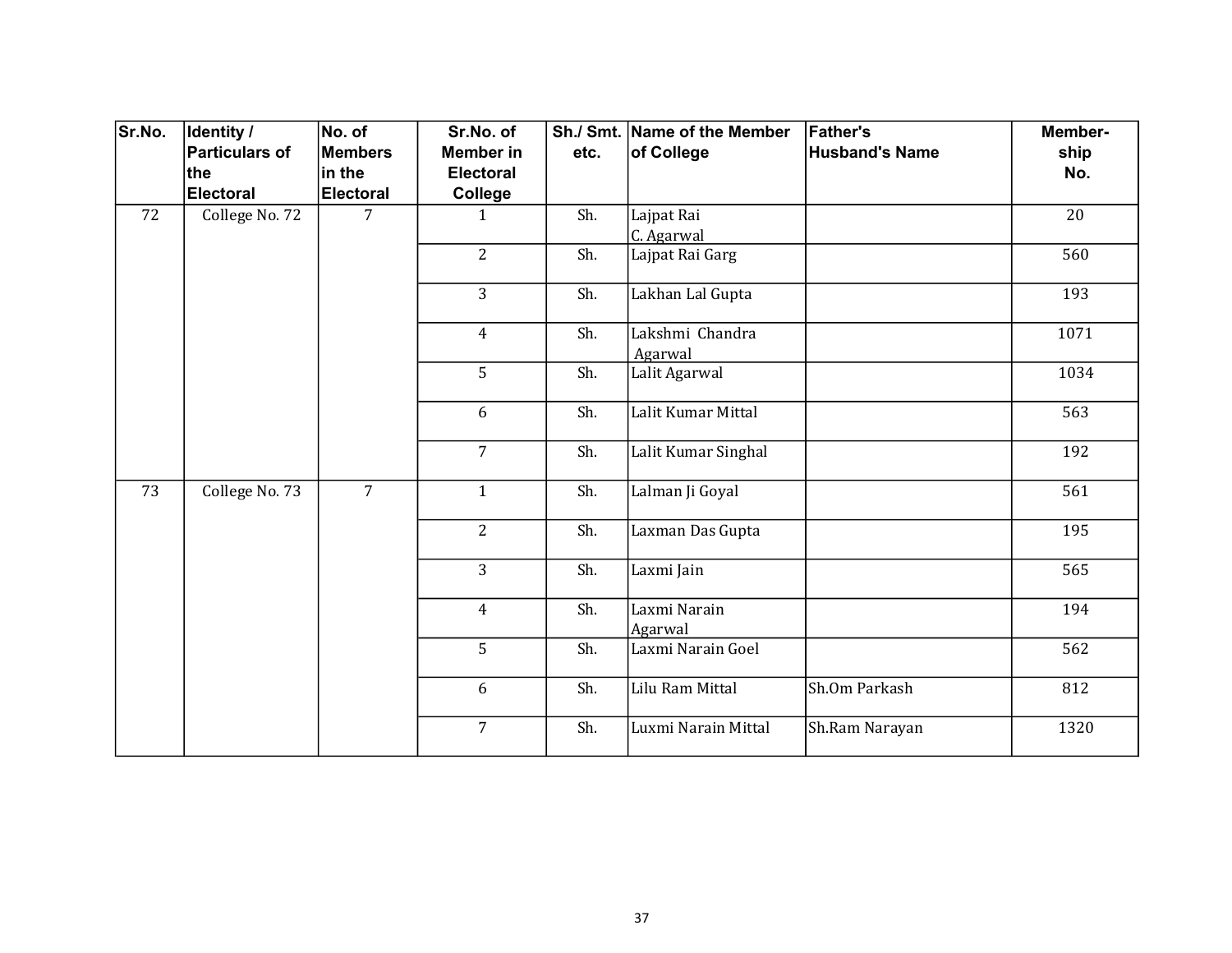| Sr.No. | Identity / Particulars of the Electoral | No. of Members in the Electoral | Sr.No. of Member in Electoral College | Sh./ Smt. etc. | Name of the Member of College | Father's Husband's Name | Member-ship No. |
|---|---|---|---|---|---|---|---|
| 72 | College No. 72 | 7 | 1 | Sh. | Lajpat Rai C. Agarwal | | 20 |
| | | | 2 | Sh. | Lajpat Rai Garg | | 560 |
| | | | 3 | Sh. | Lakhan Lal Gupta | | 193 |
| | | | 4 | Sh. | Lakshmi Chandra Agarwal | | 1071 |
| | | | 5 | Sh. | Lalit Agarwal | | 1034 |
| | | | 6 | Sh. | Lalit Kumar Mittal | | 563 |
| | | | 7 | Sh. | Lalit Kumar Singhal | | 192 |
| 73 | College No. 73 | 7 | 1 | Sh. | Lalman Ji Goyal | | 561 |
| | | | 2 | Sh. | Laxman Das Gupta | | 195 |
| | | | 3 | Sh. | Laxmi Jain | | 565 |
| | | | 4 | Sh. | Laxmi Narain Agarwal | | 194 |
| | | | 5 | Sh. | Laxmi Narain Goel | | 562 |
| | | | 6 | Sh. | Lilu Ram Mittal | Sh.Om Parkash | 812 |
| | | | 7 | Sh. | Luxmi Narain Mittal | Sh.Ram Narayan | 1320 |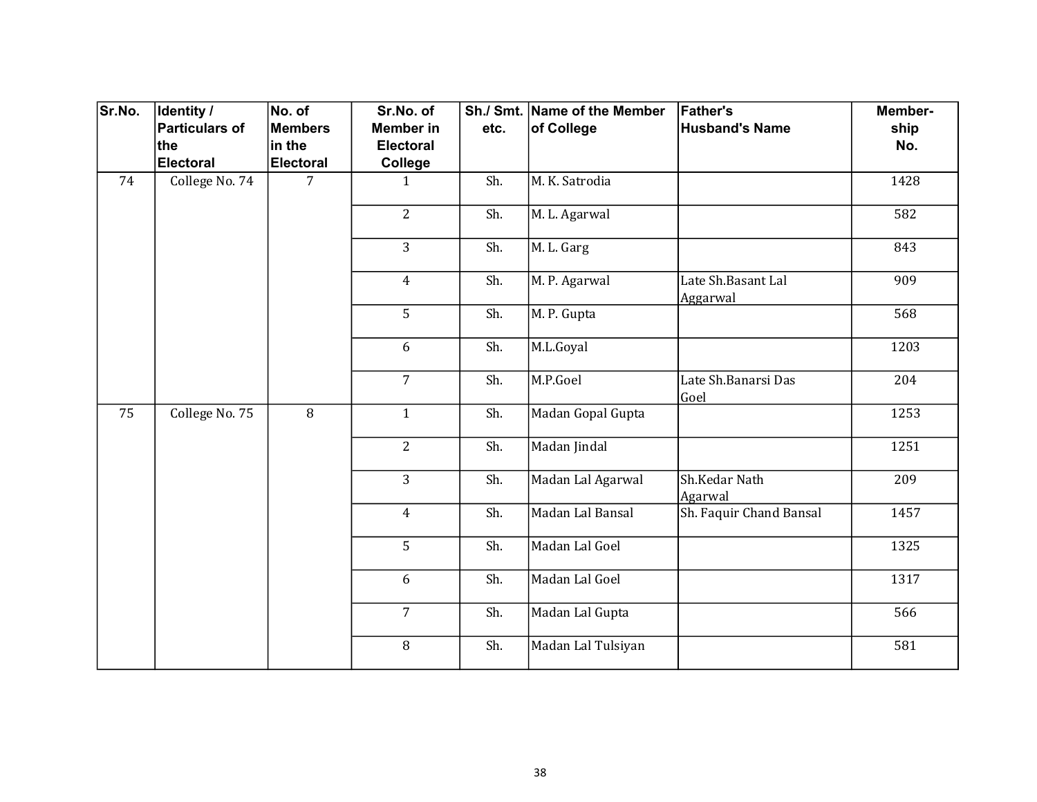| Sr.No. | Identity / Particulars of the Electoral | No. of Members in the Electoral | Sr.No. of Member in Electoral College | Sh./ Smt. etc. | Name of the Member of College | Father's Husband's Name | Member-ship No. |
|---|---|---|---|---|---|---|---|
| 74 | College No. 74 | 7 | 1 | Sh. | M. K. Satrodia | | 1428 |
| | | | 2 | Sh. | M. L. Agarwal | | 582 |
| | | | 3 | Sh. | M. L. Garg | | 843 |
| | | | 4 | Sh. | M. P. Agarwal | Late Sh.Basant Lal Aggarwal | 909 |
| | | | 5 | Sh. | M. P. Gupta | | 568 |
| | | | 6 | Sh. | M.L.Goyal | | 1203 |
| | | | 7 | Sh. | M.P.Goel | Late Sh.Banarsi Das Goel | 204 |
| 75 | College No. 75 | 8 | 1 | Sh. | Madan Gopal Gupta | | 1253 |
| | | | 2 | Sh. | Madan Jindal | | 1251 |
| | | | 3 | Sh. | Madan Lal Agarwal | Sh.Kedar Nath Agarwal | 209 |
| | | | 4 | Sh. | Madan Lal Bansal | Sh. Faquir Chand Bansal | 1457 |
| | | | 5 | Sh. | Madan Lal Goel | | 1325 |
| | | | 6 | Sh. | Madan Lal Goel | | 1317 |
| | | | 7 | Sh. | Madan Lal Gupta | | 566 |
| | | | 8 | Sh. | Madan Lal Tulsiyan | | 581 |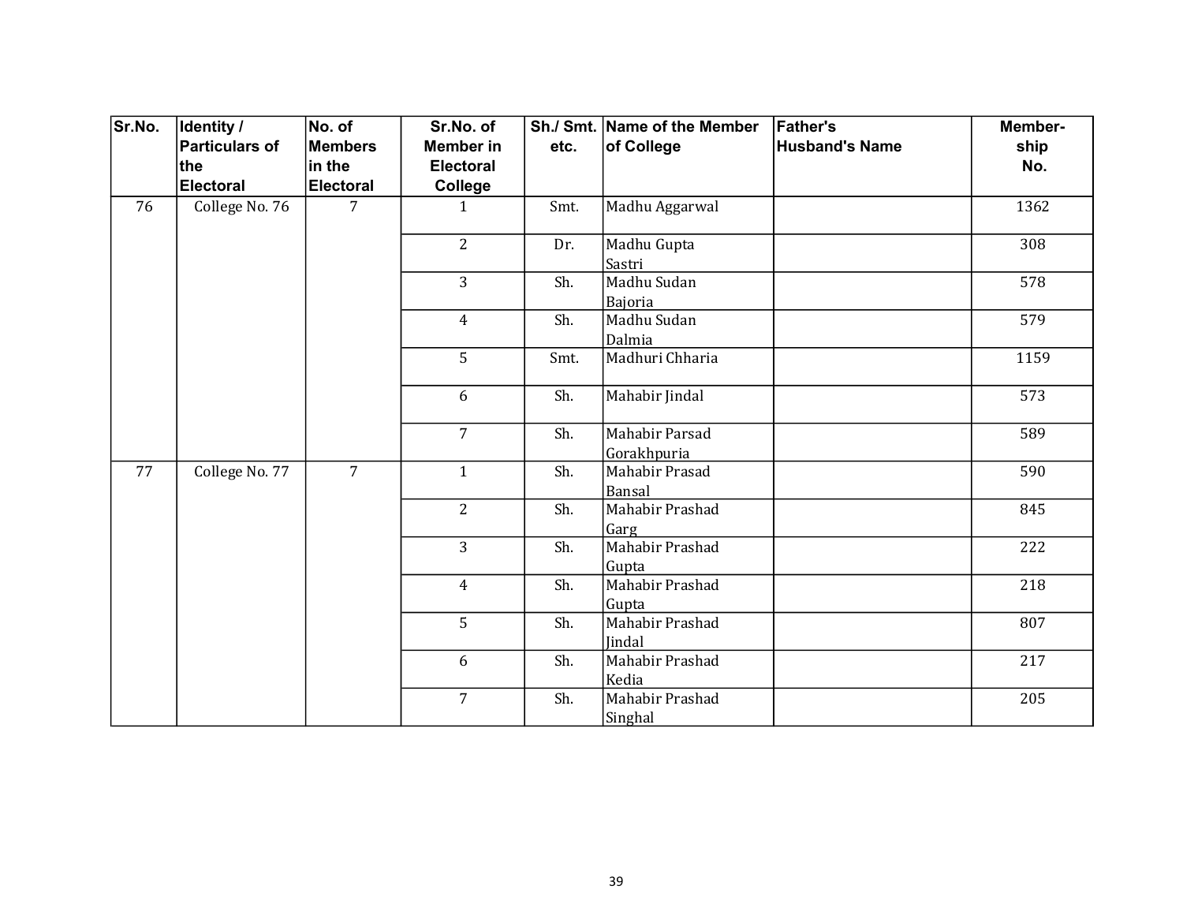| Sr.No. | Identity / Particulars of the Electoral | No. of Members in the Electoral | Sr.No. of Member in Electoral College | Sh./ Smt. etc. | Name of the Member of College | Father's Husband's Name | Member-ship No. |
|---|---|---|---|---|---|---|---|
| 76 | College No. 76 | 7 | 1 | Smt. | Madhu Aggarwal | | 1362 |
| | | | 2 | Dr. | Madhu Gupta Sastri | | 308 |
| | | | 3 | Sh. | Madhu Sudan Bajoria | | 578 |
| | | | 4 | Sh. | Madhu Sudan Dalmia | | 579 |
| | | | 5 | Smt. | Madhuri Chharia | | 1159 |
| | | | 6 | Sh. | Mahabir Jindal | | 573 |
| | | | 7 | Sh. | Mahabir Parsad Gorakhpuria | | 589 |
| 77 | College No. 77 | 7 | 1 | Sh. | Mahabir Prasad Bansal | | 590 |
| | | | 2 | Sh. | Mahabir Prashad Garg | | 845 |
| | | | 3 | Sh. | Mahabir Prashad Gupta | | 222 |
| | | | 4 | Sh. | Mahabir Prashad Gupta | | 218 |
| | | | 5 | Sh. | Mahabir Prashad Jindal | | 807 |
| | | | 6 | Sh. | Mahabir Prashad Kedia | | 217 |
| | | | 7 | Sh. | Mahabir Prashad Singhal | | 205 |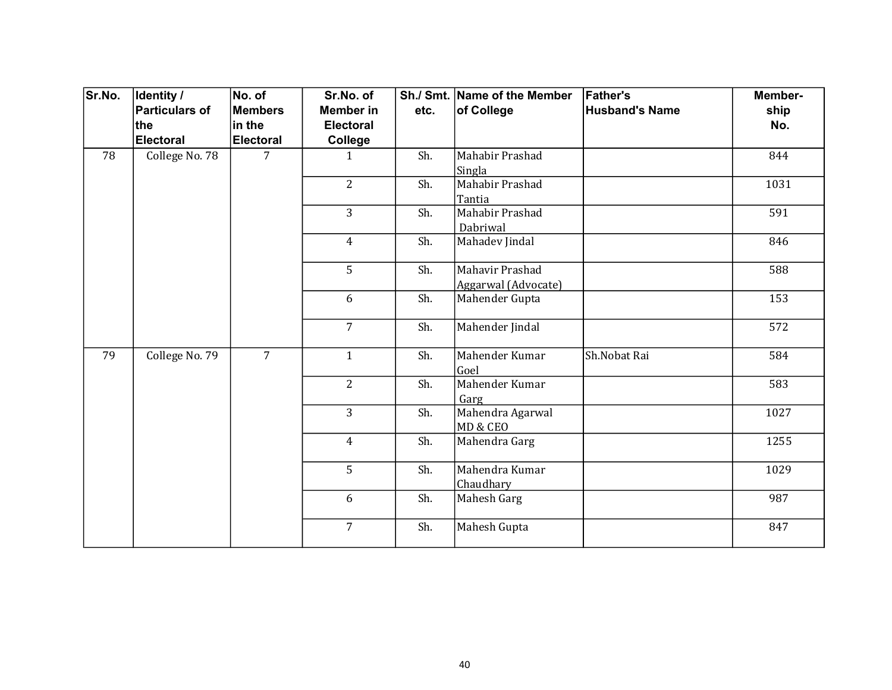| Sr.No. | Identity / Particulars of the Electoral | No. of Members in the Electoral | Sr.No. of Member in Electoral College | Sh./ Smt. etc. | Name of the Member of College | Father's Husband's Name | Member-ship No. |
|---|---|---|---|---|---|---|---|
| 78 | College No. 78 | 7 | 1 | Sh. | Mahabir Prashad Singla | | 844 |
| | | | 2 | Sh. | Mahabir Prashad Tantia | | 1031 |
| | | | 3 | Sh. | Mahabir Prashad Dabriwal | | 591 |
| | | | 4 | Sh. | Mahadev Jindal | | 846 |
| | | | 5 | Sh. | Mahavir Prashad Aggarwal (Advocate) | | 588 |
| | | | 6 | Sh. | Mahender Gupta | | 153 |
| | | | 7 | Sh. | Mahender Jindal | | 572 |
| 79 | College No. 79 | 7 | 1 | Sh. | Mahender Kumar Goel | Sh.Nobat Rai | 584 |
| | | | 2 | Sh. | Mahender Kumar Garg | | 583 |
| | | | 3 | Sh. | Mahendra Agarwal MD & CEO | | 1027 |
| | | | 4 | Sh. | Mahendra Garg | | 1255 |
| | | | 5 | Sh. | Mahendra Kumar Chaudhary | | 1029 |
| | | | 6 | Sh. | Mahesh Garg | | 987 |
| | | | 7 | Sh. | Mahesh Gupta | | 847 |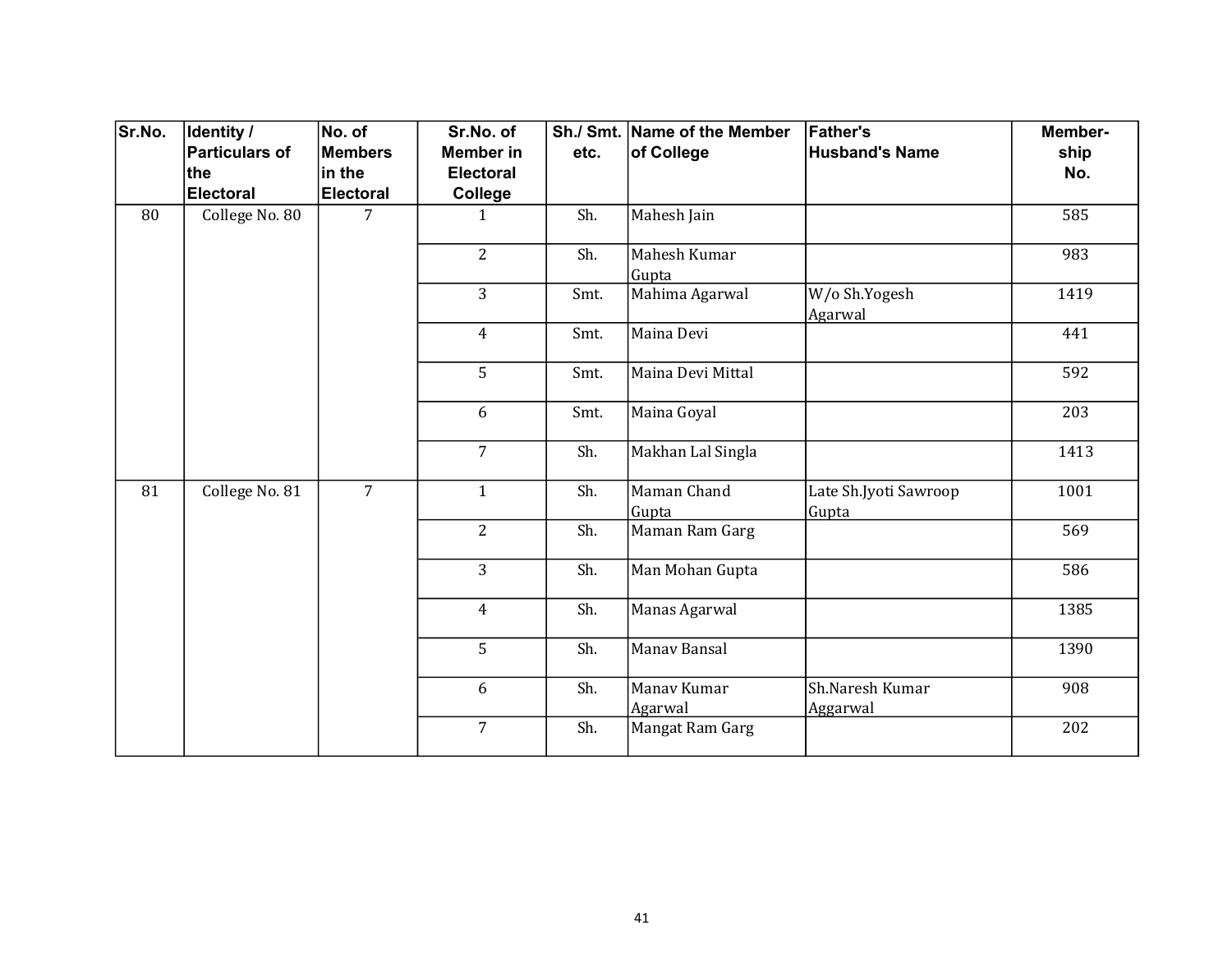| Sr.No. | Identity / Particulars of the Electoral | No. of Members in the Electoral | Sr.No. of Member in Electoral College | Sh./ Smt. etc. | Name of the Member of College | Father's Husband's Name | Member-ship No. |
|---|---|---|---|---|---|---|---|
| 80 | College No. 80 | 7 | 1 | Sh. | Mahesh Jain | | 585 |
| | | | 2 | Sh. | Mahesh Kumar Gupta | | 983 |
| | | | 3 | Smt. | Mahima Agarwal | W/o Sh.Yogesh Agarwal | 1419 |
| | | | 4 | Smt. | Maina Devi | | 441 |
| | | | 5 | Smt. | Maina Devi Mittal | | 592 |
| | | | 6 | Smt. | Maina Goyal | | 203 |
| | | | 7 | Sh. | Makhan Lal Singla | | 1413 |
| 81 | College No. 81 | 7 | 1 | Sh. | Maman Chand Gupta | Late Sh.Jyoti Sawroop Gupta | 1001 |
| | | | 2 | Sh. | Maman Ram Garg | | 569 |
| | | | 3 | Sh. | Man Mohan Gupta | | 586 |
| | | | 4 | Sh. | Manas Agarwal | | 1385 |
| | | | 5 | Sh. | Manav Bansal | | 1390 |
| | | | 6 | Sh. | Manav Kumar Agarwal | Sh.Naresh Kumar Aggarwal | 908 |
| | | | 7 | Sh. | Mangat Ram Garg | | 202 |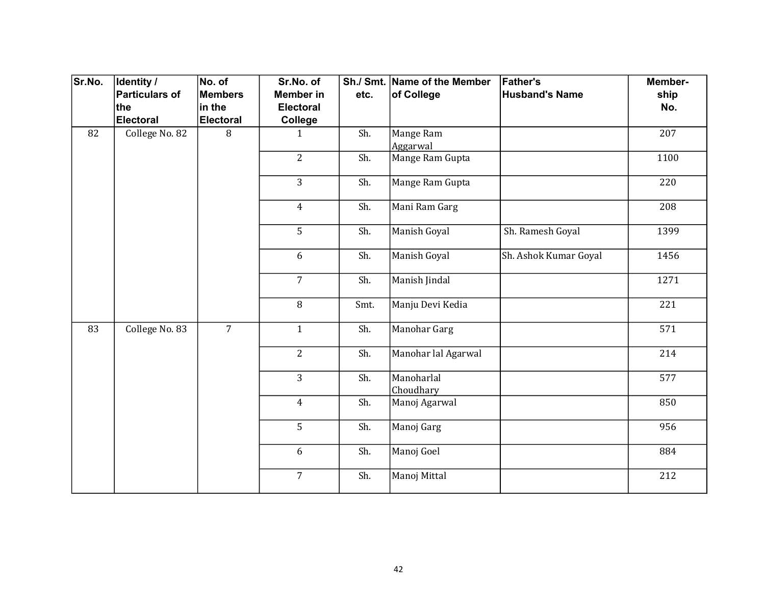| Sr.No. | Identity / Particulars of the Electoral | No. of Members in the Electoral | Sr.No. of Member in Electoral College | Sh./ Smt. etc. | Name of the Member of College | Father's Husband's Name | Member-ship No. |
|---|---|---|---|---|---|---|---|
| 82 | College No. 82 | 8 | 1 | Sh. | Mange Ram Aggarwal | | 207 |
| | | | 2 | Sh. | Mange Ram Gupta | | 1100 |
| | | | 3 | Sh. | Mange Ram Gupta | | 220 |
| | | | 4 | Sh. | Mani Ram Garg | | 208 |
| | | | 5 | Sh. | Manish Goyal | Sh. Ramesh Goyal | 1399 |
| | | | 6 | Sh. | Manish Goyal | Sh. Ashok Kumar Goyal | 1456 |
| | | | 7 | Sh. | Manish Jindal | | 1271 |
| | | | 8 | Smt. | Manju Devi Kedia | | 221 |
| 83 | College No. 83 | 7 | 1 | Sh. | Manohar Garg | | 571 |
| | | | 2 | Sh. | Manohar lal Agarwal | | 214 |
| | | | 3 | Sh. | Manoharlal Choudhary | | 577 |
| | | | 4 | Sh. | Manoj Agarwal | | 850 |
| | | | 5 | Sh. | Manoj Garg | | 956 |
| | | | 6 | Sh. | Manoj Goel | | 884 |
| | | | 7 | Sh. | Manoj Mittal | | 212 |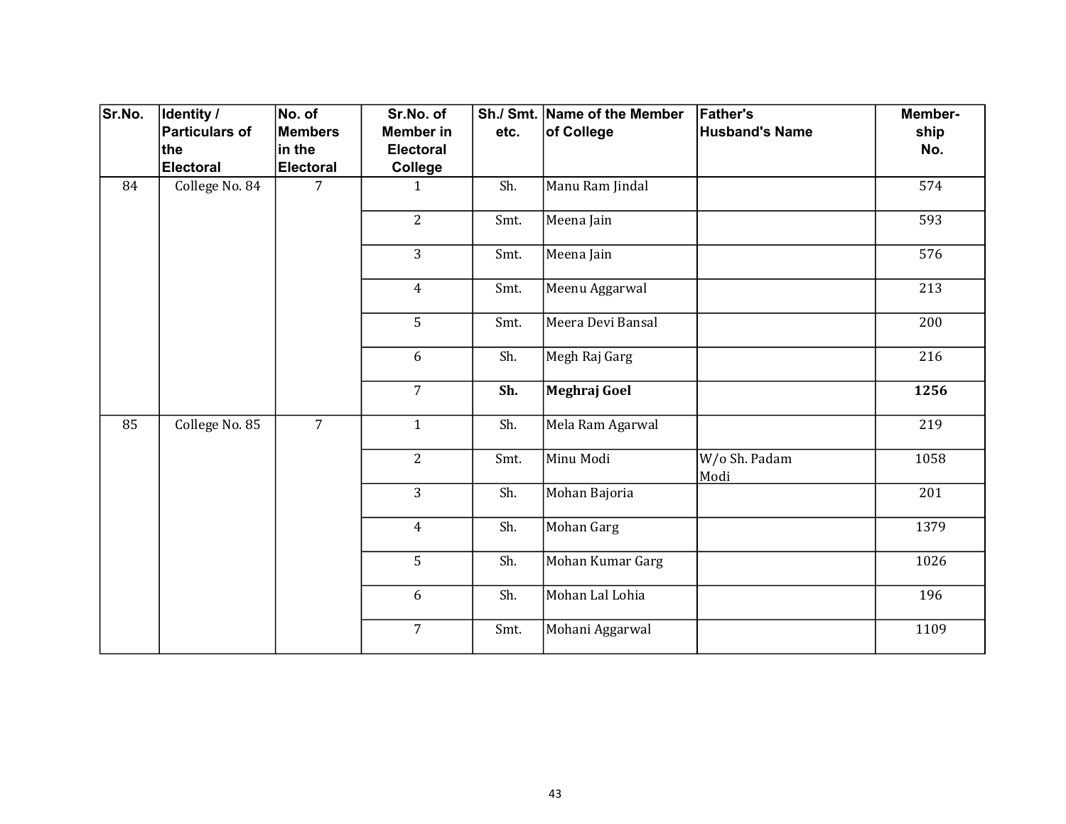| Sr.No. | Identity / Particulars of the Electoral | No. of Members in the Electoral | Sr.No. of Member in Electoral College | Sh./ Smt. etc. | Name of the Member of College | Father's Husband's Name | Member-ship No. |
|---|---|---|---|---|---|---|---|
| 84 | College No. 84 | 7 | 1 | Sh. | Manu Ram Jindal | | 574 |
| | | | 2 | Smt. | Meena Jain | | 593 |
| | | | 3 | Smt. | Meena Jain | | 576 |
| | | | 4 | Smt. | Meenu Aggarwal | | 213 |
| | | | 5 | Smt. | Meera Devi Bansal | | 200 |
| | | | 6 | Sh. | Megh Raj Garg | | 216 |
| | | | 7 | **Sh.** | **Meghraj Goel** | | **1256** |
| 85 | College No. 85 | 7 | 1 | Sh. | Mela Ram Agarwal | | 219 |
| | | | 2 | Smt. | Minu Modi | W/o Sh. Padam Modi | 1058 |
| | | | 3 | Sh. | Mohan Bajoria | | 201 |
| | | | 4 | Sh. | Mohan Garg | | 1379 |
| | | | 5 | Sh. | Mohan Kumar Garg | | 1026 |
| | | | 6 | Sh. | Mohan Lal Lohia | | 196 |
| | | | 7 | Smt. | Mohani Aggarwal | | 1109 |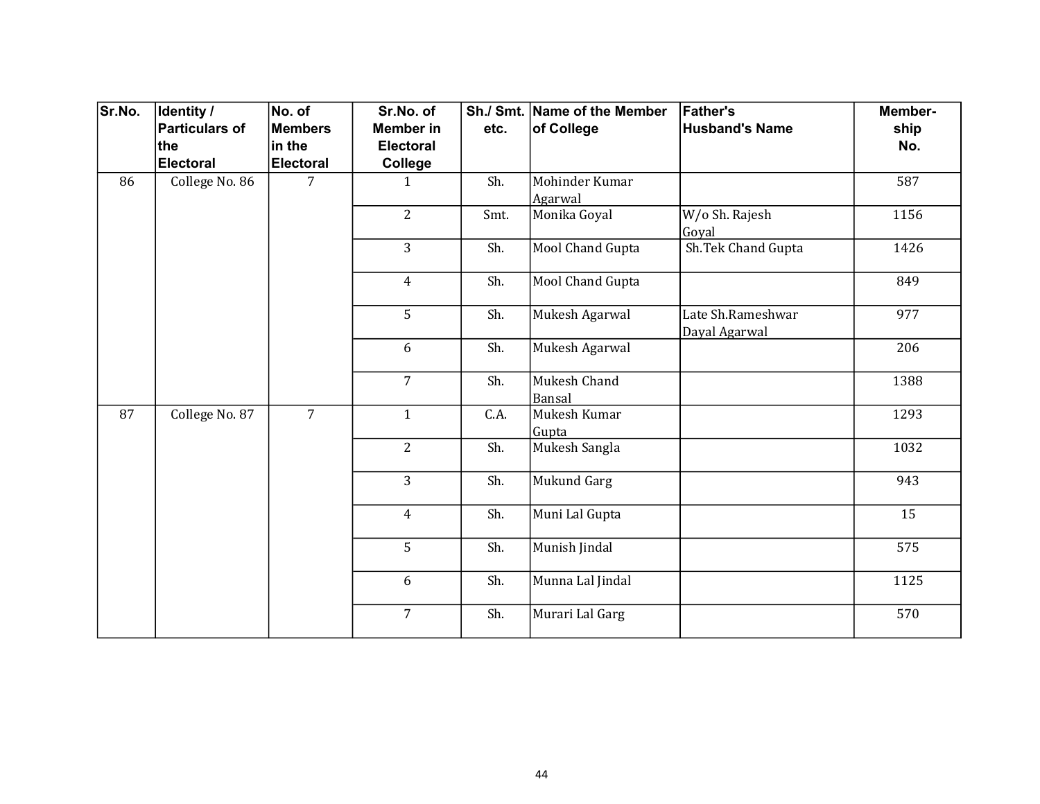| Sr.No. | Identity / Particulars of the Electoral | No. of Members in the Electoral | Sr.No. of Member in Electoral College | Sh./ Smt. etc. | Name of the Member of College | Father's Husband's Name | Member-ship No. |
|---|---|---|---|---|---|---|---|
| 86 | College No. 86 | 7 | 1 | Sh. | Mohinder Kumar Agarwal | | 587 |
| | | | 2 | Smt. | Monika Goyal | W/o Sh. Rajesh Goyal | 1156 |
| | | | 3 | Sh. | Mool Chand Gupta | Sh.Tek Chand Gupta | 1426 |
| | | | 4 | Sh. | Mool Chand Gupta | | 849 |
| | | | 5 | Sh. | Mukesh Agarwal | Late Sh.Rameshwar Dayal Agarwal | 977 |
| | | | 6 | Sh. | Mukesh Agarwal | | 206 |
| | | | 7 | Sh. | Mukesh Chand Bansal | | 1388 |
| 87 | College No. 87 | 7 | 1 | C.A. | Mukesh Kumar Gupta | | 1293 |
| | | | 2 | Sh. | Mukesh Sangla | | 1032 |
| | | | 3 | Sh. | Mukund Garg | | 943 |
| | | | 4 | Sh. | Muni Lal Gupta | | 15 |
| | | | 5 | Sh. | Munish Jindal | | 575 |
| | | | 6 | Sh. | Munna Lal Jindal | | 1125 |
| | | | 7 | Sh. | Murari Lal Garg | | 570 |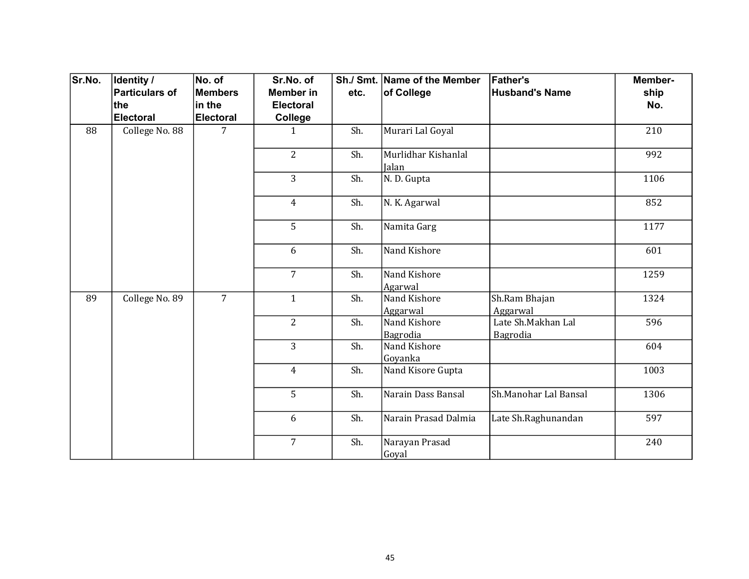| Sr.No. | Identity / Particulars of the Electoral | No. of Members in the Electoral | Sr.No. of Member in Electoral College | Sh./ Smt. etc. | Name of the Member of College | Father's Husband's Name | Member-ship No. |
|---|---|---|---|---|---|---|---|
| 88 | College No. 88 | 7 | 1 | Sh. | Murari Lal Goyal | | 210 |
| | | | 2 | Sh. | Murlidhar Kishanlal Jalan | | 992 |
| | | | 3 | Sh. | N. D. Gupta | | 1106 |
| | | | 4 | Sh. | N. K. Agarwal | | 852 |
| | | | 5 | Sh. | Namita Garg | | 1177 |
| | | | 6 | Sh. | Nand Kishore | | 601 |
| | | | 7 | Sh. | Nand Kishore Agarwal | | 1259 |
| 89 | College No. 89 | 7 | 1 | Sh. | Nand Kishore Aggarwal | Sh.Ram Bhajan Aggarwal | 1324 |
| | | | 2 | Sh. | Nand Kishore Bagrodia | Late Sh.Makhan Lal Bagrodia | 596 |
| | | | 3 | Sh. | Nand Kishore Goyanka | | 604 |
| | | | 4 | Sh. | Nand Kisore Gupta | | 1003 |
| | | | 5 | Sh. | Narain Dass Bansal | Sh.Manohar Lal Bansal | 1306 |
| | | | 6 | Sh. | Narain Prasad Dalmia | Late Sh.Raghunandan | 597 |
| | | | 7 | Sh. | Narayan Prasad Goyal | | 240 |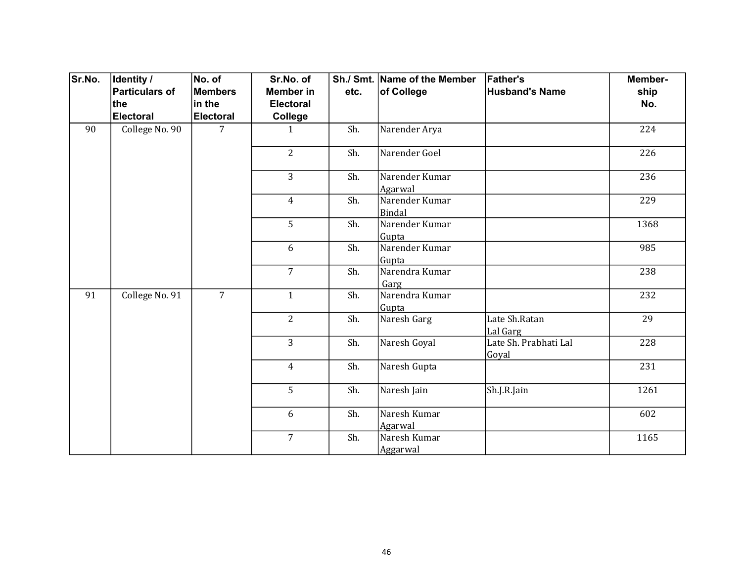| Sr.No. | Identity / Particulars of the Electoral | No. of Members in the Electoral | Sr.No. of Member in Electoral College | Sh./ Smt. etc. | Name of the Member of College | Father's Husband's Name | Member-ship No. |
|---|---|---|---|---|---|---|---|
| 90 | College No. 90 | 7 | 1 | Sh. | Narender Arya | | 224 |
| | | | 2 | Sh. | Narender Goel | | 226 |
| | | | 3 | Sh. | Narender Kumar Agarwal | | 236 |
| | | | 4 | Sh. | Narender Kumar Bindal | | 229 |
| | | | 5 | Sh. | Narender Kumar Gupta | | 1368 |
| | | | 6 | Sh. | Narender Kumar Gupta | | 985 |
| | | | 7 | Sh. | Narendra Kumar Garg | | 238 |
| 91 | College No. 91 | 7 | 1 | Sh. | Narendra Kumar Gupta | | 232 |
| | | | 2 | Sh. | Naresh Garg | Late Sh.Ratan Lal Garg | 29 |
| | | | 3 | Sh. | Naresh Goyal | Late Sh. Prabhati Lal Goyal | 228 |
| | | | 4 | Sh. | Naresh Gupta | | 231 |
| | | | 5 | Sh. | Naresh Jain | Sh.J.R.Jain | 1261 |
| | | | 6 | Sh. | Naresh Kumar Agarwal | | 602 |
| | | | 7 | Sh. | Naresh Kumar Aggarwal | | 1165 |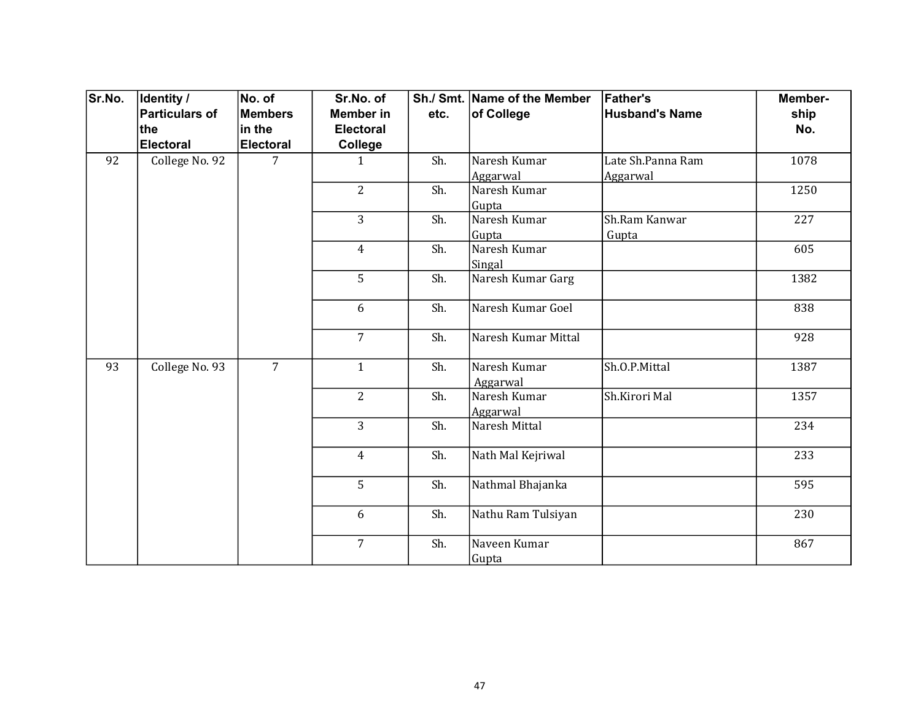| Sr.No. | Identity / Particulars of the Electoral | No. of Members in the Electoral | Sr.No. of Member in Electoral College | Sh./ Smt. etc. | Name of the Member of College | Father's Husband's Name | Member-ship No. |
|---|---|---|---|---|---|---|---|
| 92 | College No. 92 | 7 | 1 | Sh. | Naresh Kumar Aggarwal | Late Sh.Panna Ram Aggarwal | 1078 |
| | | | 2 | Sh. | Naresh Kumar Gupta | | 1250 |
| | | | 3 | Sh. | Naresh Kumar Gupta | Sh.Ram Kanwar Gupta | 227 |
| | | | 4 | Sh. | Naresh Kumar Singal | | 605 |
| | | | 5 | Sh. | Naresh Kumar Garg | | 1382 |
| | | | 6 | Sh. | Naresh Kumar Goel | | 838 |
| | | | 7 | Sh. | Naresh Kumar Mittal | | 928 |
| 93 | College No. 93 | 7 | 1 | Sh. | Naresh Kumar Aggarwal | Sh.O.P.Mittal | 1387 |
| | | | 2 | Sh. | Naresh Kumar Aggarwal | Sh.Kirori Mal | 1357 |
| | | | 3 | Sh. | Naresh Mittal | | 234 |
| | | | 4 | Sh. | Nath Mal Kejriwal | | 233 |
| | | | 5 | Sh. | Nathmal Bhajanka | | 595 |
| | | | 6 | Sh. | Nathu Ram Tulsiyan | | 230 |
| | | | 7 | Sh. | Naveen Kumar Gupta | | 867 |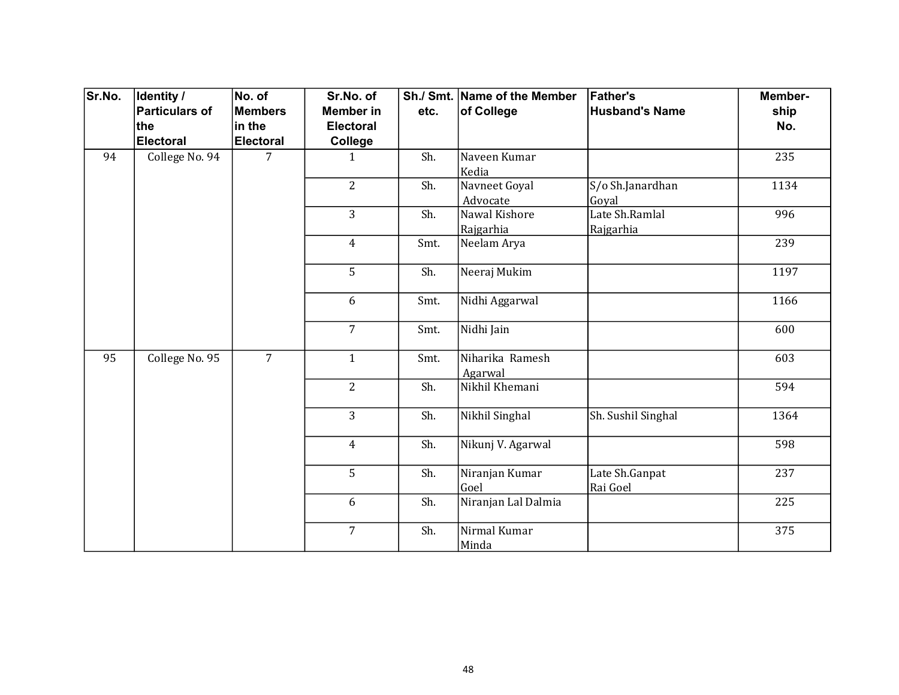| Sr.No. | Identity / Particulars of the Electoral | No. of Members in the Electoral | Sr.No. of Member in Electoral College | Sh./ Smt. etc. | Name of the Member of College | Father's Husband's Name | Member-ship No. |
|---|---|---|---|---|---|---|---|
| 94 | College No. 94 | 7 | 1 | Sh. | Naveen Kumar Kedia | | 235 |
| | | | 2 | Sh. | Navneet Goyal Advocate | S/o Sh.Janardhan Goyal | 1134 |
| | | | 3 | Sh. | Nawal Kishore Rajgarhia | Late Sh.Ramlal Rajgarhia | 996 |
| | | | 4 | Smt. | Neelam Arya | | 239 |
| | | | 5 | Sh. | Neeraj Mukim | | 1197 |
| | | | 6 | Smt. | Nidhi Aggarwal | | 1166 |
| | | | 7 | Smt. | Nidhi Jain | | 600 |
| 95 | College No. 95 | 7 | 1 | Smt. | Niharika Ramesh Agarwal | | 603 |
| | | | 2 | Sh. | Nikhil Khemani | | 594 |
| | | | 3 | Sh. | Nikhil Singhal | Sh. Sushil Singhal | 1364 |
| | | | 4 | Sh. | Nikunj V. Agarwal | | 598 |
| | | | 5 | Sh. | Niranjan Kumar Goel | Late Sh.Ganpat Rai Goel | 237 |
| | | | 6 | Sh. | Niranjan Lal Dalmia | | 225 |
| | | | 7 | Sh. | Nirmal Kumar Minda | | 375 |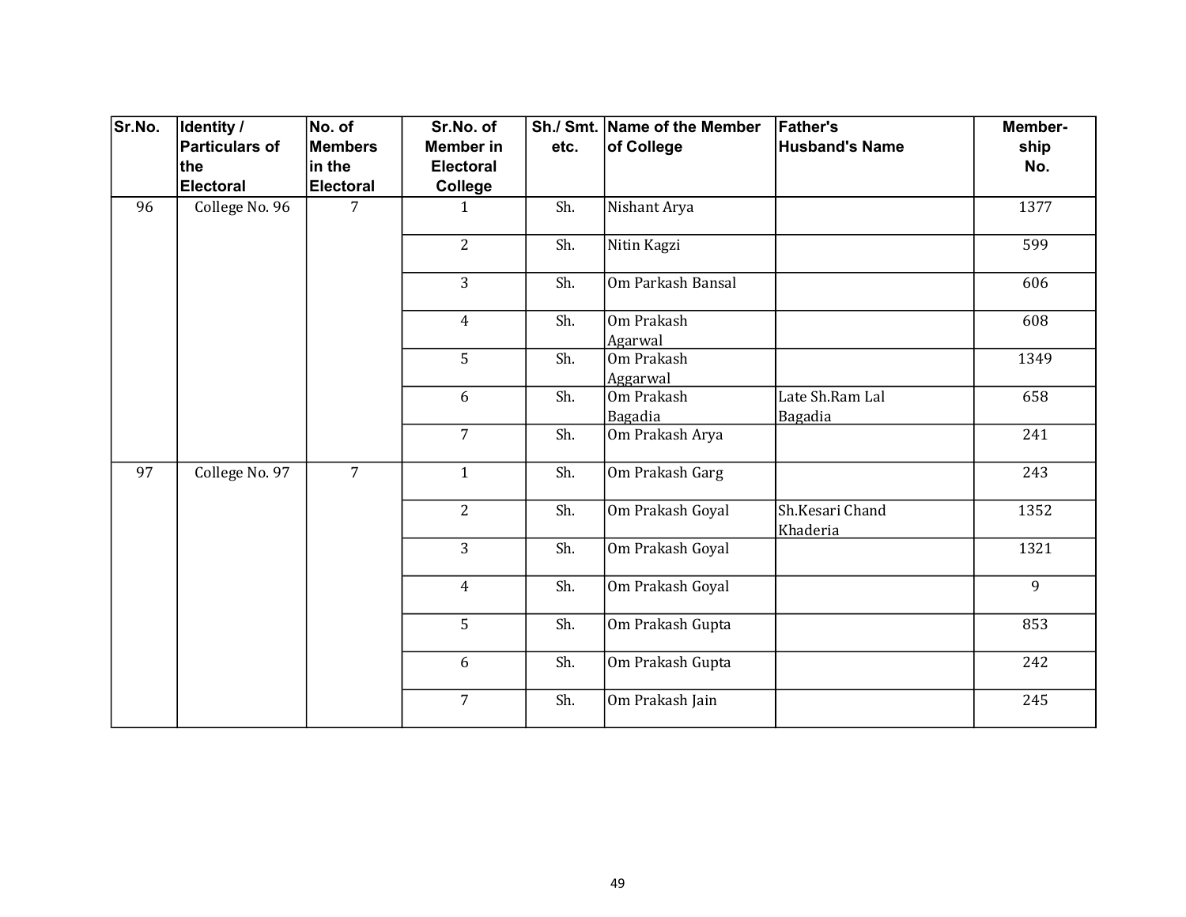| Sr.No. | Identity / Particulars of the Electoral | No. of Members in the Electoral | Sr.No. of Member in Electoral College | Sh./ Smt. etc. | Name of the Member of College | Father's Husband's Name | Member-ship No. |
|---|---|---|---|---|---|---|---|
| 96 | College No. 96 | 7 | 1 | Sh. | Nishant Arya | | 1377 |
| | | | 2 | Sh. | Nitin Kagzi | | 599 |
| | | | 3 | Sh. | Om Parkash Bansal | | 606 |
| | | | 4 | Sh. | Om Prakash Agarwal | | 608 |
| | | | 5 | Sh. | Om Prakash Aggarwal | | 1349 |
| | | | 6 | Sh. | Om Prakash Bagadia | Late Sh.Ram Lal Bagadia | 658 |
| | | | 7 | Sh. | Om Prakash Arya | | 241 |
| 97 | College No. 97 | 7 | 1 | Sh. | Om Prakash Garg | | 243 |
| | | | 2 | Sh. | Om Prakash Goyal | Sh.Kesari Chand Khaderia | 1352 |
| | | | 3 | Sh. | Om Prakash Goyal | | 1321 |
| | | | 4 | Sh. | Om Prakash Goyal | | 9 |
| | | | 5 | Sh. | Om Prakash Gupta | | 853 |
| | | | 6 | Sh. | Om Prakash Gupta | | 242 |
| | | | 7 | Sh. | Om Prakash Jain | | 245 |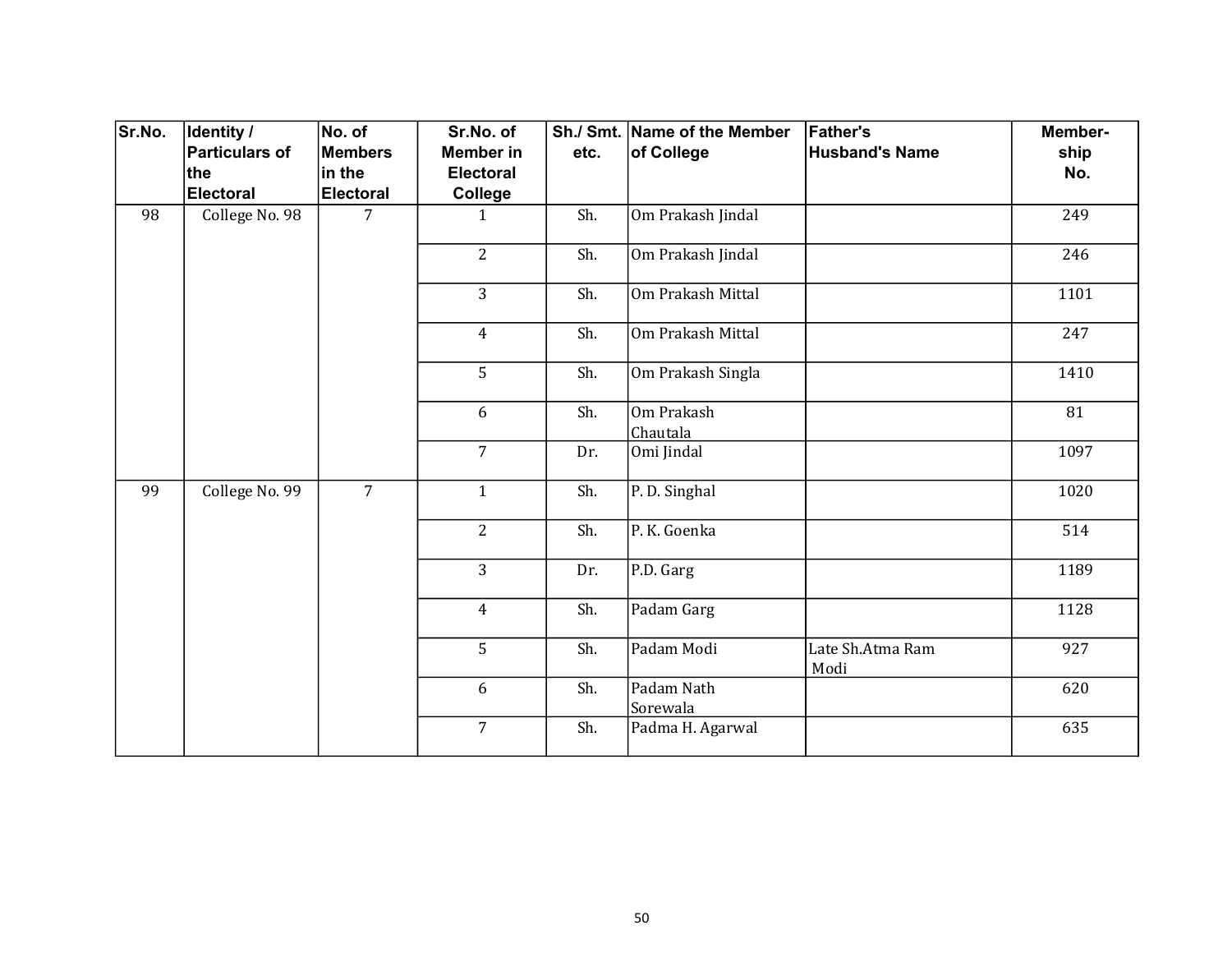| Sr.No. | Identity / Particulars of the Electoral | No. of Members in the Electoral | Sr.No. of Member in Electoral College | Sh./ Smt. etc. | Name of the Member of College | Father's Husband's Name | Member-ship No. |
|---|---|---|---|---|---|---|---|
| 98 | College No. 98 | 7 | 1 | Sh. | Om Prakash Jindal | | 249 |
| | | | 2 | Sh. | Om Prakash Jindal | | 246 |
| | | | 3 | Sh. | Om Prakash Mittal | | 1101 |
| | | | 4 | Sh. | Om Prakash Mittal | | 247 |
| | | | 5 | Sh. | Om Prakash Singla | | 1410 |
| | | | 6 | Sh. | Om Prakash Chautala | | 81 |
| | | | 7 | Dr. | Omi Jindal | | 1097 |
| 99 | College No. 99 | 7 | 1 | Sh. | P. D. Singhal | | 1020 |
| | | | 2 | Sh. | P. K. Goenka | | 514 |
| | | | 3 | Dr. | P.D. Garg | | 1189 |
| | | | 4 | Sh. | Padam Garg | | 1128 |
| | | | 5 | Sh. | Padam Modi | Late Sh.Atma Ram Modi | 927 |
| | | | 6 | Sh. | Padam Nath Sorewala | | 620 |
| | | | 7 | Sh. | Padma H. Agarwal | | 635 |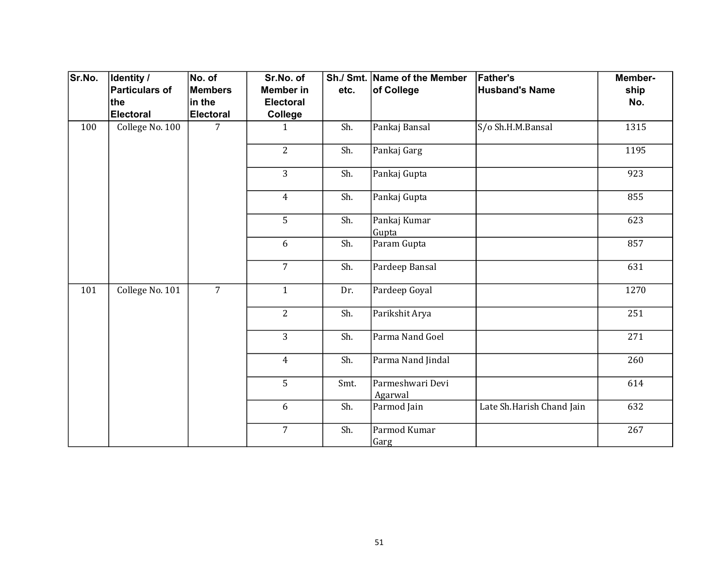| Sr.No. | Identity / Particulars of the Electoral | No. of Members in the Electoral | Sr.No. of Member in Electoral College | Sh./ Smt. etc. | Name of the Member of College | Father's Husband's Name | Member-ship No. |
|---|---|---|---|---|---|---|---|
| 100 | College No. 100 | 7 | 1 | Sh. | Pankaj Bansal | S/o Sh.H.M.Bansal | 1315 |
| | | | 2 | Sh. | Pankaj Garg | | 1195 |
| | | | 3 | Sh. | Pankaj Gupta | | 923 |
| | | | 4 | Sh. | Pankaj Gupta | | 855 |
| | | | 5 | Sh. | Pankaj Kumar Gupta | | 623 |
| | | | 6 | Sh. | Param Gupta | | 857 |
| | | | 7 | Sh. | Pardeep Bansal | | 631 |
| 101 | College No. 101 | 7 | 1 | Dr. | Pardeep Goyal | | 1270 |
| | | | 2 | Sh. | Parikshit Arya | | 251 |
| | | | 3 | Sh. | Parma Nand Goel | | 271 |
| | | | 4 | Sh. | Parma Nand Jindal | | 260 |
| | | | 5 | Smt. | Parmeshwari Devi Agarwal | | 614 |
| | | | 6 | Sh. | Parmod Jain | Late Sh.Harish Chand Jain | 632 |
| | | | 7 | Sh. | Parmod Kumar Garg | | 267 |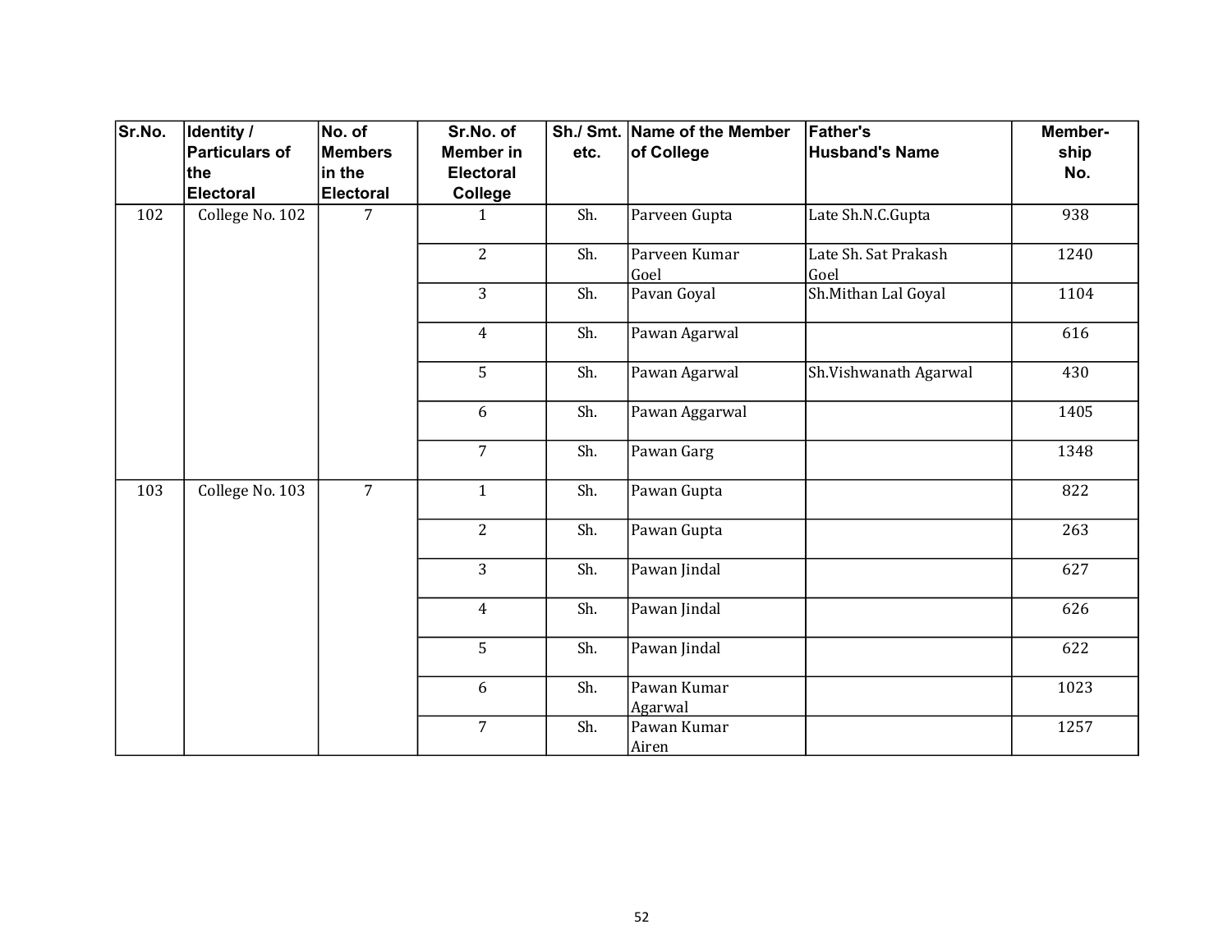| Sr.No. | Identity / Particulars of the Electoral | No. of Members in the Electoral | Sr.No. of Member in Electoral College | Sh./ Smt. etc. | Name of the Member of College | Father's Husband's Name | Member-ship No. |
|---|---|---|---|---|---|---|---|
| 102 | College No. 102 | 7 | 1 | Sh. | Parveen Gupta | Late Sh.N.C.Gupta | 938 |
| | | | 2 | Sh. | Parveen Kumar Goel | Late Sh. Sat Prakash Goel | 1240 |
| | | | 3 | Sh. | Pavan Goyal | Sh.Mithan Lal Goyal | 1104 |
| | | | 4 | Sh. | Pawan Agarwal | | 616 |
| | | | 5 | Sh. | Pawan Agarwal | Sh.Vishwanath Agarwal | 430 |
| | | | 6 | Sh. | Pawan Aggarwal | | 1405 |
| | | | 7 | Sh. | Pawan Garg | | 1348 |
| 103 | College No. 103 | 7 | 1 | Sh. | Pawan Gupta | | 822 |
| | | | 2 | Sh. | Pawan Gupta | | 263 |
| | | | 3 | Sh. | Pawan Jindal | | 627 |
| | | | 4 | Sh. | Pawan Jindal | | 626 |
| | | | 5 | Sh. | Pawan Jindal | | 622 |
| | | | 6 | Sh. | Pawan Kumar Agarwal | | 1023 |
| | | | 7 | Sh. | Pawan Kumar Airen | | 1257 |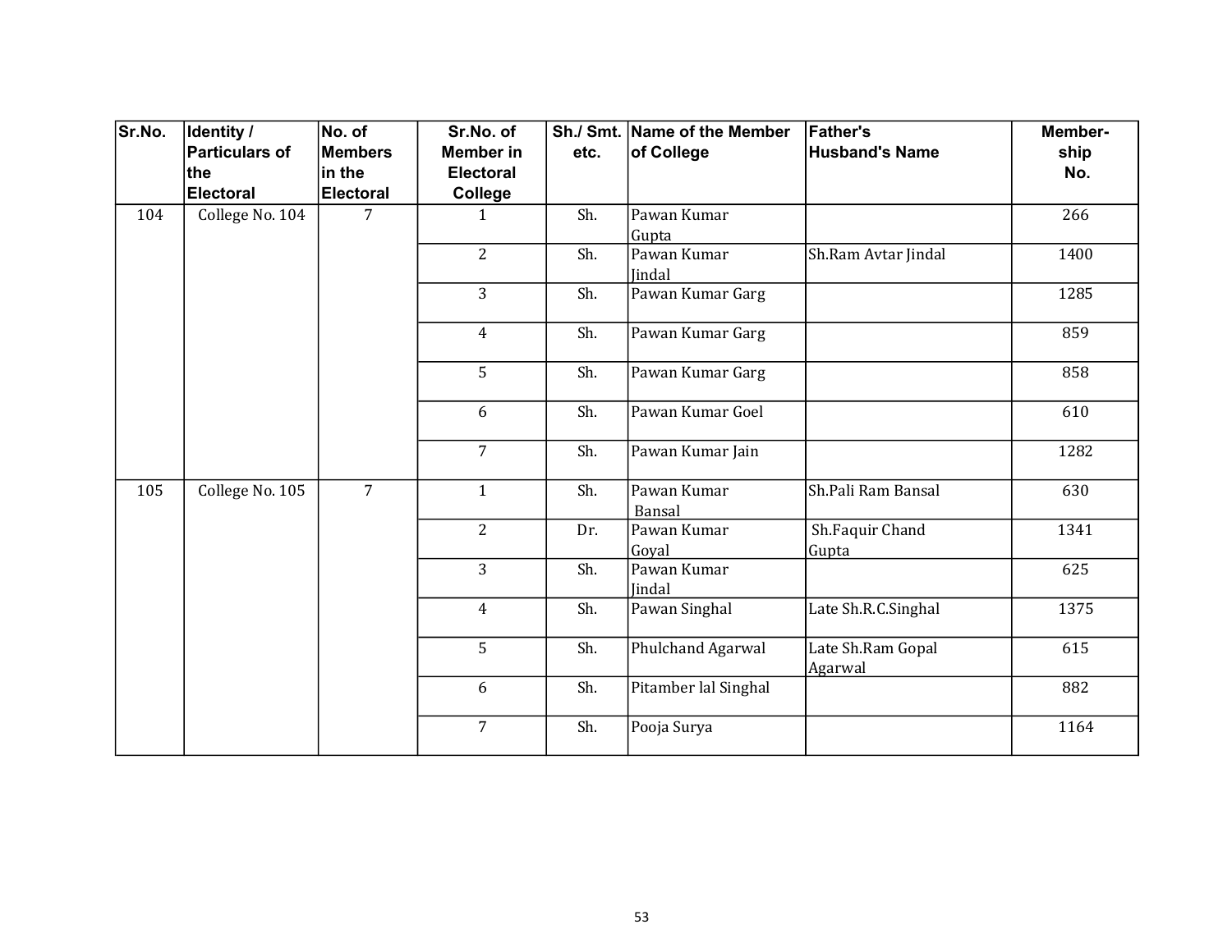| Sr.No. | Identity / Particulars of the Electoral | No. of Members in the Electoral | Sr.No. of Member in Electoral College | Sh./ Smt. etc. | Name of the Member of College | Father's Husband's Name | Member-ship No. |
|---|---|---|---|---|---|---|---|
| 104 | College No. 104 | 7 | 1 | Sh. | Pawan Kumar Gupta | | 266 |
| | | | 2 | Sh. | Pawan Kumar Jindal | Sh.Ram Avtar Jindal | 1400 |
| | | | 3 | Sh. | Pawan Kumar Garg | | 1285 |
| | | | 4 | Sh. | Pawan Kumar Garg | | 859 |
| | | | 5 | Sh. | Pawan Kumar Garg | | 858 |
| | | | 6 | Sh. | Pawan Kumar Goel | | 610 |
| | | | 7 | Sh. | Pawan Kumar Jain | | 1282 |
| 105 | College No. 105 | 7 | 1 | Sh. | Pawan Kumar Bansal | Sh.Pali Ram Bansal | 630 |
| | | | 2 | Dr. | Pawan Kumar Goyal | Sh.Faquir Chand Gupta | 1341 |
| | | | 3 | Sh. | Pawan Kumar Jindal | | 625 |
| | | | 4 | Sh. | Pawan Singhal | Late Sh.R.C.Singhal | 1375 |
| | | | 5 | Sh. | Phulchand Agarwal | Late Sh.Ram Gopal Agarwal | 615 |
| | | | 6 | Sh. | Pitamber lal Singhal | | 882 |
| | | | 7 | Sh. | Pooja Surya | | 1164 |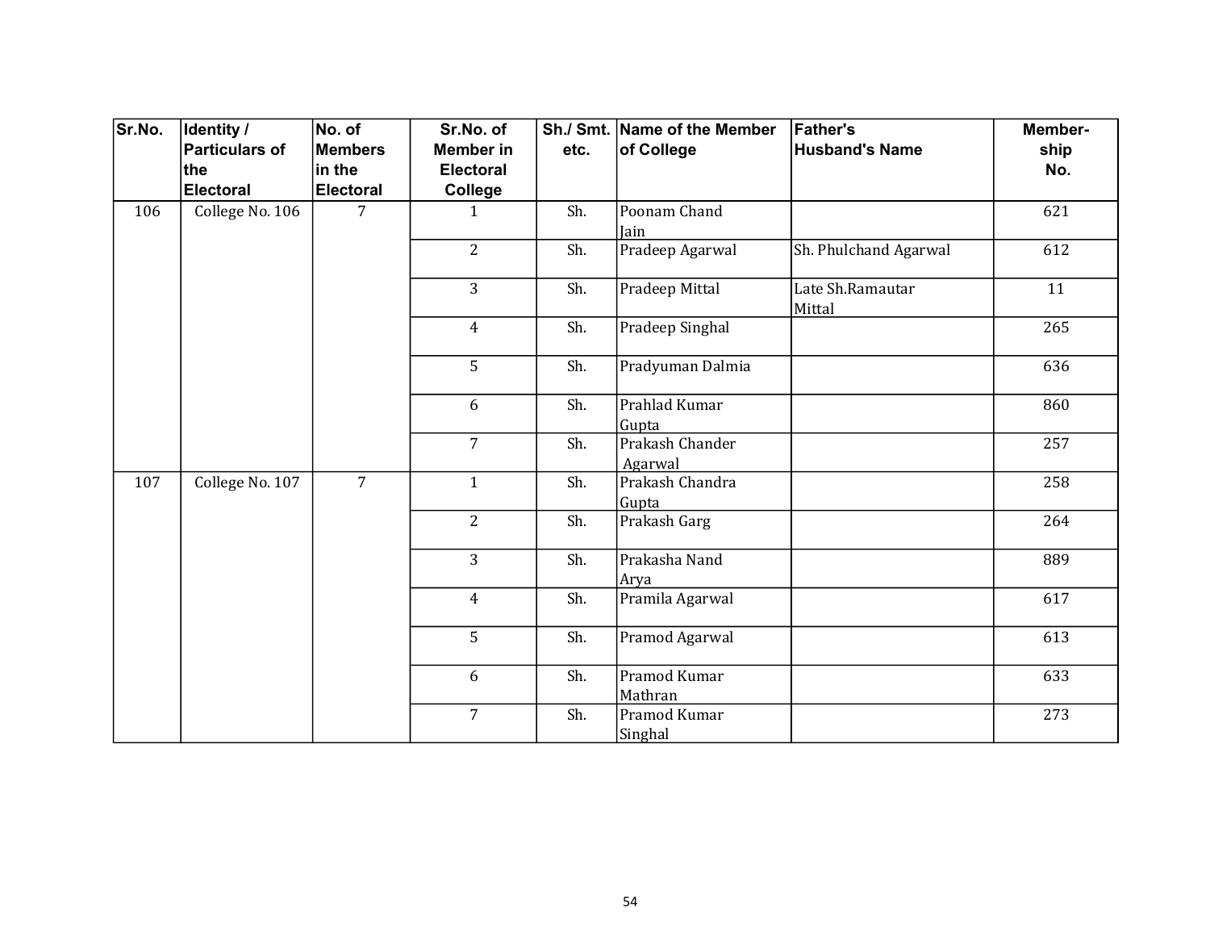| Sr.No. | Identity / Particulars of the Electoral | No. of Members in the Electoral | Sr.No. of Member in Electoral College | Sh./ Smt. etc. | Name of the Member of College | Father's Husband's Name | Member-ship No. |
|---|---|---|---|---|---|---|---|
| 106 | College No. 106 | 7 | 1 | Sh. | Poonam Chand Jain | | 621 |
| | | | 2 | Sh. | Pradeep Agarwal | Sh. Phulchand Agarwal | 612 |
| | | | 3 | Sh. | Pradeep Mittal | Late Sh.Ramautar Mittal | 11 |
| | | | 4 | Sh. | Pradeep Singhal | | 265 |
| | | | 5 | Sh. | Pradyuman Dalmia | | 636 |
| | | | 6 | Sh. | Prahlad Kumar Gupta | | 860 |
| | | | 7 | Sh. | Prakash Chander Agarwal | | 257 |
| 107 | College No. 107 | 7 | 1 | Sh. | Prakash Chandra Gupta | | 258 |
| | | | 2 | Sh. | Prakash Garg | | 264 |
| | | | 3 | Sh. | Prakasha Nand Arya | | 889 |
| | | | 4 | Sh. | Pramila Agarwal | | 617 |
| | | | 5 | Sh. | Pramod Agarwal | | 613 |
| | | | 6 | Sh. | Pramod Kumar Mathran | | 633 |
| | | | 7 | Sh. | Pramod Kumar Singhal | | 273 |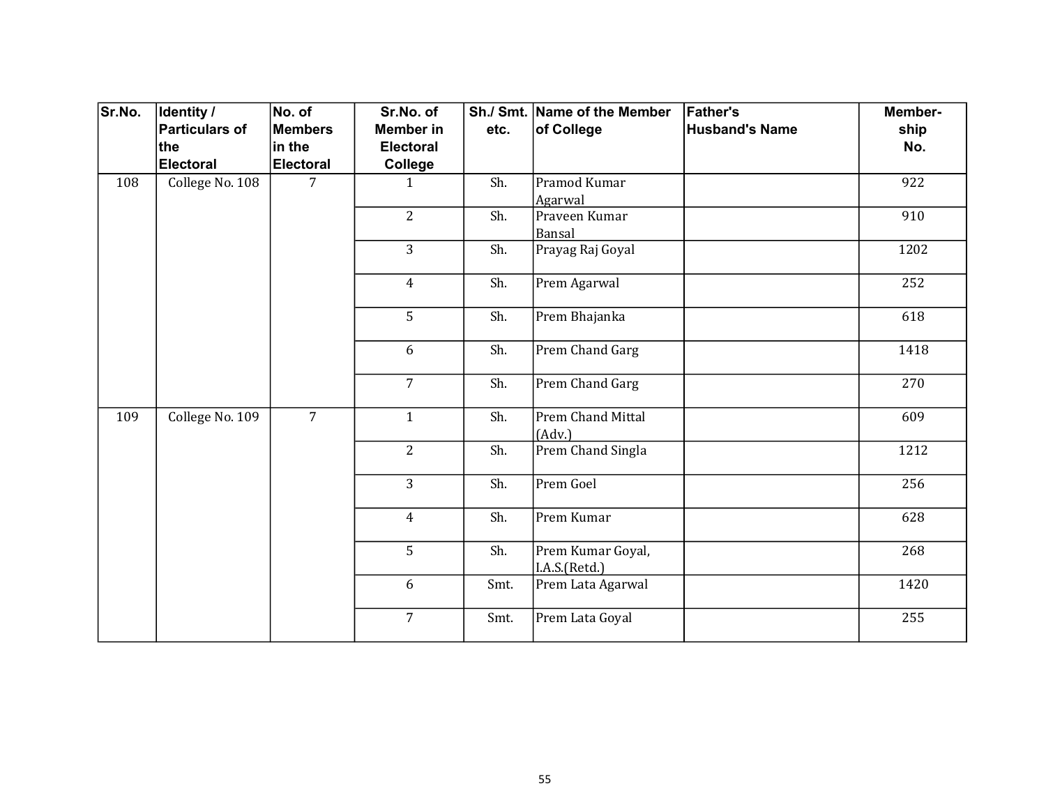| Sr.No. | Identity / Particulars of the Electoral | No. of Members in the Electoral | Sr.No. of Member in Electoral College | Sh./ Smt. etc. | Name of the Member of College | Father's Husband's Name | Member-ship No. |
|---|---|---|---|---|---|---|---|
| 108 | College No. 108 | 7 | 1 | Sh. | Pramod Kumar Agarwal | | 922 |
| | | | 2 | Sh. | Praveen Kumar Bansal | | 910 |
| | | | 3 | Sh. | Prayag Raj Goyal | | 1202 |
| | | | 4 | Sh. | Prem Agarwal | | 252 |
| | | | 5 | Sh. | Prem Bhajanka | | 618 |
| | | | 6 | Sh. | Prem Chand Garg | | 1418 |
| | | | 7 | Sh. | Prem Chand Garg | | 270 |
| 109 | College No. 109 | 7 | 1 | Sh. | Prem Chand Mittal (Adv.) | | 609 |
| | | | 2 | Sh. | Prem Chand Singla | | 1212 |
| | | | 3 | Sh. | Prem Goel | | 256 |
| | | | 4 | Sh. | Prem Kumar | | 628 |
| | | | 5 | Sh. | Prem Kumar Goyal, I.A.S.(Retd.) | | 268 |
| | | | 6 | Smt. | Prem Lata Agarwal | | 1420 |
| | | | 7 | Smt. | Prem Lata Goyal | | 255 |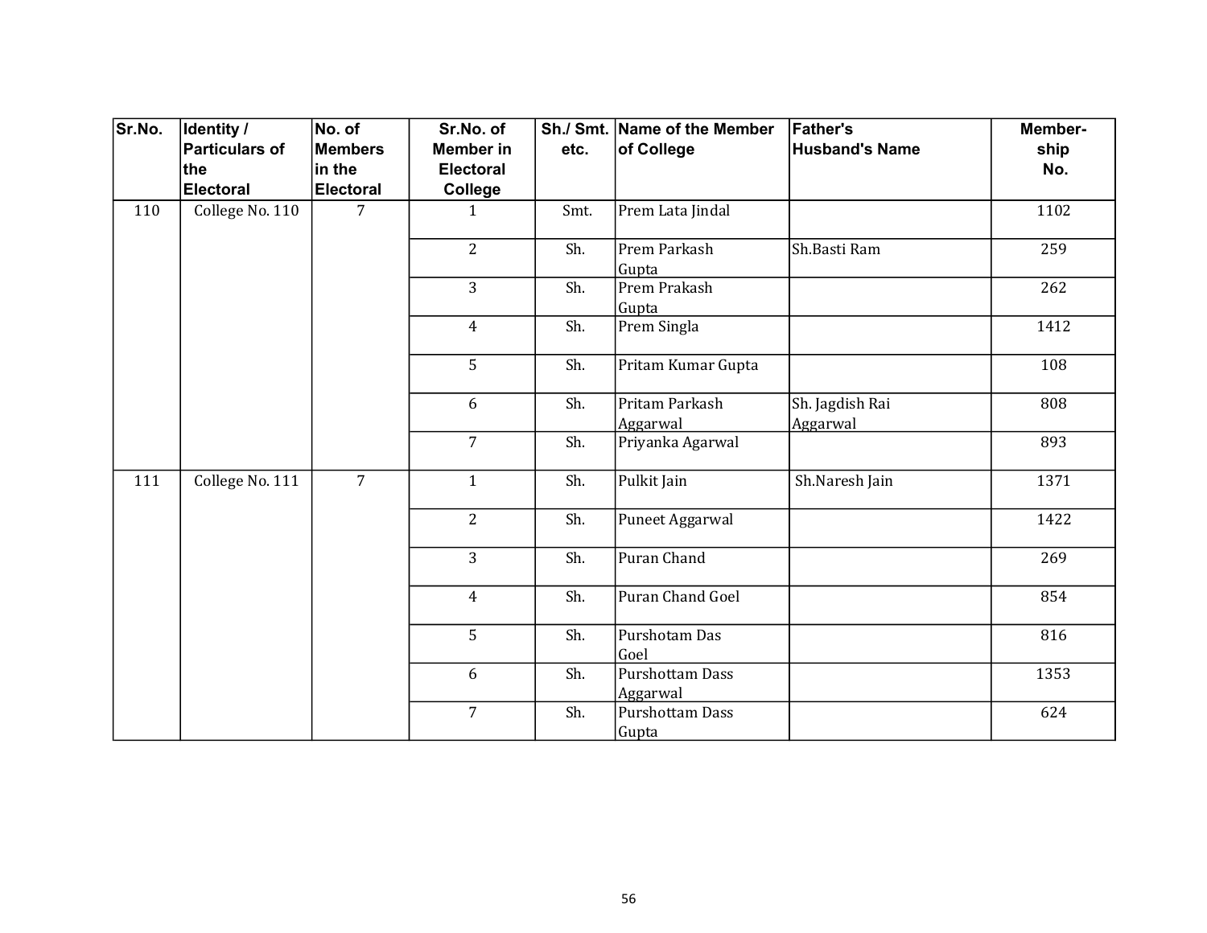| Sr.No. | Identity / Particulars of the Electoral | No. of Members in the Electoral | Sr.No. of Member in Electoral College | Sh./ Smt. etc. | Name of the Member of College | Father's Husband's Name | Member-ship No. |
|---|---|---|---|---|---|---|---|
| 110 | College No. 110 | 7 | 1 | Smt. | Prem Lata Jindal | | 1102 |
| | | | 2 | Sh. | Prem Parkash Gupta | Sh.Basti Ram | 259 |
| | | | 3 | Sh. | Prem Prakash Gupta | | 262 |
| | | | 4 | Sh. | Prem Singla | | 1412 |
| | | | 5 | Sh. | Pritam Kumar Gupta | | 108 |
| | | | 6 | Sh. | Pritam Parkash Aggarwal | Sh. Jagdish Rai Aggarwal | 808 |
| | | | 7 | Sh. | Priyanka Agarwal | | 893 |
| 111 | College No. 111 | 7 | 1 | Sh. | Pulkit Jain | Sh.Naresh Jain | 1371 |
| | | | 2 | Sh. | Puneet Aggarwal | | 1422 |
| | | | 3 | Sh. | Puran Chand | | 269 |
| | | | 4 | Sh. | Puran Chand Goel | | 854 |
| | | | 5 | Sh. | Purshotam Das Goel | | 816 |
| | | | 6 | Sh. | Purshottam Dass Aggarwal | | 1353 |
| | | | 7 | Sh. | Purshottam Dass Gupta | | 624 |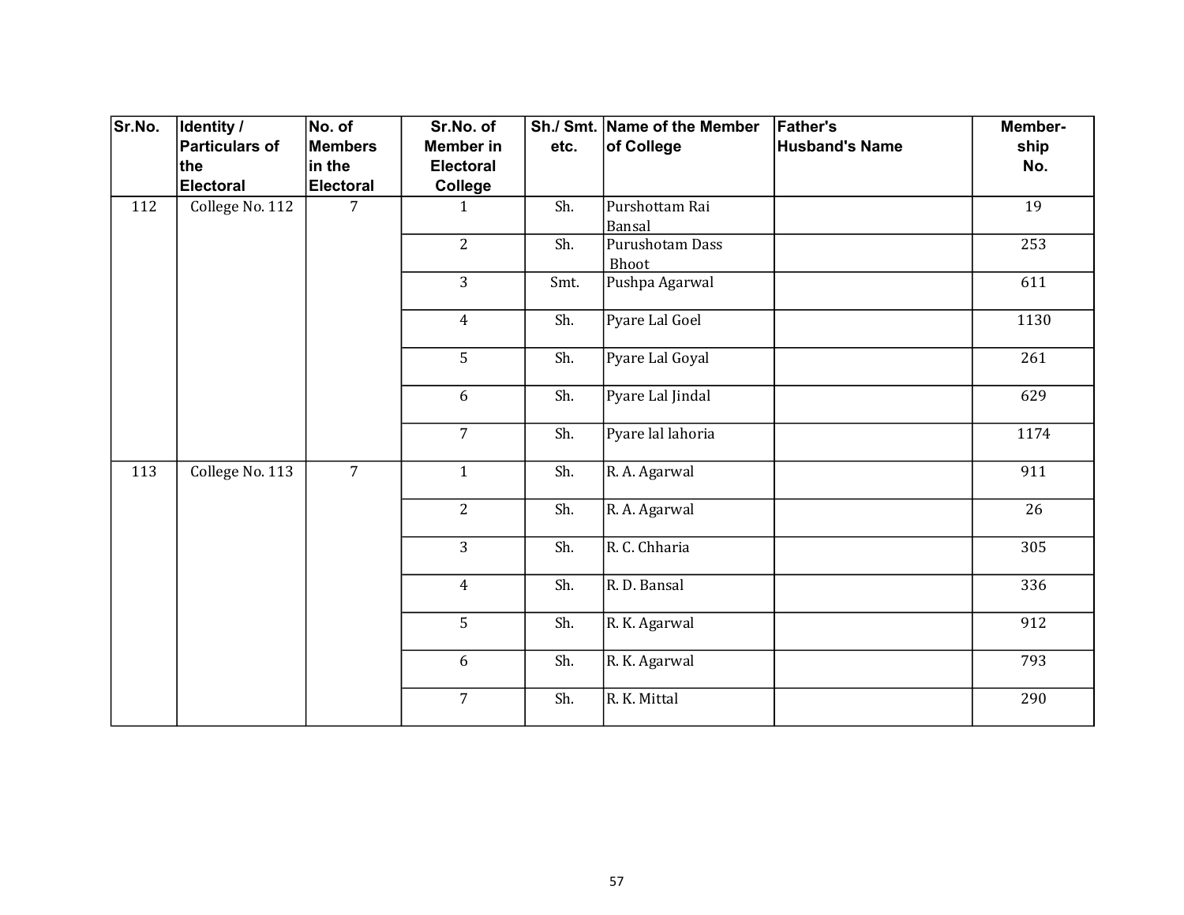| Sr.No. | Identity / Particulars of the Electoral | No. of Members in the Electoral | Sr.No. of Member in Electoral College | Sh./ Smt. etc. | Name of the Member of College | Father's Husband's Name | Member-ship No. |
|---|---|---|---|---|---|---|---|
| 112 | College No. 112 | 7 | 1 | Sh. | Purshottam Rai Bansal | | 19 |
| | | | 2 | Sh. | Purushotam Dass Bhoot | | 253 |
| | | | 3 | Smt. | Pushpa Agarwal | | 611 |
| | | | 4 | Sh. | Pyare Lal Goel | | 1130 |
| | | | 5 | Sh. | Pyare Lal Goyal | | 261 |
| | | | 6 | Sh. | Pyare Lal Jindal | | 629 |
| | | | 7 | Sh. | Pyare lal lahoria | | 1174 |
| 113 | College No. 113 | 7 | 1 | Sh. | R. A. Agarwal | | 911 |
| | | | 2 | Sh. | R. A. Agarwal | | 26 |
| | | | 3 | Sh. | R. C. Chharia | | 305 |
| | | | 4 | Sh. | R. D. Bansal | | 336 |
| | | | 5 | Sh. | R. K. Agarwal | | 912 |
| | | | 6 | Sh. | R. K. Agarwal | | 793 |
| | | | 7 | Sh. | R. K. Mittal | | 290 |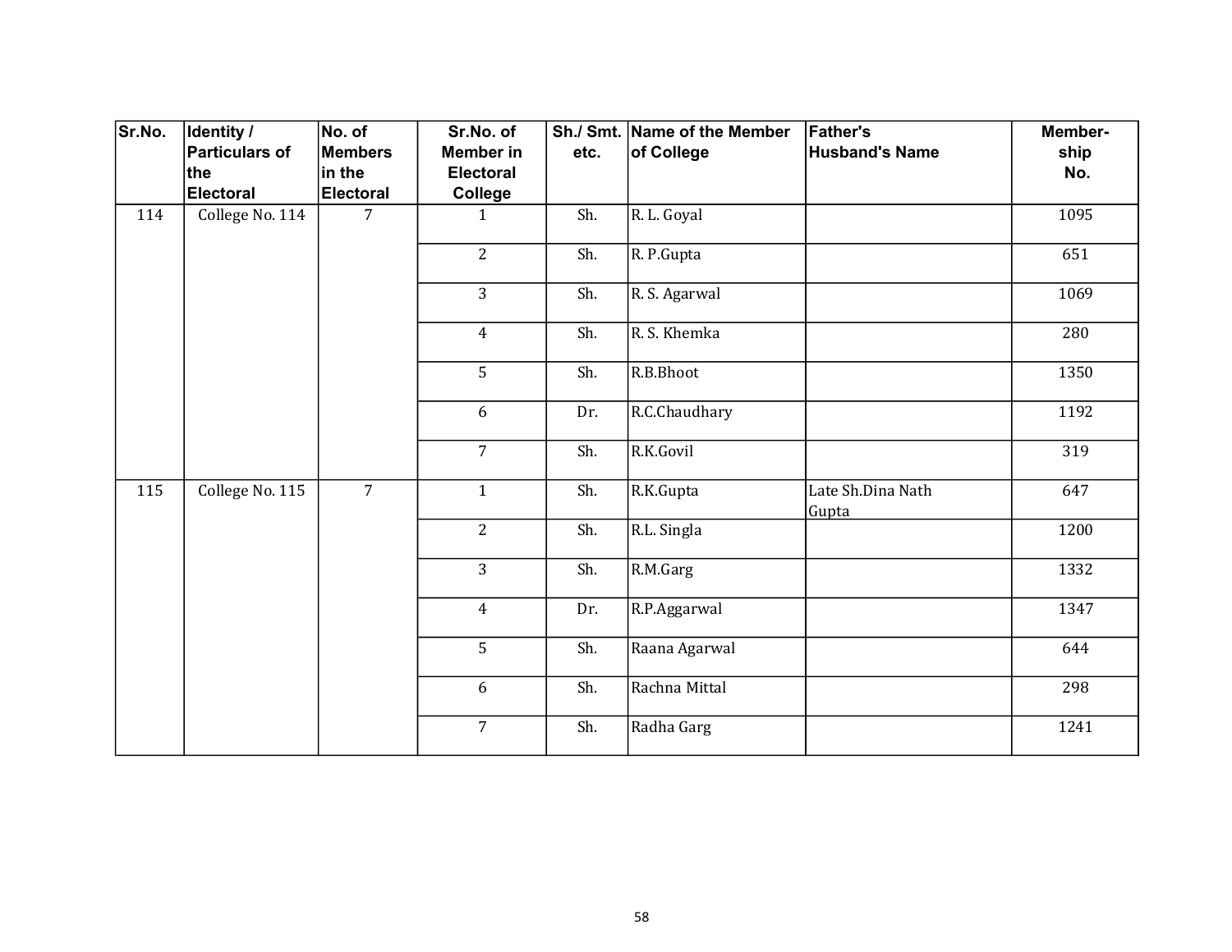| Sr.No. | Identity / Particulars of the Electoral | No. of Members in the Electoral | Sr.No. of Member in Electoral College | Sh./ Smt. etc. | Name of the Member of College | Father's Husband's Name | Member-ship No. |
|---|---|---|---|---|---|---|---|
| 114 | College No. 114 | 7 | 1 | Sh. | R. L. Goyal | | 1095 |
| | | | 2 | Sh. | R. P.Gupta | | 651 |
| | | | 3 | Sh. | R. S. Agarwal | | 1069 |
| | | | 4 | Sh. | R. S. Khemka | | 280 |
| | | | 5 | Sh. | R.B.Bhoot | | 1350 |
| | | | 6 | Dr. | R.C.Chaudhary | | 1192 |
| | | | 7 | Sh. | R.K.Govil | | 319 |
| 115 | College No. 115 | 7 | 1 | Sh. | R.K.Gupta | Late Sh.Dina Nath Gupta | 647 |
| | | | 2 | Sh. | R.L. Singla | | 1200 |
| | | | 3 | Sh. | R.M.Garg | | 1332 |
| | | | 4 | Dr. | R.P.Aggarwal | | 1347 |
| | | | 5 | Sh. | Raana Agarwal | | 644 |
| | | | 6 | Sh. | Rachna Mittal | | 298 |
| | | | 7 | Sh. | Radha Garg | | 1241 |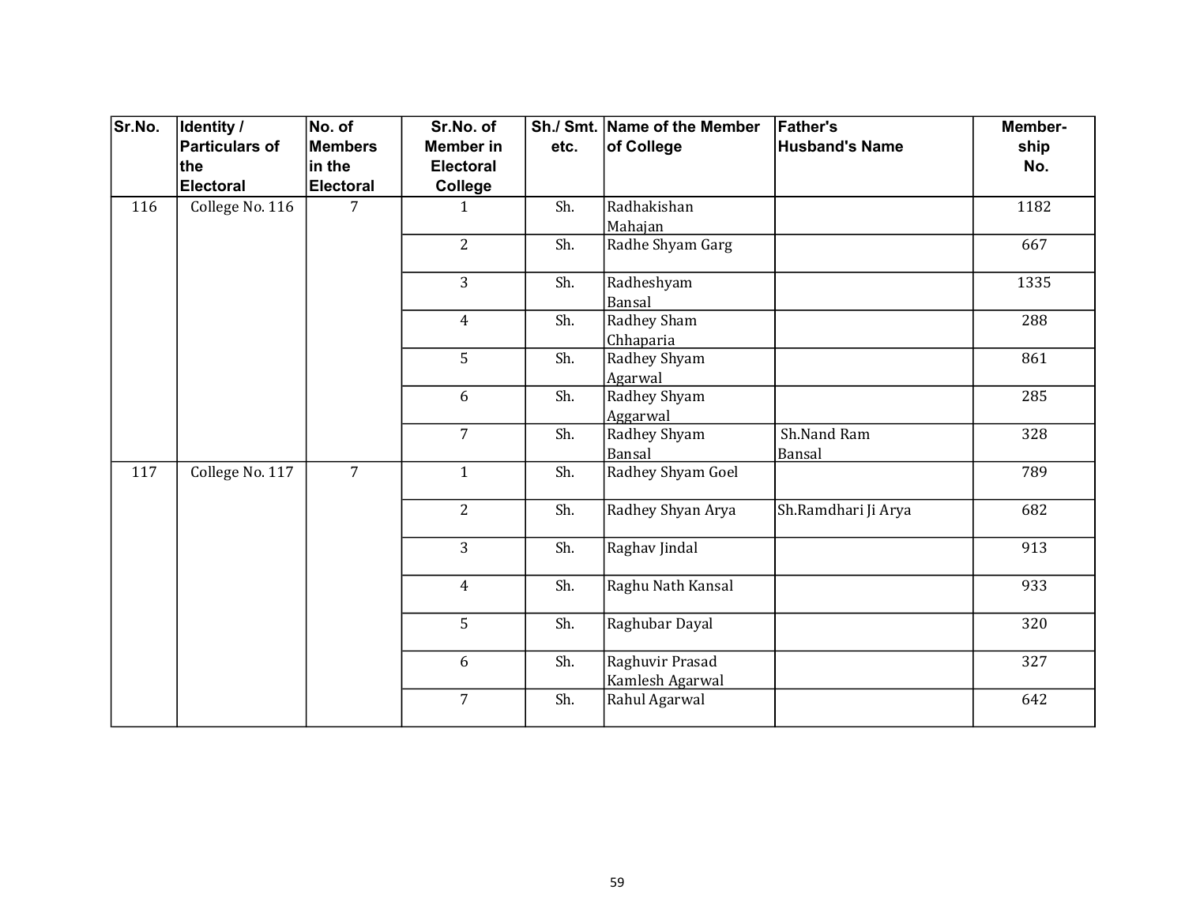| Sr.No. | Identity / Particulars of the Electoral | No. of Members in the Electoral | Sr.No. of Member in Electoral College | Sh./ Smt. etc. | Name of the Member of College | Father's Husband's Name | Member-ship No. |
|---|---|---|---|---|---|---|---|
| 116 | College No. 116 | 7 | 1 | Sh. | Radhakishan Mahajan | | 1182 |
| | | | 2 | Sh. | Radhe Shyam Garg | | 667 |
| | | | 3 | Sh. | Radheshyam Bansal | | 1335 |
| | | | 4 | Sh. | Radhey Sham Chhaparia | | 288 |
| | | | 5 | Sh. | Radhey Shyam Agarwal | | 861 |
| | | | 6 | Sh. | Radhey Shyam Aggarwal | | 285 |
| | | | 7 | Sh. | Radhey Shyam Bansal | Sh.Nand Ram Bansal | 328 |
| 117 | College No. 117 | 7 | 1 | Sh. | Radhey Shyam Goel | | 789 |
| | | | 2 | Sh. | Radhey Shyan Arya | Sh.Ramdhari Ji Arya | 682 |
| | | | 3 | Sh. | Raghav Jindal | | 913 |
| | | | 4 | Sh. | Raghu Nath Kansal | | 933 |
| | | | 5 | Sh. | Raghubar Dayal | | 320 |
| | | | 6 | Sh. | Raghuvir Prasad Kamlesh Agarwal | | 327 |
| | | | 7 | Sh. | Rahul Agarwal | | 642 |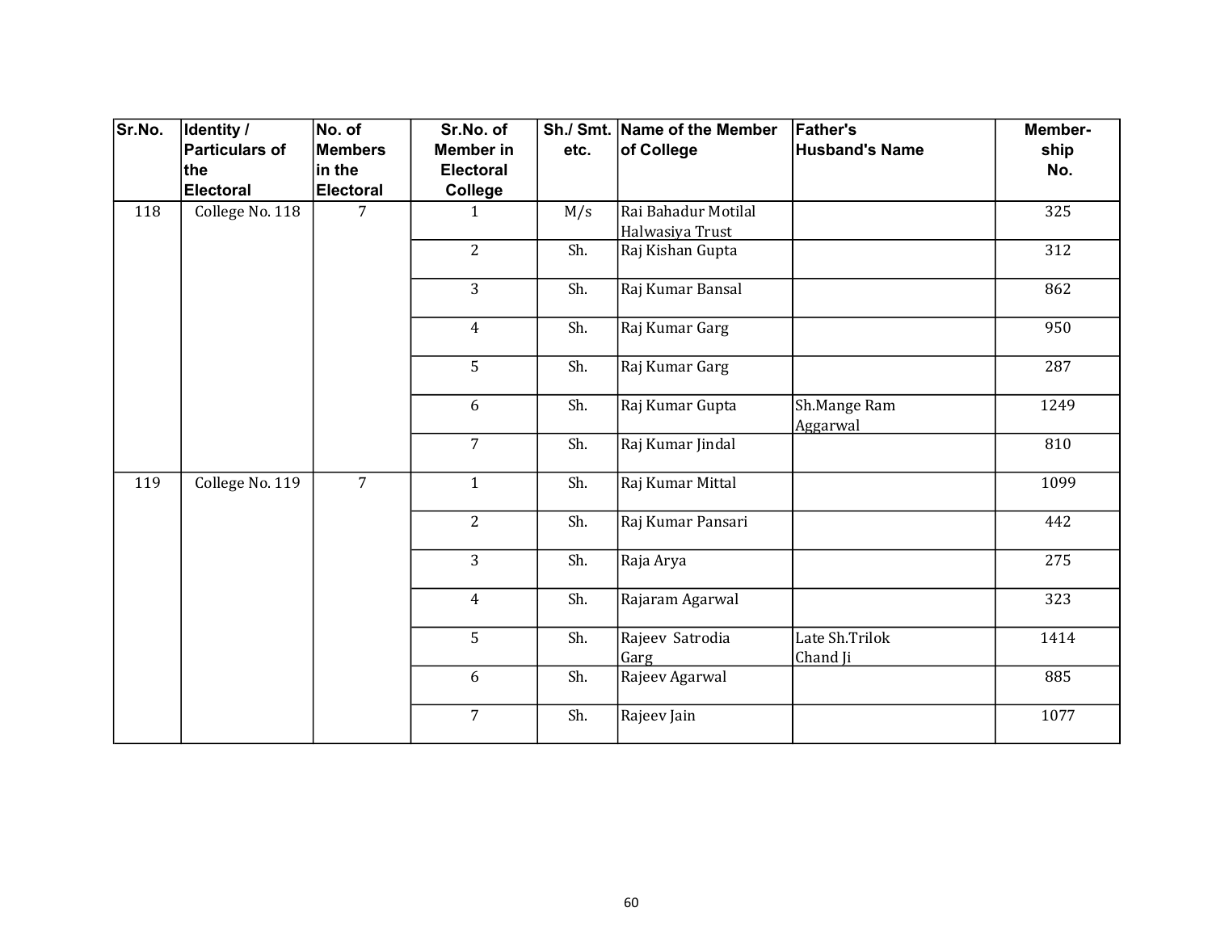| Sr.No. | Identity / Particulars of the Electoral | No. of Members in the Electoral | Sr.No. of Member in Electoral College | Sh./ Smt. etc. | Name of the Member of College | Father's Husband's Name | Member-ship No. |
|---|---|---|---|---|---|---|---|
| 118 | College No. 118 | 7 | 1 | M/s | Rai Bahadur Motilal Halwasiya Trust | | 325 |
| | | | 2 | Sh. | Raj Kishan Gupta | | 312 |
| | | | 3 | Sh. | Raj Kumar Bansal | | 862 |
| | | | 4 | Sh. | Raj Kumar Garg | | 950 |
| | | | 5 | Sh. | Raj Kumar Garg | | 287 |
| | | | 6 | Sh. | Raj Kumar Gupta | Sh.Mange Ram Aggarwal | 1249 |
| | | | 7 | Sh. | Raj Kumar Jindal | | 810 |
| 119 | College No. 119 | 7 | 1 | Sh. | Raj Kumar Mittal | | 1099 |
| | | | 2 | Sh. | Raj Kumar Pansari | | 442 |
| | | | 3 | Sh. | Raja Arya | | 275 |
| | | | 4 | Sh. | Rajaram Agarwal | | 323 |
| | | | 5 | Sh. | Rajeev Satrodia Garg | Late Sh.Trilok Chand Ji | 1414 |
| | | | 6 | Sh. | Rajeev Agarwal | | 885 |
| | | | 7 | Sh. | Rajeev Jain | | 1077 |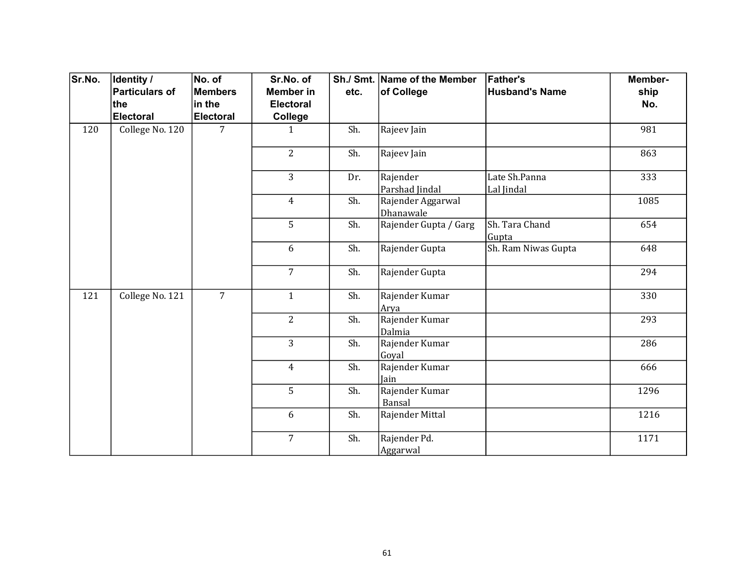| Sr.No. | Identity / Particulars of the Electoral | No. of Members in the Electoral | Sr.No. of Member in Electoral College | Sh./ Smt. etc. | Name of the Member of College | Father's Husband's Name | Member-ship No. |
|---|---|---|---|---|---|---|---|
| 120 | College No. 120 | 7 | 1 | Sh. | Rajeev Jain | | 981 |
| | | | 2 | Sh. | Rajeev Jain | | 863 |
| | | | 3 | Dr. | Rajender Parshad Jindal | Late Sh.Panna Lal Jindal | 333 |
| | | | 4 | Sh. | Rajender Aggarwal Dhanawale | | 1085 |
| | | | 5 | Sh. | Rajender Gupta / Garg | Sh. Tara Chand Gupta | 654 |
| | | | 6 | Sh. | Rajender Gupta | Sh. Ram Niwas Gupta | 648 |
| | | | 7 | Sh. | Rajender Gupta | | 294 |
| 121 | College No. 121 | 7 | 1 | Sh. | Rajender Kumar Arya | | 330 |
| | | | 2 | Sh. | Rajender Kumar Dalmia | | 293 |
| | | | 3 | Sh. | Rajender Kumar Goyal | | 286 |
| | | | 4 | Sh. | Rajender Kumar Jain | | 666 |
| | | | 5 | Sh. | Rajender Kumar Bansal | | 1296 |
| | | | 6 | Sh. | Rajender Mittal | | 1216 |
| | | | 7 | Sh. | Rajender Pd. Aggarwal | | 1171 |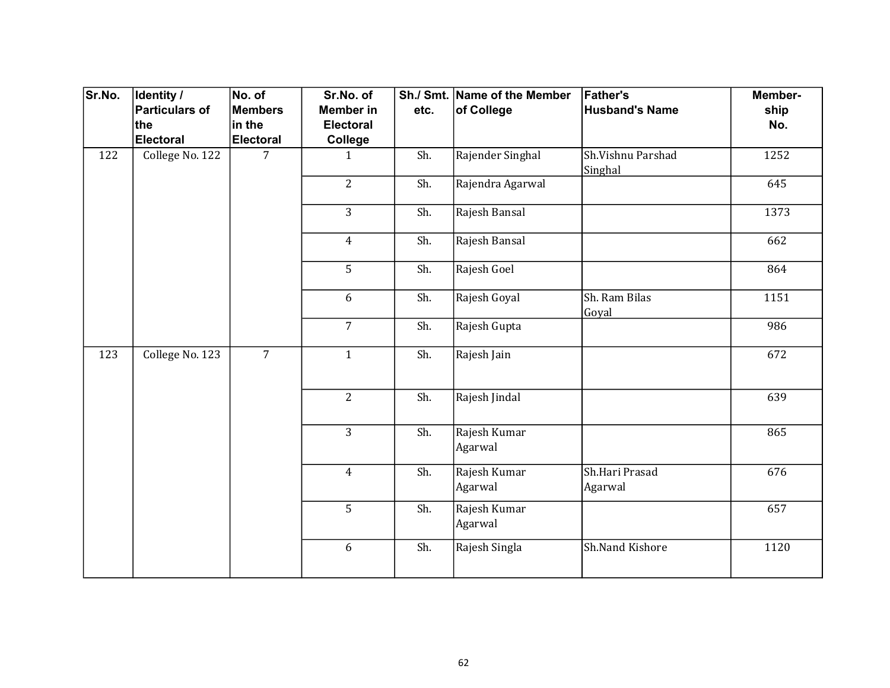| Sr.No. | Identity / Particulars of the Electoral | No. of Members in the Electoral | Sr.No. of Member in Electoral College | Sh./ Smt. etc. | Name of the Member of College | Father's Husband's Name | Member-ship No. |
|---|---|---|---|---|---|---|---|
| 122 | College No. 122 | 7 | 1 | Sh. | Rajender Singhal | Sh.Vishnu Parshad Singhal | 1252 |
| | | | 2 | Sh. | Rajendra Agarwal | | 645 |
| | | | 3 | Sh. | Rajesh Bansal | | 1373 |
| | | | 4 | Sh. | Rajesh Bansal | | 662 |
| | | | 5 | Sh. | Rajesh Goel | | 864 |
| | | | 6 | Sh. | Rajesh Goyal | Sh. Ram Bilas Goyal | 1151 |
| | | | 7 | Sh. | Rajesh Gupta | | 986 |
| 123 | College No. 123 | 7 | 1 | Sh. | Rajesh Jain | | 672 |
| | | | 2 | Sh. | Rajesh Jindal | | 639 |
| | | | 3 | Sh. | Rajesh Kumar Agarwal | | 865 |
| | | | 4 | Sh. | Rajesh Kumar Agarwal | Sh.Hari Prasad Agarwal | 676 |
| | | | 5 | Sh. | Rajesh Kumar Agarwal | | 657 |
| | | | 6 | Sh. | Rajesh Singla | Sh.Nand Kishore | 1120 |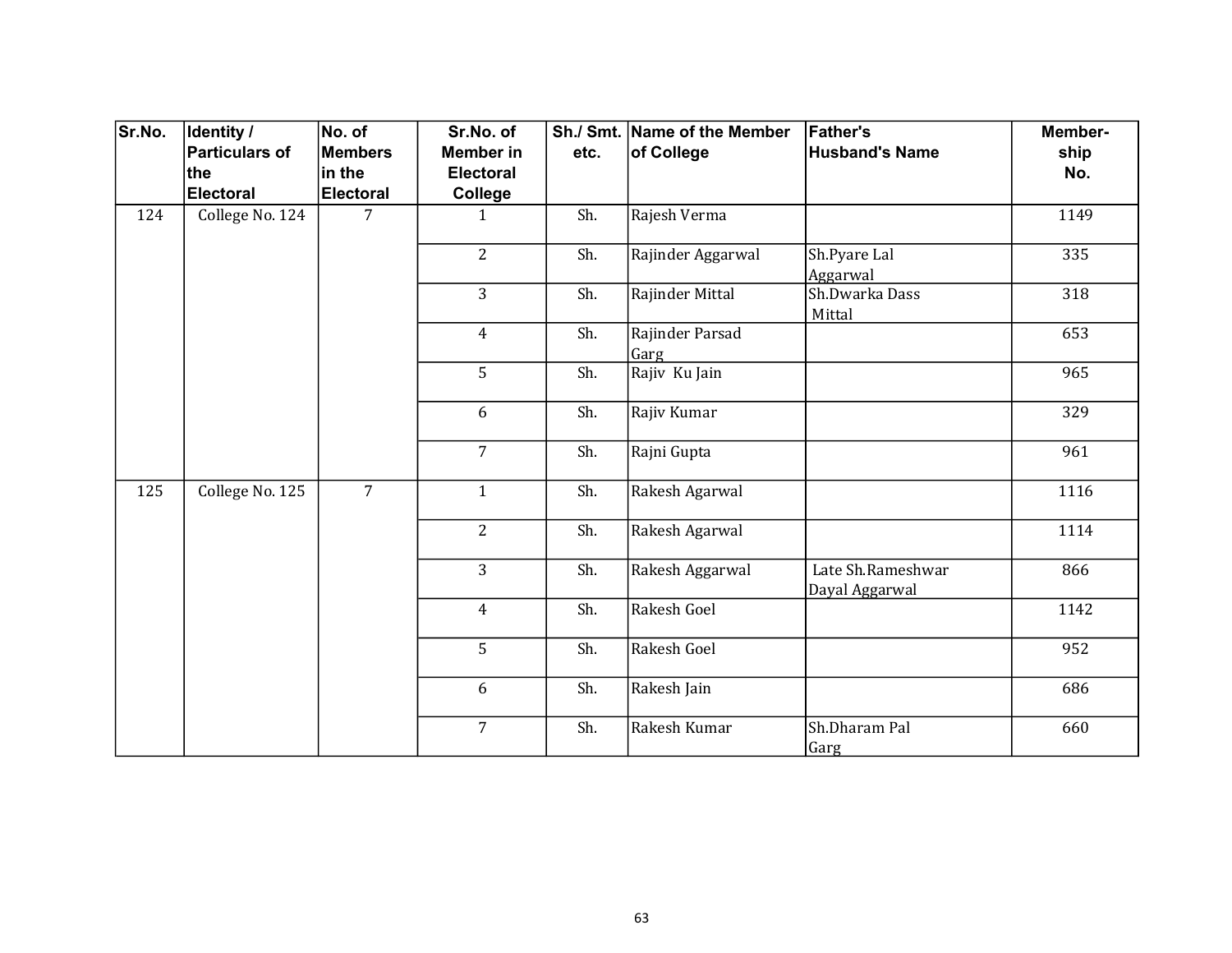| Sr.No. | Identity / Particulars of the Electoral | No. of Members in the Electoral | Sr.No. of Member in Electoral College | Sh./ Smt. etc. | Name of the Member of College | Father's Husband's Name | Member-ship No. |
|---|---|---|---|---|---|---|---|
| 124 | College No. 124 | 7 | 1 | Sh. | Rajesh Verma | | 1149 |
| | | | 2 | Sh. | Rajinder Aggarwal | Sh.Pyare Lal Aggarwal | 335 |
| | | | 3 | Sh. | Rajinder Mittal | Sh.Dwarka Dass Mittal | 318 |
| | | | 4 | Sh. | Rajinder Parsad Garg | | 653 |
| | | | 5 | Sh. | Rajiv Ku Jain | | 965 |
| | | | 6 | Sh. | Rajiv Kumar | | 329 |
| | | | 7 | Sh. | Rajni Gupta | | 961 |
| 125 | College No. 125 | 7 | 1 | Sh. | Rakesh Agarwal | | 1116 |
| | | | 2 | Sh. | Rakesh Agarwal | | 1114 |
| | | | 3 | Sh. | Rakesh Aggarwal | Late Sh.Rameshwar Dayal Aggarwal | 866 |
| | | | 4 | Sh. | Rakesh Goel | | 1142 |
| | | | 5 | Sh. | Rakesh Goel | | 952 |
| | | | 6 | Sh. | Rakesh Jain | | 686 |
| | | | 7 | Sh. | Rakesh Kumar | Sh.Dharam Pal Garg | 660 |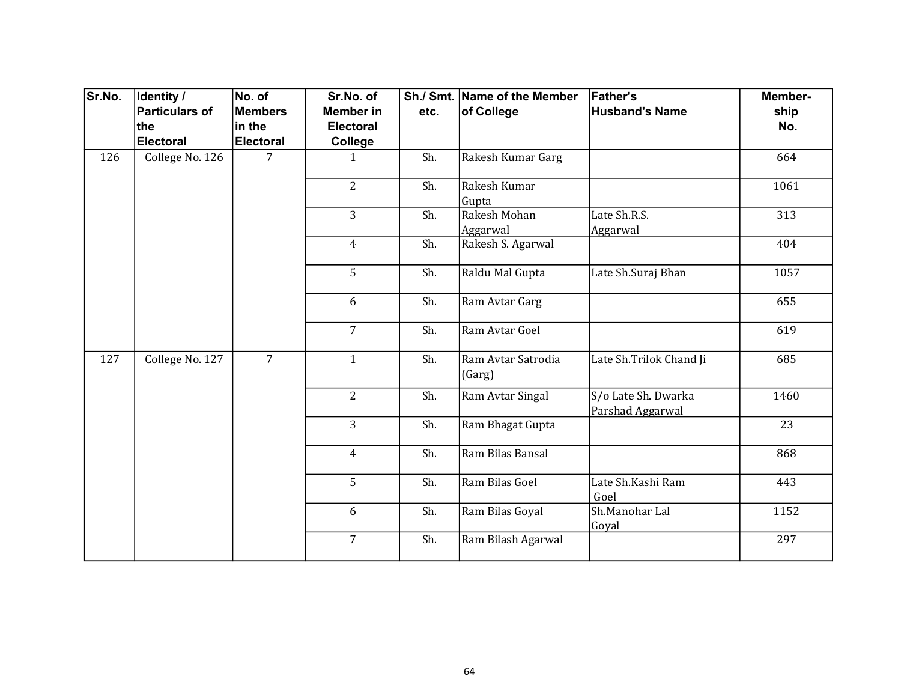| Sr.No. | Identity / Particulars of the Electoral | No. of Members in the Electoral | Sr.No. of Member in Electoral College | Sh./ Smt. etc. | Name of the Member of College | Father's Husband's Name | Member-ship No. |
|---|---|---|---|---|---|---|---|
| 126 | College No. 126 | 7 | 1 | Sh. | Rakesh Kumar Garg | | 664 |
| | | | 2 | Sh. | Rakesh Kumar Gupta | | 1061 |
| | | | 3 | Sh. | Rakesh Mohan Aggarwal | Late Sh.R.S. Aggarwal | 313 |
| | | | 4 | Sh. | Rakesh S. Agarwal | | 404 |
| | | | 5 | Sh. | Raldu Mal Gupta | Late Sh.Suraj Bhan | 1057 |
| | | | 6 | Sh. | Ram Avtar Garg | | 655 |
| | | | 7 | Sh. | Ram Avtar Goel | | 619 |
| 127 | College No. 127 | 7 | 1 | Sh. | Ram Avtar Satrodia (Garg) | Late Sh.Trilok Chand Ji | 685 |
| | | | 2 | Sh. | Ram Avtar Singal | S/o Late Sh. Dwarka Parshad Aggarwal | 1460 |
| | | | 3 | Sh. | Ram Bhagat Gupta | | 23 |
| | | | 4 | Sh. | Ram Bilas Bansal | | 868 |
| | | | 5 | Sh. | Ram Bilas Goel | Late Sh.Kashi Ram Goel | 443 |
| | | | 6 | Sh. | Ram Bilas Goyal | Sh.Manohar Lal Goyal | 1152 |
| | | | 7 | Sh. | Ram Bilash Agarwal | | 297 |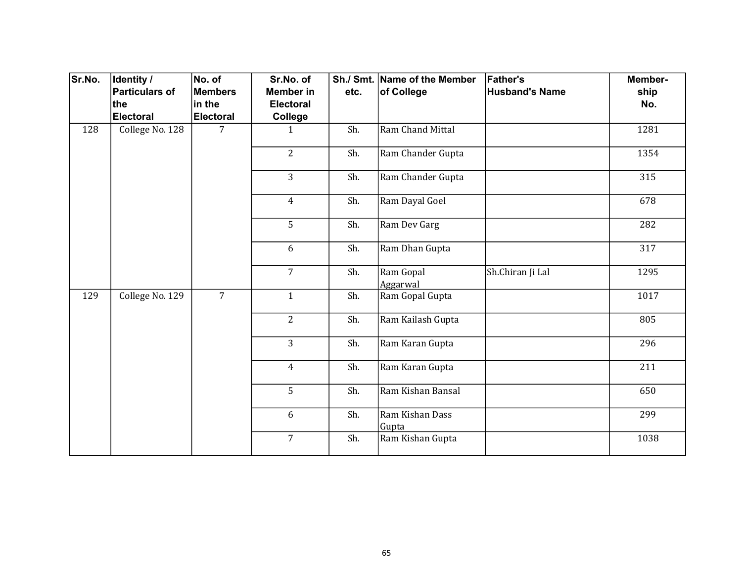| Sr.No. | Identity / Particulars of the Electoral | No. of Members in the Electoral | Sr.No. of Member in Electoral College | Sh./ Smt. etc. | Name of the Member of College | Father's Husband's Name | Member-ship No. |
|---|---|---|---|---|---|---|---|
| 128 | College No. 128 | 7 | 1 | Sh. | Ram Chand Mittal | | 1281 |
| | | | 2 | Sh. | Ram Chander Gupta | | 1354 |
| | | | 3 | Sh. | Ram Chander Gupta | | 315 |
| | | | 4 | Sh. | Ram Dayal Goel | | 678 |
| | | | 5 | Sh. | Ram Dev Garg | | 282 |
| | | | 6 | Sh. | Ram Dhan Gupta | | 317 |
| | | | 7 | Sh. | Ram Gopal Aggarwal | Sh.Chiran Ji Lal | 1295 |
| 129 | College No. 129 | 7 | 1 | Sh. | Ram Gopal Gupta | | 1017 |
| | | | 2 | Sh. | Ram Kailash Gupta | | 805 |
| | | | 3 | Sh. | Ram Karan Gupta | | 296 |
| | | | 4 | Sh. | Ram Karan Gupta | | 211 |
| | | | 5 | Sh. | Ram Kishan Bansal | | 650 |
| | | | 6 | Sh. | Ram Kishan Dass Gupta | | 299 |
| | | | 7 | Sh. | Ram Kishan Gupta | | 1038 |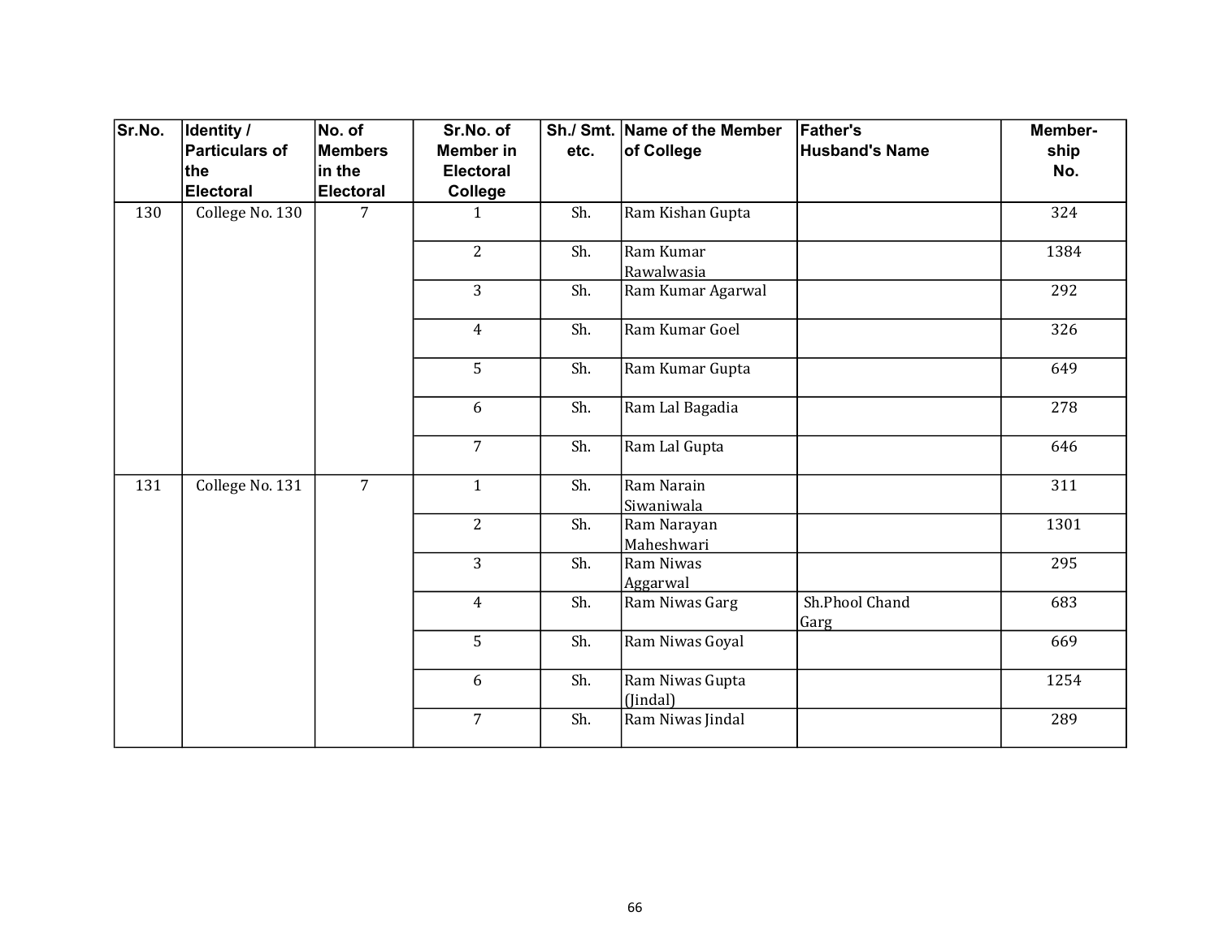| Sr.No. | Identity / Particulars of the Electoral | No. of Members in the Electoral | Sr.No. of Member in Electoral College | Sh./ Smt. etc. | Name of the Member of College | Father's Husband's Name | Member-ship No. |
|---|---|---|---|---|---|---|---|
| 130 | College No. 130 | 7 | 1 | Sh. | Ram Kishan Gupta | | 324 |
| | | | 2 | Sh. | Ram Kumar Rawalwasia | | 1384 |
| | | | 3 | Sh. | Ram Kumar Agarwal | | 292 |
| | | | 4 | Sh. | Ram Kumar Goel | | 326 |
| | | | 5 | Sh. | Ram Kumar Gupta | | 649 |
| | | | 6 | Sh. | Ram Lal Bagadia | | 278 |
| | | | 7 | Sh. | Ram Lal Gupta | | 646 |
| 131 | College No. 131 | 7 | 1 | Sh. | Ram Narain Siwaniwala | | 311 |
| | | | 2 | Sh. | Ram Narayan Maheshwari | | 1301 |
| | | | 3 | Sh. | Ram Niwas Aggarwal | | 295 |
| | | | 4 | Sh. | Ram Niwas Garg | Sh.Phool Chand Garg | 683 |
| | | | 5 | Sh. | Ram Niwas Goyal | | 669 |
| | | | 6 | Sh. | Ram Niwas Gupta (Jindal) | | 1254 |
| | | | 7 | Sh. | Ram Niwas Jindal | | 289 |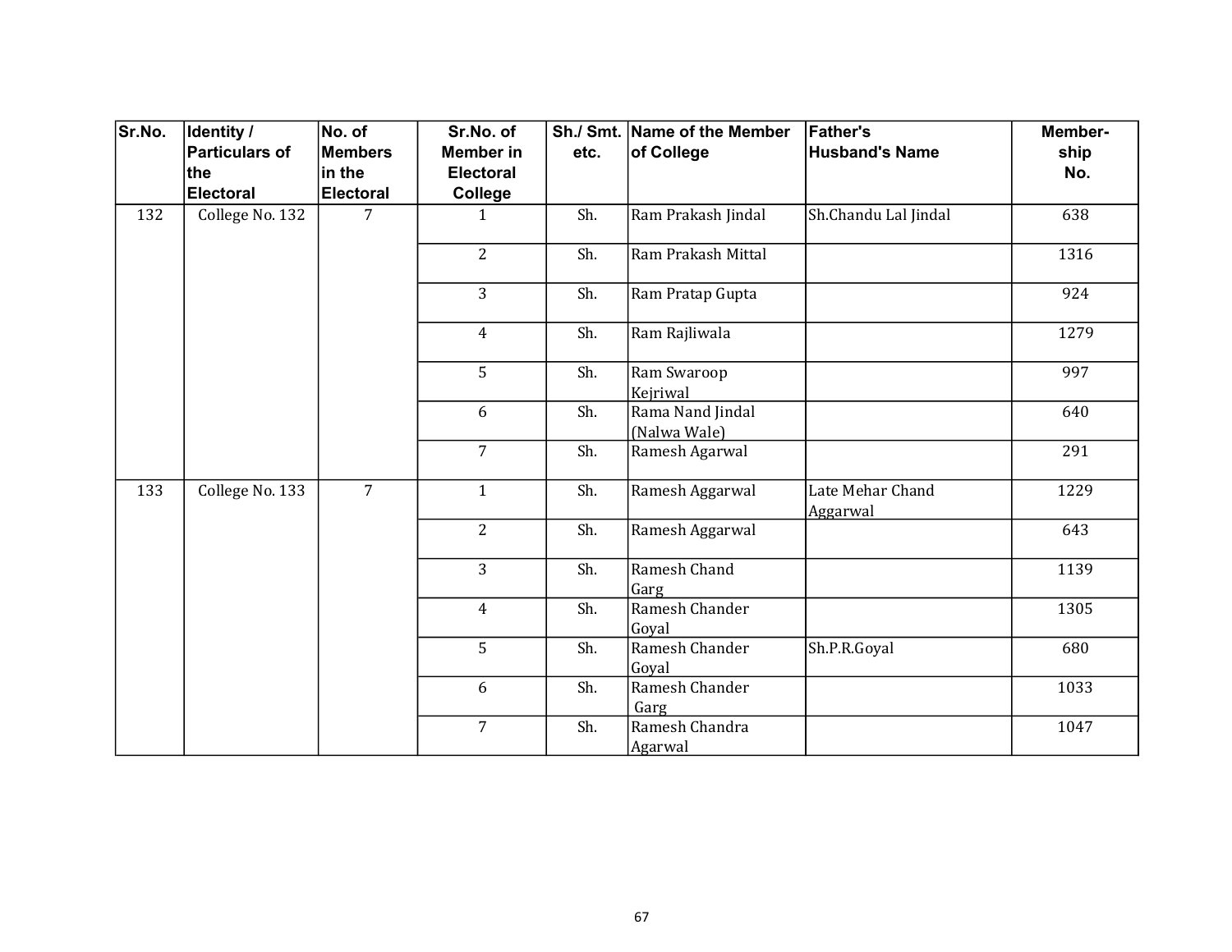| Sr.No. | Identity / Particulars of the Electoral | No. of Members in the Electoral | Sr.No. of Member in Electoral College | Sh./ Smt. etc. | Name of the Member of College | Father's Husband's Name | Member-ship No. |
|---|---|---|---|---|---|---|---|
| 132 | College No. 132 | 7 | 1 | Sh. | Ram Prakash Jindal | Sh.Chandu Lal Jindal | 638 |
| | | | 2 | Sh. | Ram Prakash Mittal | | 1316 |
| | | | 3 | Sh. | Ram Pratap Gupta | | 924 |
| | | | 4 | Sh. | Ram Rajliwala | | 1279 |
| | | | 5 | Sh. | Ram Swaroop Kejriwal | | 997 |
| | | | 6 | Sh. | Rama Nand Jindal (Nalwa Wale) | | 640 |
| | | | 7 | Sh. | Ramesh Agarwal | | 291 |
| 133 | College No. 133 | 7 | 1 | Sh. | Ramesh Aggarwal | Late Mehar Chand Aggarwal | 1229 |
| | | | 2 | Sh. | Ramesh Aggarwal | | 643 |
| | | | 3 | Sh. | Ramesh Chand Garg | | 1139 |
| | | | 4 | Sh. | Ramesh Chander Goyal | | 1305 |
| | | | 5 | Sh. | Ramesh Chander Goyal | Sh.P.R.Goyal | 680 |
| | | | 6 | Sh. | Ramesh Chander Garg | | 1033 |
| | | | 7 | Sh. | Ramesh Chandra Agarwal | | 1047 |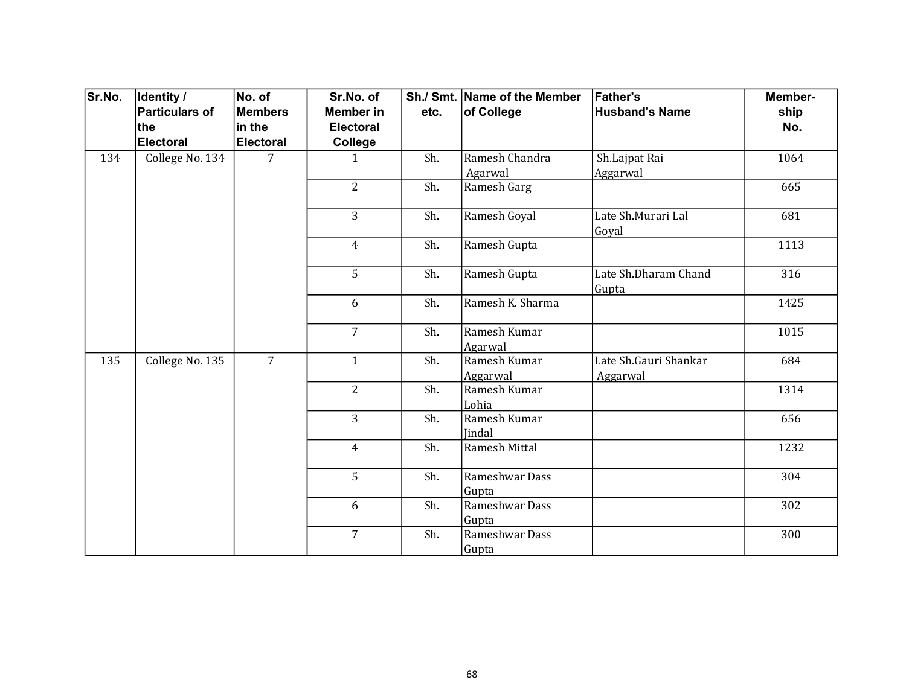| Sr.No. | Identity / Particulars of the Electoral | No. of Members in the Electoral | Sr.No. of Member in Electoral College | Sh./ Smt. etc. | Name of the Member of College | Father's Husband's Name | Member-ship No. |
|---|---|---|---|---|---|---|---|
| 134 | College No. 134 | 7 | 1 | Sh. | Ramesh Chandra Agarwal | Sh.Lajpat Rai Aggarwal | 1064 |
| | | | 2 | Sh. | Ramesh Garg | | 665 |
| | | | 3 | Sh. | Ramesh Goyal | Late Sh.Murari Lal Goyal | 681 |
| | | | 4 | Sh. | Ramesh Gupta | | 1113 |
| | | | 5 | Sh. | Ramesh Gupta | Late Sh.Dharam Chand Gupta | 316 |
| | | | 6 | Sh. | Ramesh K. Sharma | | 1425 |
| | | | 7 | Sh. | Ramesh Kumar Agarwal | | 1015 |
| 135 | College No. 135 | 7 | 1 | Sh. | Ramesh Kumar Aggarwal | Late Sh.Gauri Shankar Aggarwal | 684 |
| | | | 2 | Sh. | Ramesh Kumar Lohia | | 1314 |
| | | | 3 | Sh. | Ramesh Kumar Jindal | | 656 |
| | | | 4 | Sh. | Ramesh Mittal | | 1232 |
| | | | 5 | Sh. | Rameshwar Dass Gupta | | 304 |
| | | | 6 | Sh. | Rameshwar Dass Gupta | | 302 |
| | | | 7 | Sh. | Rameshwar Dass Gupta | | 300 |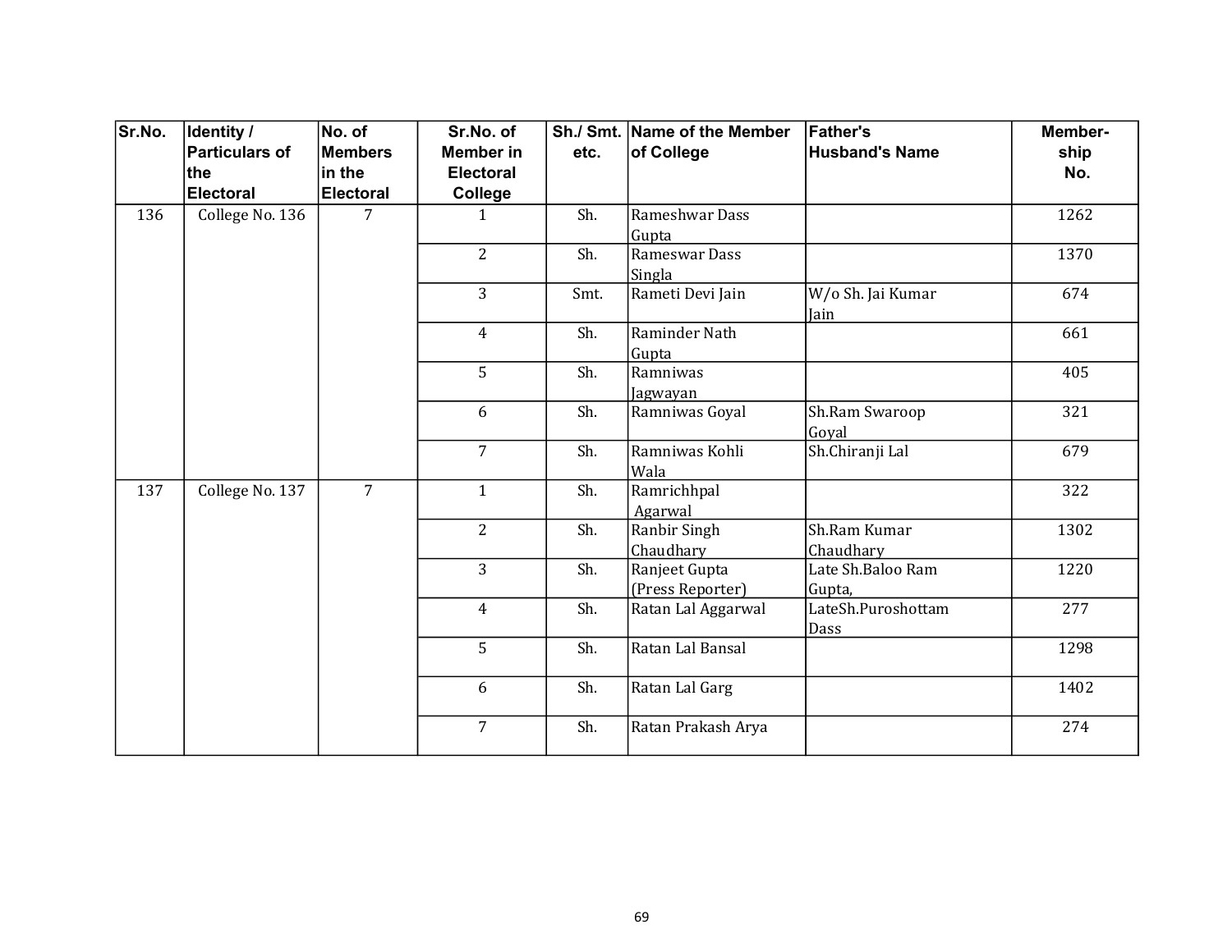| Sr.No. | Identity / Particulars of the Electoral | No. of Members in the Electoral | Sr.No. of Member in Electoral College | Sh./ Smt. etc. | Name of the Member of College | Father's Husband's Name | Member-ship No. |
|---|---|---|---|---|---|---|---|
| 136 | College No. 136 | 7 | 1 | Sh. | Rameshwar Dass Gupta | | 1262 |
| | | | 2 | Sh. | Rameswar Dass Singla | | 1370 |
| | | | 3 | Smt. | Rameti Devi Jain | W/o Sh. Jai Kumar Jain | 674 |
| | | | 4 | Sh. | Raminder Nath Gupta | | 661 |
| | | | 5 | Sh. | Ramniwas Jagwayan | | 405 |
| | | | 6 | Sh. | Ramniwas Goyal | Sh.Ram Swaroop Goyal | 321 |
| | | | 7 | Sh. | Ramniwas Kohli Wala | Sh.Chiranji Lal | 679 |
| 137 | College No. 137 | 7 | 1 | Sh. | Ramrichhpal Agarwal | | 322 |
| | | | 2 | Sh. | Ranbir Singh Chaudhary | Sh.Ram Kumar Chaudhary | 1302 |
| | | | 3 | Sh. | Ranjeet Gupta (Press Reporter) | Late Sh.Baloo Ram Gupta, | 1220 |
| | | | 4 | Sh. | Ratan Lal Aggarwal | LateSh.Puroshottam Dass | 277 |
| | | | 5 | Sh. | Ratan Lal Bansal | | 1298 |
| | | | 6 | Sh. | Ratan Lal Garg | | 1402 |
| | | | 7 | Sh. | Ratan Prakash Arya | | 274 |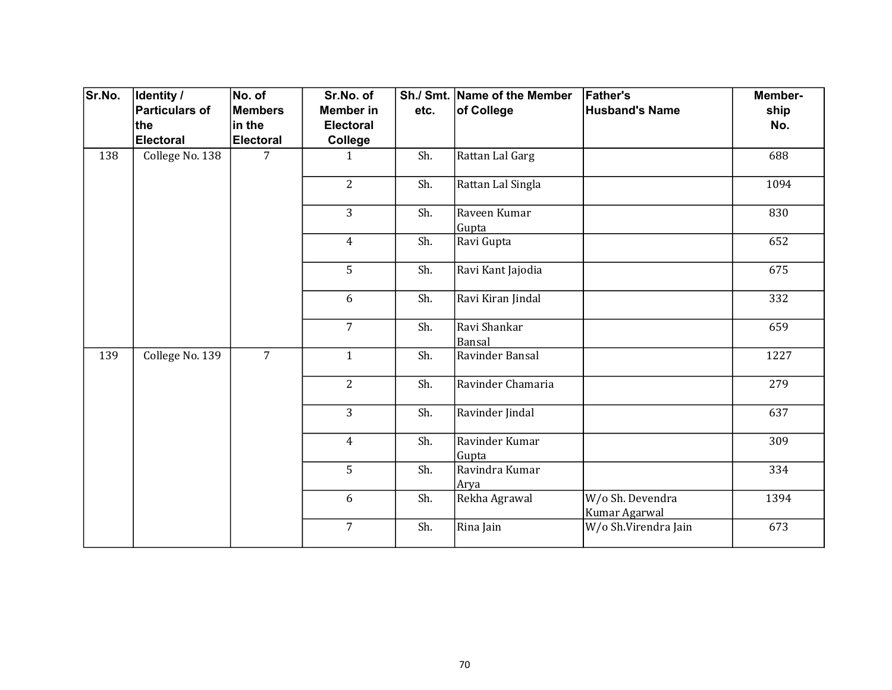| Sr.No. | Identity / Particulars of the Electoral | No. of Members in the Electoral | Sr.No. of Member in Electoral College | Sh./ Smt. etc. | Name of the Member of College | Father's Husband's Name | Member-ship No. |
|---|---|---|---|---|---|---|---|
| 138 | College No. 138 | 7 | 1 | Sh. | Rattan Lal Garg | | 688 |
| | | | 2 | Sh. | Rattan Lal Singla | | 1094 |
| | | | 3 | Sh. | Raveen Kumar Gupta | | 830 |
| | | | 4 | Sh. | Ravi Gupta | | 652 |
| | | | 5 | Sh. | Ravi Kant Jajodia | | 675 |
| | | | 6 | Sh. | Ravi Kiran Jindal | | 332 |
| | | | 7 | Sh. | Ravi Shankar Bansal | | 659 |
| 139 | College No. 139 | 7 | 1 | Sh. | Ravinder Bansal | | 1227 |
| | | | 2 | Sh. | Ravinder Chamaria | | 279 |
| | | | 3 | Sh. | Ravinder Jindal | | 637 |
| | | | 4 | Sh. | Ravinder Kumar Gupta | | 309 |
| | | | 5 | Sh. | Ravindra Kumar Arya | | 334 |
| | | | 6 | Sh. | Rekha Agrawal | W/o Sh. Devendra Kumar Agarwal | 1394 |
| | | | 7 | Sh. | Rina Jain | W/o Sh.Virendra Jain | 673 |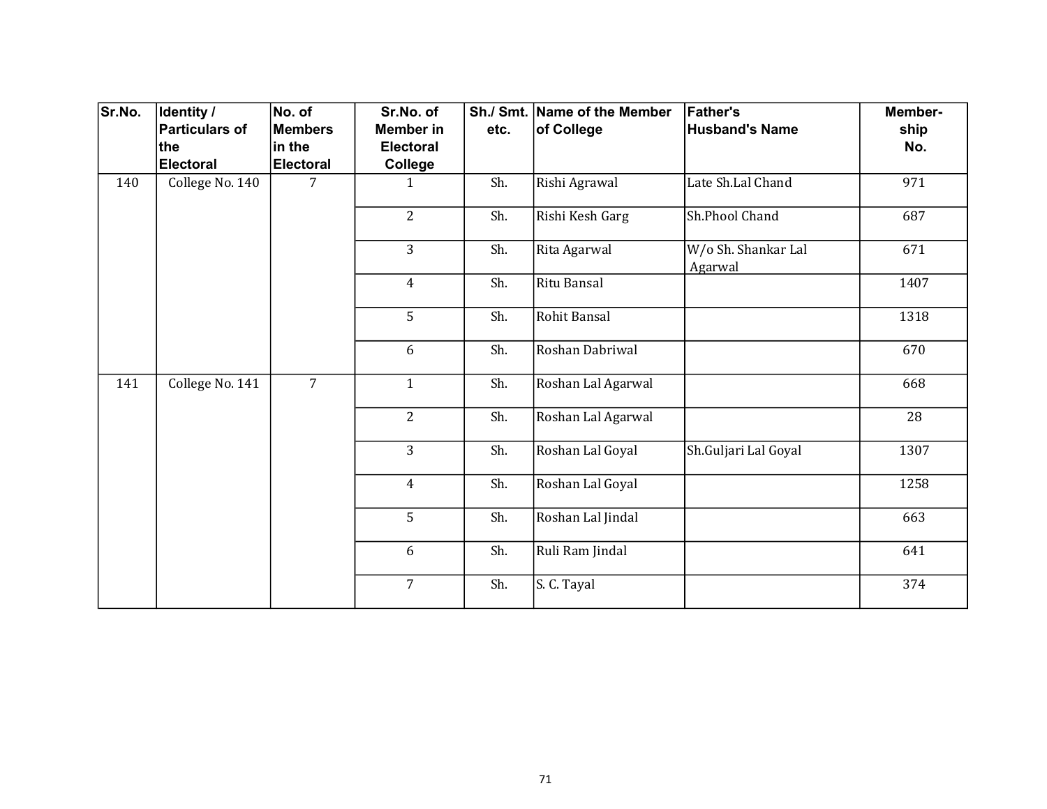| Sr.No. | Identity / Particulars of the Electoral | No. of Members in the Electoral | Sr.No. of Member in Electoral College | Sh./ Smt. etc. | Name of the Member of College | Father's Husband's Name | Member-ship No. |
|---|---|---|---|---|---|---|---|
| 140 | College No. 140 | 7 | 1 | Sh. | Rishi Agrawal | Late Sh.Lal Chand | 971 |
| | | | 2 | Sh. | Rishi Kesh Garg | Sh.Phool Chand | 687 |
| | | | 3 | Sh. | Rita Agarwal | W/o Sh. Shankar Lal Agarwal | 671 |
| | | | 4 | Sh. | Ritu Bansal | | 1407 |
| | | | 5 | Sh. | Rohit Bansal | | 1318 |
| | | | 6 | Sh. | Roshan Dabriwal | | 670 |
| 141 | College No. 141 | 7 | 1 | Sh. | Roshan Lal Agarwal | | 668 |
| | | | 2 | Sh. | Roshan Lal Agarwal | | 28 |
| | | | 3 | Sh. | Roshan Lal Goyal | Sh.Guljari Lal Goyal | 1307 |
| | | | 4 | Sh. | Roshan Lal Goyal | | 1258 |
| | | | 5 | Sh. | Roshan Lal Jindal | | 663 |
| | | | 6 | Sh. | Ruli Ram Jindal | | 641 |
| | | | 7 | Sh. | S. C. Tayal | | 374 |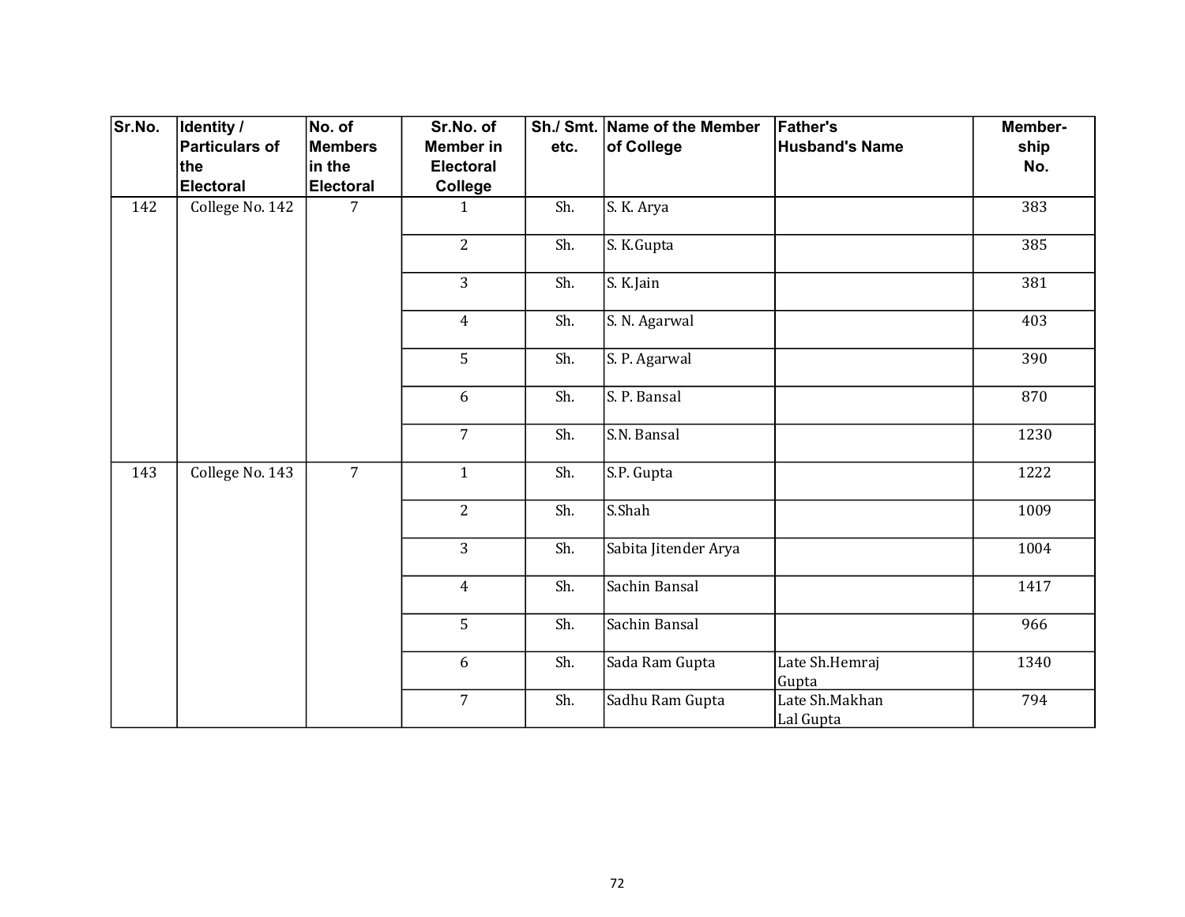| Sr.No. | Identity / Particulars of the Electoral | No. of Members in the Electoral | Sr.No. of Member in Electoral College | Sh./ Smt. etc. | Name of the Member of College | Father's Husband's Name | Member-ship No. |
|---|---|---|---|---|---|---|---|
| 142 | College No. 142 | 7 | 1 | Sh. | S. K. Arya | | 383 |
| | | | 2 | Sh. | S. K.Gupta | | 385 |
| | | | 3 | Sh. | S. K.Jain | | 381 |
| | | | 4 | Sh. | S. N. Agarwal | | 403 |
| | | | 5 | Sh. | S. P. Agarwal | | 390 |
| | | | 6 | Sh. | S. P. Bansal | | 870 |
| | | | 7 | Sh. | S.N. Bansal | | 1230 |
| 143 | College No. 143 | 7 | 1 | Sh. | S.P. Gupta | | 1222 |
| | | | 2 | Sh. | S.Shah | | 1009 |
| | | | 3 | Sh. | Sabita Jitender Arya | | 1004 |
| | | | 4 | Sh. | Sachin Bansal | | 1417 |
| | | | 5 | Sh. | Sachin Bansal | | 966 |
| | | | 6 | Sh. | Sada Ram Gupta | Late Sh.Hemraj Gupta | 1340 |
| | | | 7 | Sh. | Sadhu Ram Gupta | Late Sh.Makhan Lal Gupta | 794 |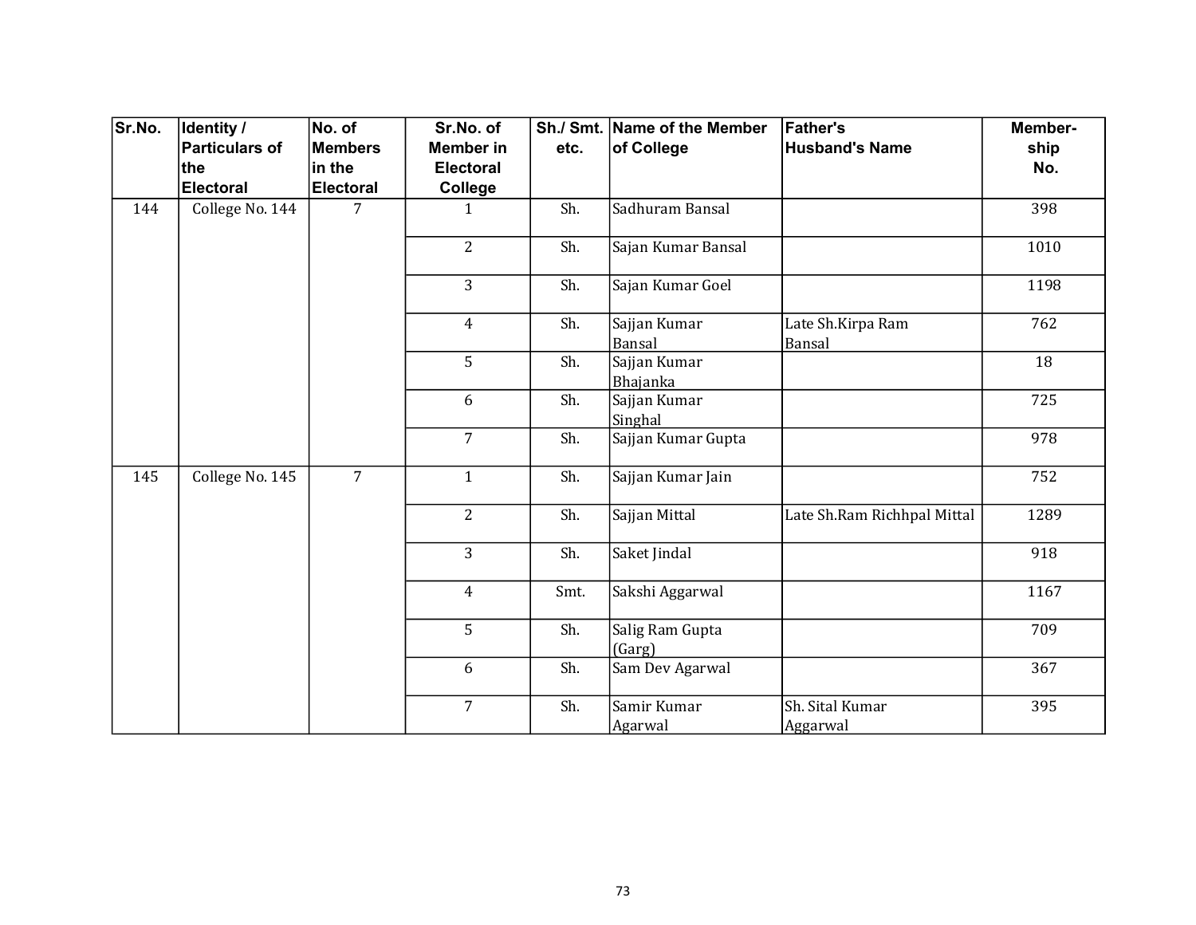| Sr.No. | Identity / Particulars of the Electoral | No. of Members in the Electoral | Sr.No. of Member in Electoral College | Sh./ Smt. etc. | Name of the Member of College | Father's Husband's Name | Member-ship No. |
|---|---|---|---|---|---|---|---|
| 144 | College No. 144 | 7 | 1 | Sh. | Sadhuram Bansal | | 398 |
| | | | 2 | Sh. | Sajan Kumar Bansal | | 1010 |
| | | | 3 | Sh. | Sajan Kumar Goel | | 1198 |
| | | | 4 | Sh. | Sajjan Kumar Bansal | Late Sh.Kirpa Ram Bansal | 762 |
| | | | 5 | Sh. | Sajjan Kumar Bhajanka | | 18 |
| | | | 6 | Sh. | Sajjan Kumar Singhal | | 725 |
| | | | 7 | Sh. | Sajjan Kumar Gupta | | 978 |
| 145 | College No. 145 | 7 | 1 | Sh. | Sajjan Kumar Jain | | 752 |
| | | | 2 | Sh. | Sajjan Mittal | Late Sh.Ram Richhpal Mittal | 1289 |
| | | | 3 | Sh. | Saket Jindal | | 918 |
| | | | 4 | Smt. | Sakshi Aggarwal | | 1167 |
| | | | 5 | Sh. | Salig Ram Gupta (Garg) | | 709 |
| | | | 6 | Sh. | Sam Dev Agarwal | | 367 |
| | | | 7 | Sh. | Samir Kumar Agarwal | Sh. Sital Kumar Aggarwal | 395 |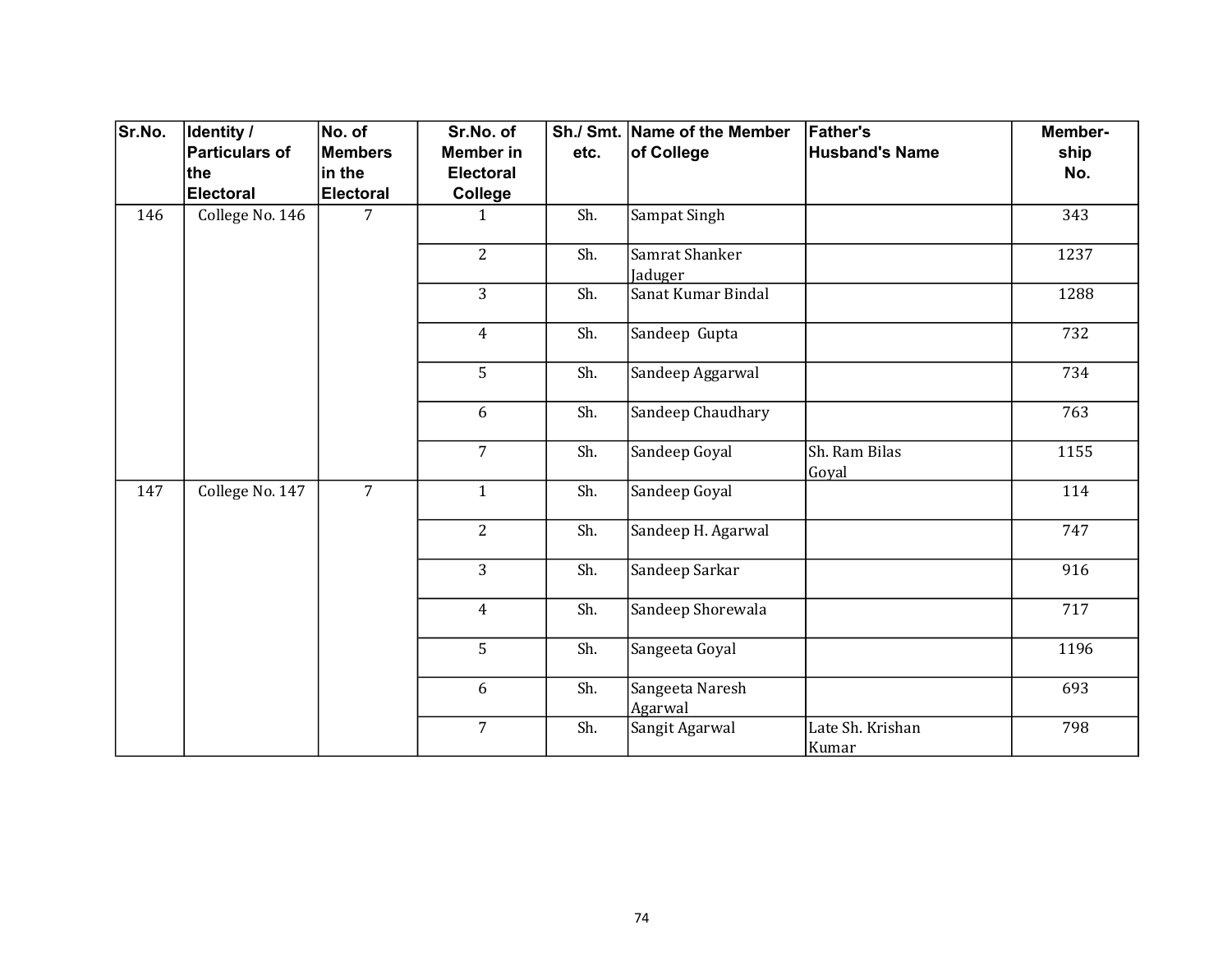| Sr.No. | Identity / Particulars of the Electoral | No. of Members in the Electoral | Sr.No. of Member in Electoral College | Sh./ Smt. etc. | Name of the Member of College | Father's Husband's Name | Member-ship No. |
|---|---|---|---|---|---|---|---|
| 146 | College No. 146 | 7 | 1 | Sh. | Sampat Singh | | 343 |
| | | | 2 | Sh. | Samrat Shanker Jaduger | | 1237 |
| | | | 3 | Sh. | Sanat Kumar Bindal | | 1288 |
| | | | 4 | Sh. | Sandeep Gupta | | 732 |
| | | | 5 | Sh. | Sandeep Aggarwal | | 734 |
| | | | 6 | Sh. | Sandeep Chaudhary | | 763 |
| | | | 7 | Sh. | Sandeep Goyal | Sh. Ram Bilas Goyal | 1155 |
| 147 | College No. 147 | 7 | 1 | Sh. | Sandeep Goyal | | 114 |
| | | | 2 | Sh. | Sandeep H. Agarwal | | 747 |
| | | | 3 | Sh. | Sandeep Sarkar | | 916 |
| | | | 4 | Sh. | Sandeep Shorewala | | 717 |
| | | | 5 | Sh. | Sangeeta Goyal | | 1196 |
| | | | 6 | Sh. | Sangeeta Naresh Agarwal | | 693 |
| | | | 7 | Sh. | Sangit Agarwal | Late Sh. Krishan Kumar | 798 |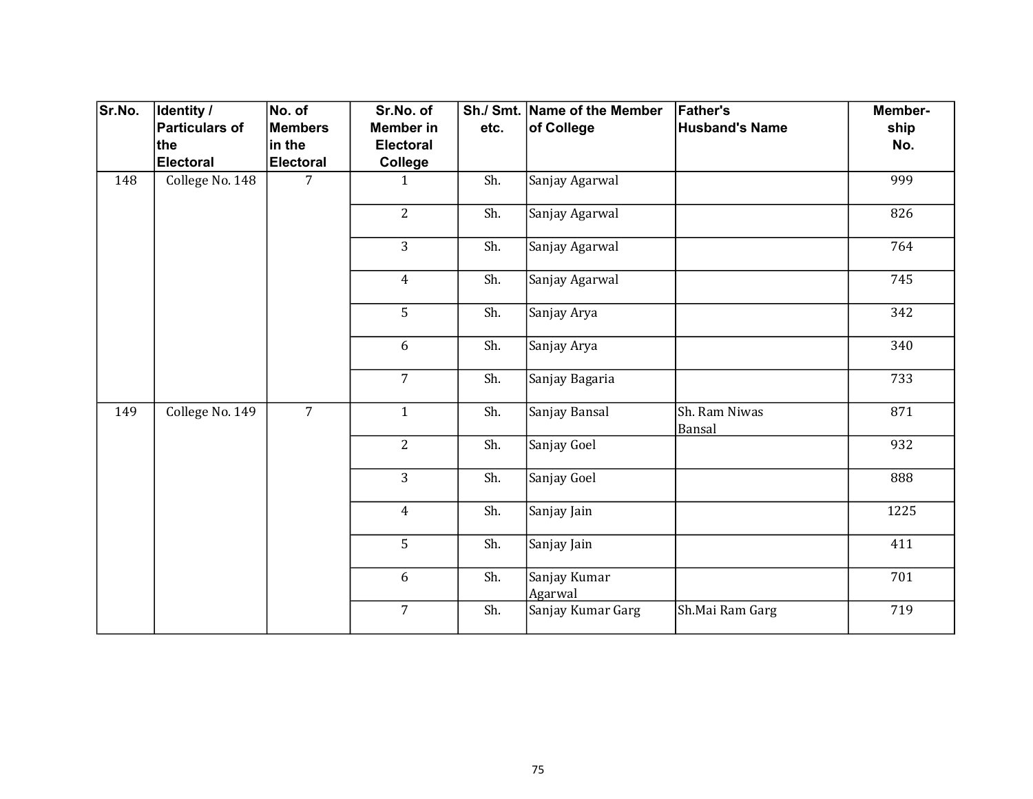| Sr.No. | Identity / Particulars of the Electoral | No. of Members in the Electoral | Sr.No. of Member in Electoral College | Sh./ Smt. etc. | Name of the Member of College | Father's Husband's Name | Member-ship No. |
|---|---|---|---|---|---|---|---|
| 148 | College No. 148 | 7 | 1 | Sh. | Sanjay Agarwal | | 999 |
| | | | 2 | Sh. | Sanjay Agarwal | | 826 |
| | | | 3 | Sh. | Sanjay Agarwal | | 764 |
| | | | 4 | Sh. | Sanjay Agarwal | | 745 |
| | | | 5 | Sh. | Sanjay Arya | | 342 |
| | | | 6 | Sh. | Sanjay Arya | | 340 |
| | | | 7 | Sh. | Sanjay Bagaria | | 733 |
| 149 | College No. 149 | 7 | 1 | Sh. | Sanjay Bansal | Sh. Ram Niwas Bansal | 871 |
| | | | 2 | Sh. | Sanjay Goel | | 932 |
| | | | 3 | Sh. | Sanjay Goel | | 888 |
| | | | 4 | Sh. | Sanjay Jain | | 1225 |
| | | | 5 | Sh. | Sanjay Jain | | 411 |
| | | | 6 | Sh. | Sanjay Kumar Agarwal | | 701 |
| | | | 7 | Sh. | Sanjay Kumar Garg | Sh.Mai Ram Garg | 719 |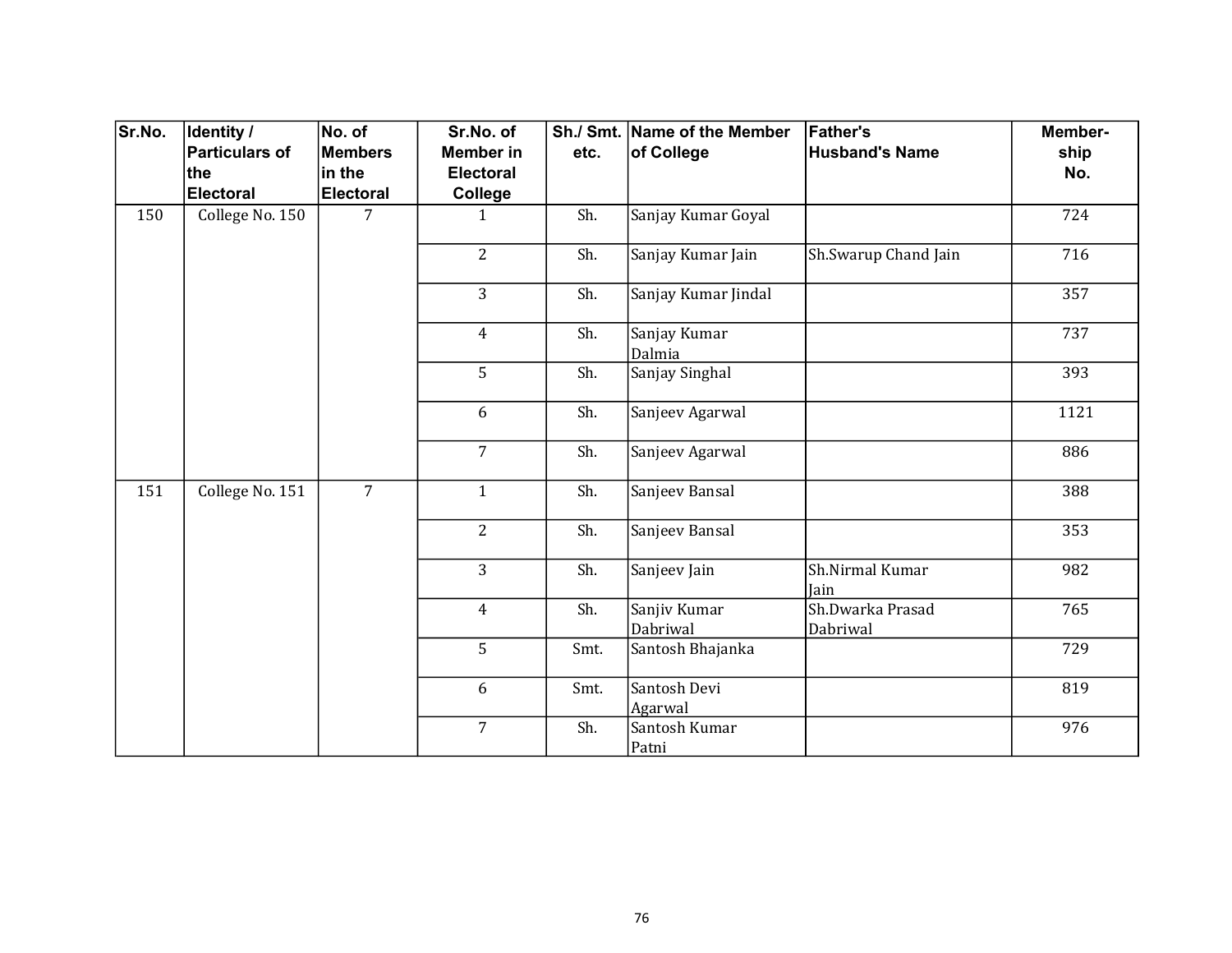| Sr.No. | Identity / Particulars of the Electoral | No. of Members in the Electoral | Sr.No. of Member in Electoral College | Sh./ Smt. etc. | Name of the Member of College | Father's Husband's Name | Member-ship No. |
|---|---|---|---|---|---|---|---|
| 150 | College No. 150 | 7 | 1 | Sh. | Sanjay Kumar Goyal | | 724 |
| | | | 2 | Sh. | Sanjay Kumar Jain | Sh.Swarup Chand Jain | 716 |
| | | | 3 | Sh. | Sanjay Kumar Jindal | | 357 |
| | | | 4 | Sh. | Sanjay Kumar Dalmia | | 737 |
| | | | 5 | Sh. | Sanjay Singhal | | 393 |
| | | | 6 | Sh. | Sanjeev Agarwal | | 1121 |
| | | | 7 | Sh. | Sanjeev Agarwal | | 886 |
| 151 | College No. 151 | 7 | 1 | Sh. | Sanjeev Bansal | | 388 |
| | | | 2 | Sh. | Sanjeev Bansal | | 353 |
| | | | 3 | Sh. | Sanjeev Jain | Sh.Nirmal Kumar Jain | 982 |
| | | | 4 | Sh. | Sanjiv Kumar Dabriwal | Sh.Dwarka Prasad Dabriwal | 765 |
| | | | 5 | Smt. | Santosh Bhajanka | | 729 |
| | | | 6 | Smt. | Santosh Devi Agarwal | | 819 |
| | | | 7 | Sh. | Santosh Kumar Patni | | 976 |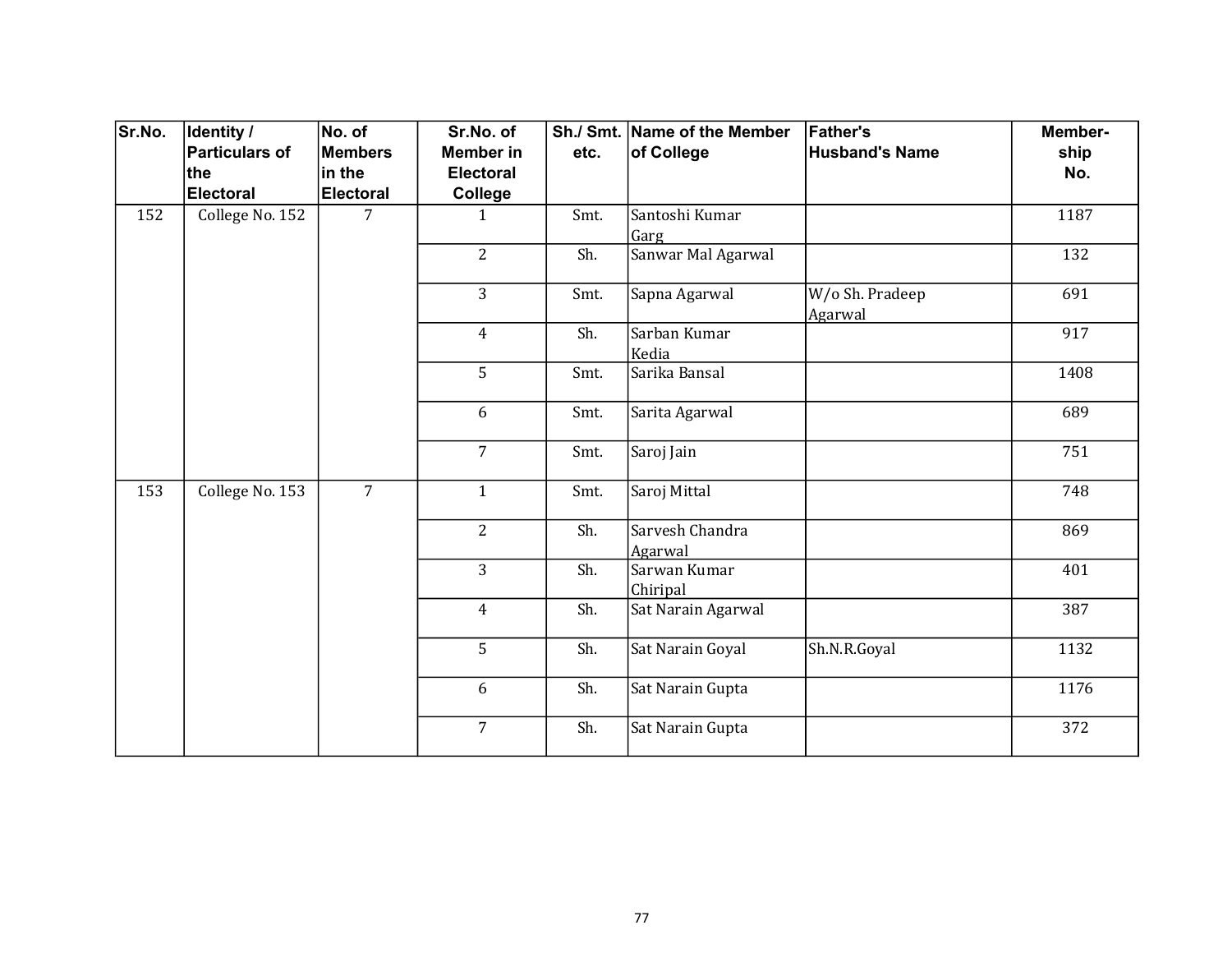| Sr.No. | Identity / Particulars of the Electoral | No. of Members in the Electoral | Sr.No. of Member in Electoral College | Sh./ Smt. etc. | Name of the Member of College | Father's Husband's Name | Member-ship No. |
|---|---|---|---|---|---|---|---|
| 152 | College No. 152 | 7 | 1 | Smt. | Santoshi Kumar Garg | | 1187 |
| | | | 2 | Sh. | Sanwar Mal Agarwal | | 132 |
| | | | 3 | Smt. | Sapna Agarwal | W/o Sh. Pradeep Agarwal | 691 |
| | | | 4 | Sh. | Sarban Kumar Kedia | | 917 |
| | | | 5 | Smt. | Sarika Bansal | | 1408 |
| | | | 6 | Smt. | Sarita Agarwal | | 689 |
| | | | 7 | Smt. | Saroj Jain | | 751 |
| 153 | College No. 153 | 7 | 1 | Smt. | Saroj Mittal | | 748 |
| | | | 2 | Sh. | Sarvesh Chandra Agarwal | | 869 |
| | | | 3 | Sh. | Sarwan Kumar Chiripal | | 401 |
| | | | 4 | Sh. | Sat Narain Agarwal | | 387 |
| | | | 5 | Sh. | Sat Narain Goyal | Sh.N.R.Goyal | 1132 |
| | | | 6 | Sh. | Sat Narain Gupta | | 1176 |
| | | | 7 | Sh. | Sat Narain Gupta | | 372 |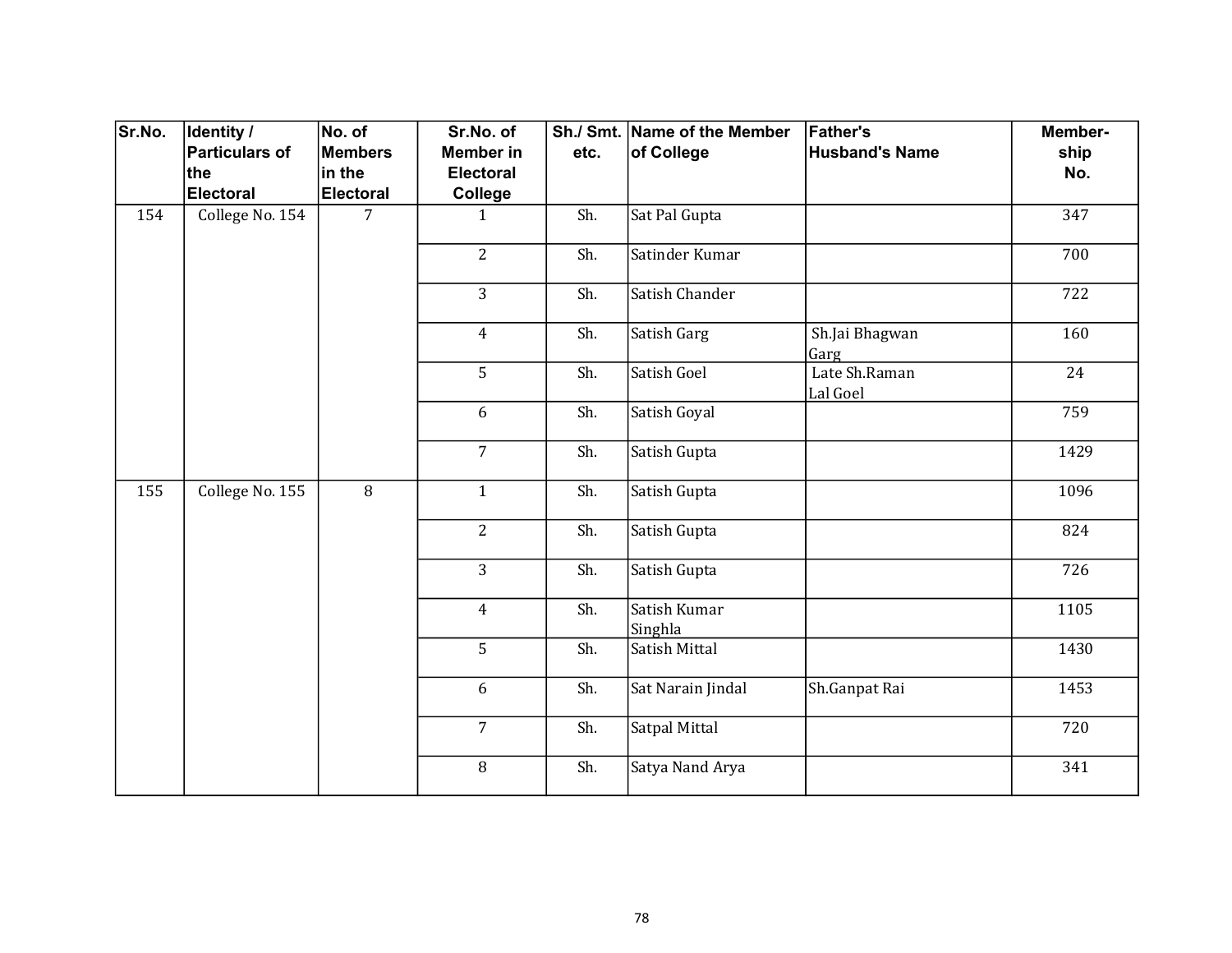| Sr.No. | Identity / Particulars of the Electoral | No. of Members in the Electoral | Sr.No. of Member in Electoral College | Sh./ Smt. etc. | Name of the Member of College | Father's Husband's Name | Member-ship No. |
|---|---|---|---|---|---|---|---|
| 154 | College No. 154 | 7 | 1 | Sh. | Sat Pal Gupta | | 347 |
| | | | 2 | Sh. | Satinder Kumar | | 700 |
| | | | 3 | Sh. | Satish Chander | | 722 |
| | | | 4 | Sh. | Satish Garg | Sh.Jai Bhagwan Garg | 160 |
| | | | 5 | Sh. | Satish Goel | Late Sh.Raman Lal Goel | 24 |
| | | | 6 | Sh. | Satish Goyal | | 759 |
| | | | 7 | Sh. | Satish Gupta | | 1429 |
| 155 | College No. 155 | 8 | 1 | Sh. | Satish Gupta | | 1096 |
| | | | 2 | Sh. | Satish Gupta | | 824 |
| | | | 3 | Sh. | Satish Gupta | | 726 |
| | | | 4 | Sh. | Satish Kumar Singhla | | 1105 |
| | | | 5 | Sh. | Satish Mittal | | 1430 |
| | | | 6 | Sh. | Sat Narain Jindal | Sh.Ganpat Rai | 1453 |
| | | | 7 | Sh. | Satpal Mittal | | 720 |
| | | | 8 | Sh. | Satya Nand Arya | | 341 |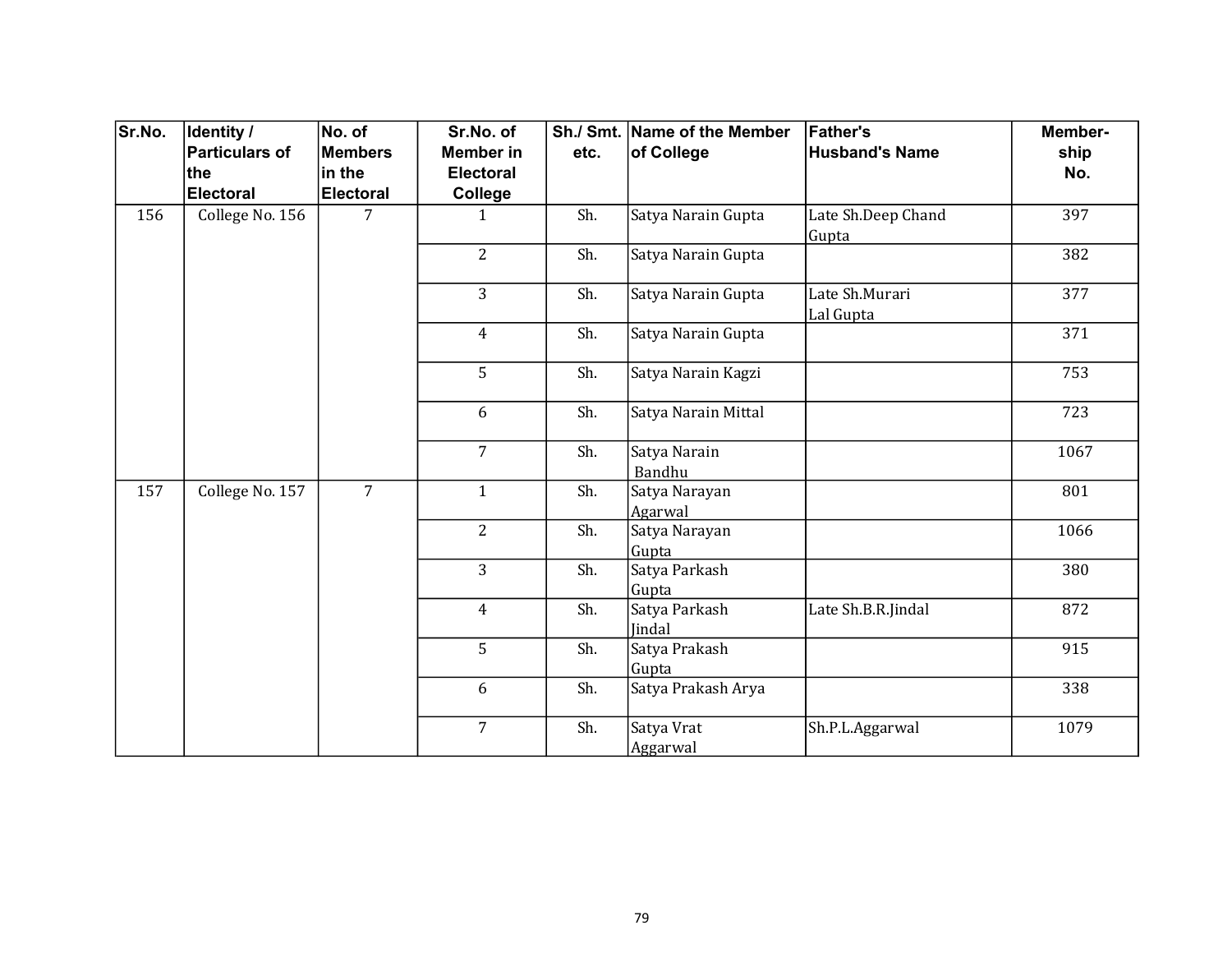| Sr.No. | Identity / Particulars of the Electoral | No. of Members in the Electoral | Sr.No. of Member in Electoral College | Sh./ Smt. etc. | Name of the Member of College | Father's Husband's Name | Member-ship No. |
|---|---|---|---|---|---|---|---|
| 156 | College No. 156 | 7 | 1 | Sh. | Satya Narain Gupta | Late Sh.Deep Chand Gupta | 397 |
| | | | 2 | Sh. | Satya Narain Gupta | | 382 |
| | | | 3 | Sh. | Satya Narain Gupta | Late Sh.Murari Lal Gupta | 377 |
| | | | 4 | Sh. | Satya Narain Gupta | | 371 |
| | | | 5 | Sh. | Satya Narain Kagzi | | 753 |
| | | | 6 | Sh. | Satya Narain Mittal | | 723 |
| | | | 7 | Sh. | Satya Narain Bandhu | | 1067 |
| 157 | College No. 157 | 7 | 1 | Sh. | Satya Narayan Agarwal | | 801 |
| | | | 2 | Sh. | Satya Narayan Gupta | | 1066 |
| | | | 3 | Sh. | Satya Parkash Gupta | | 380 |
| | | | 4 | Sh. | Satya Parkash Jindal | Late Sh.B.R.Jindal | 872 |
| | | | 5 | Sh. | Satya Prakash Gupta | | 915 |
| | | | 6 | Sh. | Satya Prakash Arya | | 338 |
| | | | 7 | Sh. | Satya Vrat Aggarwal | Sh.P.L.Aggarwal | 1079 |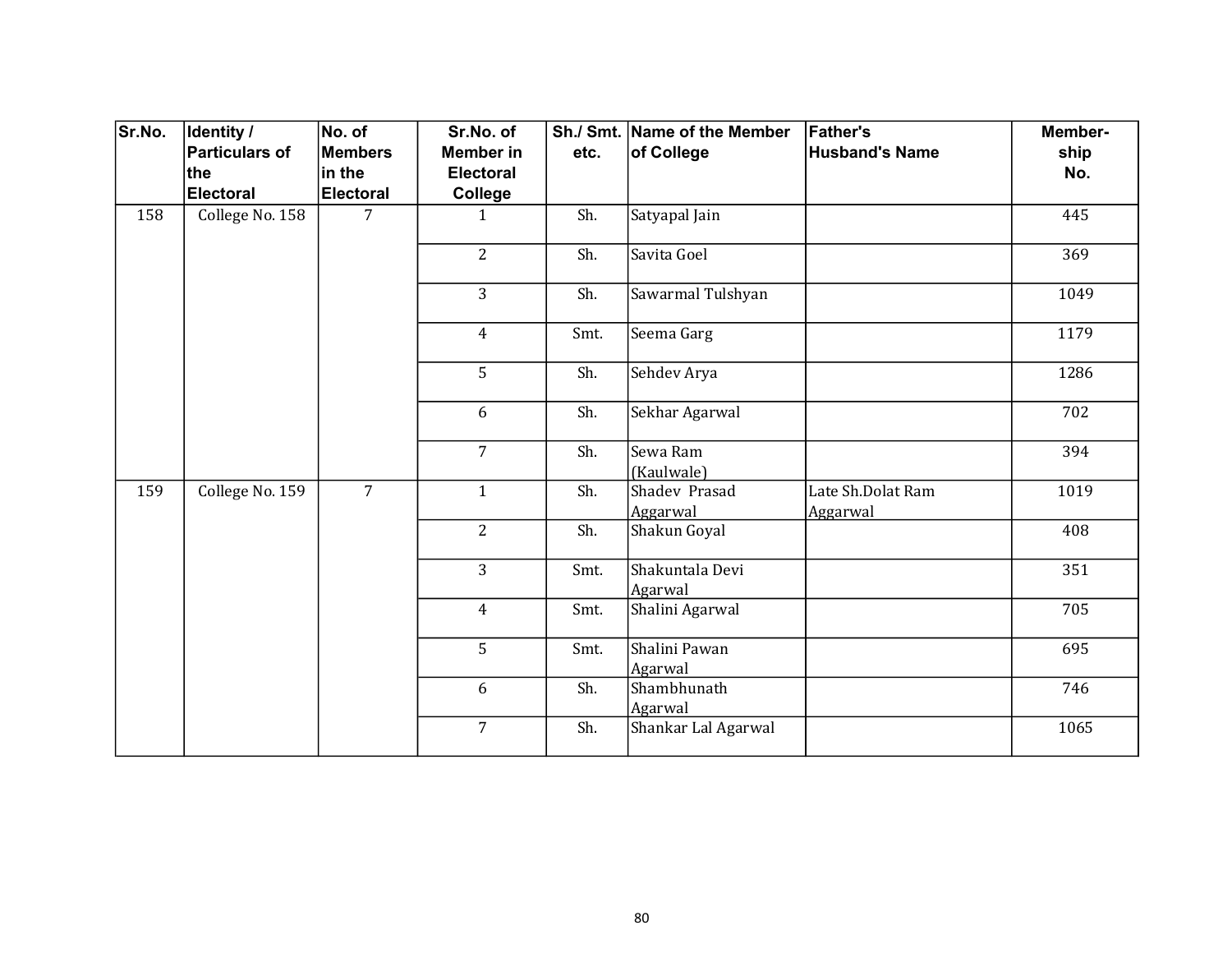| Sr.No. | Identity / Particulars of the Electoral | No. of Members in the Electoral | Sr.No. of Member in Electoral College | Sh./ Smt. etc. | Name of the Member of College | Father's Husband's Name | Member-ship No. |
|---|---|---|---|---|---|---|---|
| 158 | College No. 158 | 7 | 1 | Sh. | Satyapal Jain | | 445 |
| | | | 2 | Sh. | Savita Goel | | 369 |
| | | | 3 | Sh. | Sawarmal Tulshyan | | 1049 |
| | | | 4 | Smt. | Seema Garg | | 1179 |
| | | | 5 | Sh. | Sehdev Arya | | 1286 |
| | | | 6 | Sh. | Sekhar Agarwal | | 702 |
| | | | 7 | Sh. | Sewa Ram (Kaulwale) | | 394 |
| 159 | College No. 159 | 7 | 1 | Sh. | Shadev Prasad Aggarwal | Late Sh.Dolat Ram Aggarwal | 1019 |
| | | | 2 | Sh. | Shakun Goyal | | 408 |
| | | | 3 | Smt. | Shakuntala Devi Agarwal | | 351 |
| | | | 4 | Smt. | Shalini Agarwal | | 705 |
| | | | 5 | Smt. | Shalini Pawan Agarwal | | 695 |
| | | | 6 | Sh. | Shambhunath Agarwal | | 746 |
| | | | 7 | Sh. | Shankar Lal Agarwal | | 1065 |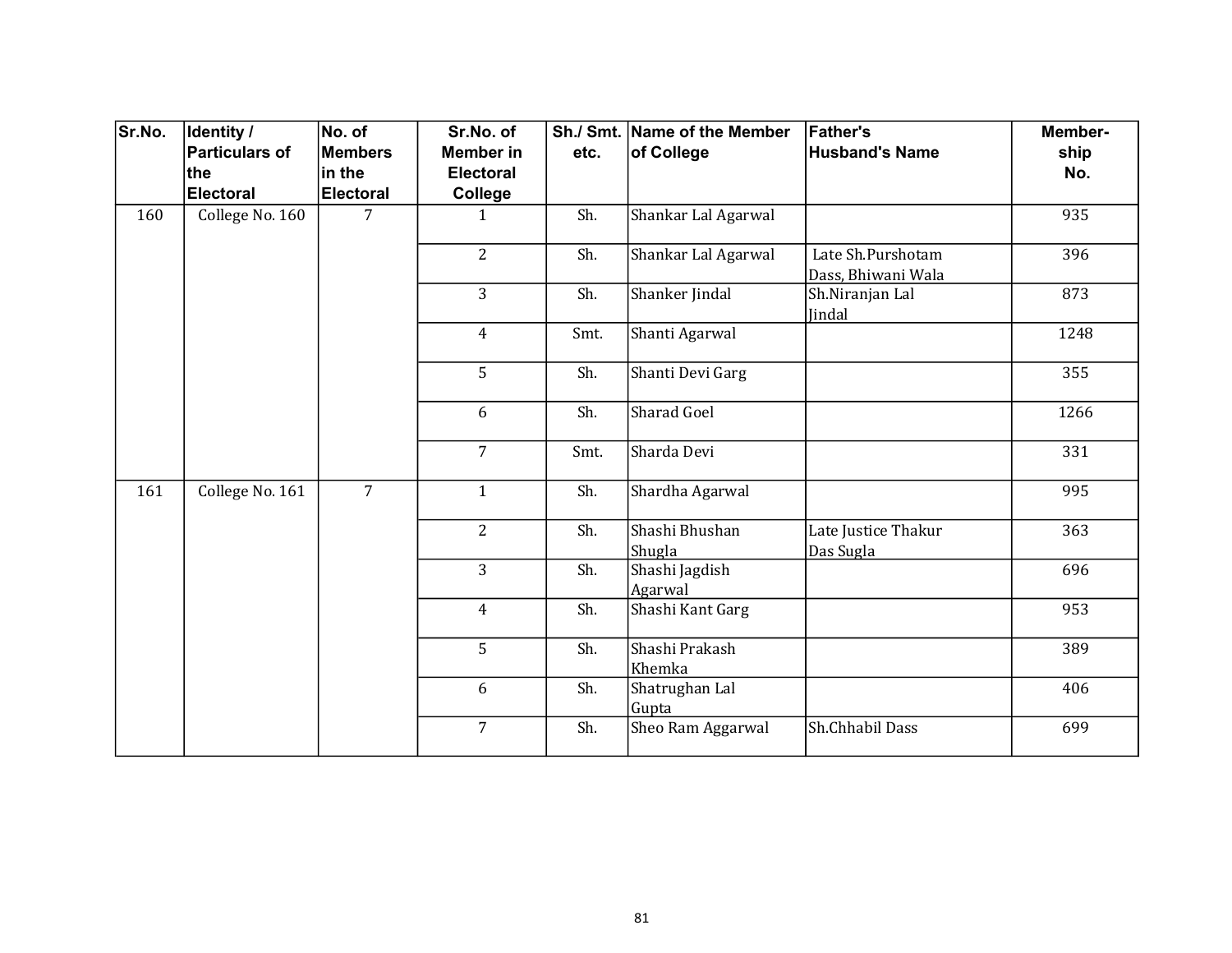| Sr.No. | Identity / Particulars of the Electoral | No. of Members in the Electoral | Sr.No. of Member in Electoral College | Sh./ Smt. etc. | Name of the Member of College | Father's Husband's Name | Member-ship No. |
|---|---|---|---|---|---|---|---|
| 160 | College No. 160 | 7 | 1 | Sh. | Shankar Lal Agarwal | | 935 |
| | | | 2 | Sh. | Shankar Lal Agarwal | Late Sh.Purshotam Dass, Bhiwani Wala | 396 |
| | | | 3 | Sh. | Shanker Jindal | Sh.Niranjan Lal Jindal | 873 |
| | | | 4 | Smt. | Shanti Agarwal | | 1248 |
| | | | 5 | Sh. | Shanti Devi Garg | | 355 |
| | | | 6 | Sh. | Sharad Goel | | 1266 |
| | | | 7 | Smt. | Sharda Devi | | 331 |
| 161 | College No. 161 | 7 | 1 | Sh. | Shardha Agarwal | | 995 |
| | | | 2 | Sh. | Shashi Bhushan Shugla | Late Justice Thakur Das Sugla | 363 |
| | | | 3 | Sh. | Shashi Jagdish Agarwal | | 696 |
| | | | 4 | Sh. | Shashi Kant Garg | | 953 |
| | | | 5 | Sh. | Shashi Prakash Khemka | | 389 |
| | | | 6 | Sh. | Shatrughan Lal Gupta | | 406 |
| | | | 7 | Sh. | Sheo Ram Aggarwal | Sh.Chhabil Dass | 699 |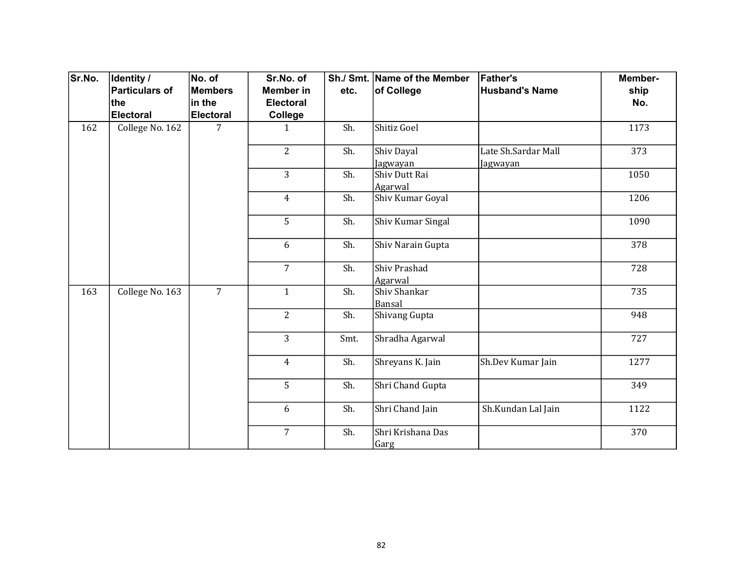| Sr.No. | Identity / Particulars of the Electoral | No. of Members in the Electoral | Sr.No. of Member in Electoral College | Sh./ Smt. etc. | Name of the Member of College | Father's Husband's Name | Member-ship No. |
|---|---|---|---|---|---|---|---|
| 162 | College No. 162 | 7 | 1 | Sh. | Shitiz Goel | | 1173 |
| | | | 2 | Sh. | Shiv Dayal Jagwayan | Late Sh.Sardar Mall Jagwayan | 373 |
| | | | 3 | Sh. | Shiv Dutt Rai Agarwal | | 1050 |
| | | | 4 | Sh. | Shiv Kumar Goyal | | 1206 |
| | | | 5 | Sh. | Shiv Kumar Singal | | 1090 |
| | | | 6 | Sh. | Shiv Narain Gupta | | 378 |
| | | | 7 | Sh. | Shiv Prashad Agarwal | | 728 |
| 163 | College No. 163 | 7 | 1 | Sh. | Shiv Shankar Bansal | | 735 |
| | | | 2 | Sh. | Shivang Gupta | | 948 |
| | | | 3 | Smt. | Shradha Agarwal | | 727 |
| | | | 4 | Sh. | Shreyans K. Jain | Sh.Dev Kumar Jain | 1277 |
| | | | 5 | Sh. | Shri Chand Gupta | | 349 |
| | | | 6 | Sh. | Shri Chand Jain | Sh.Kundan Lal Jain | 1122 |
| | | | 7 | Sh. | Shri Krishana Das Garg | | 370 |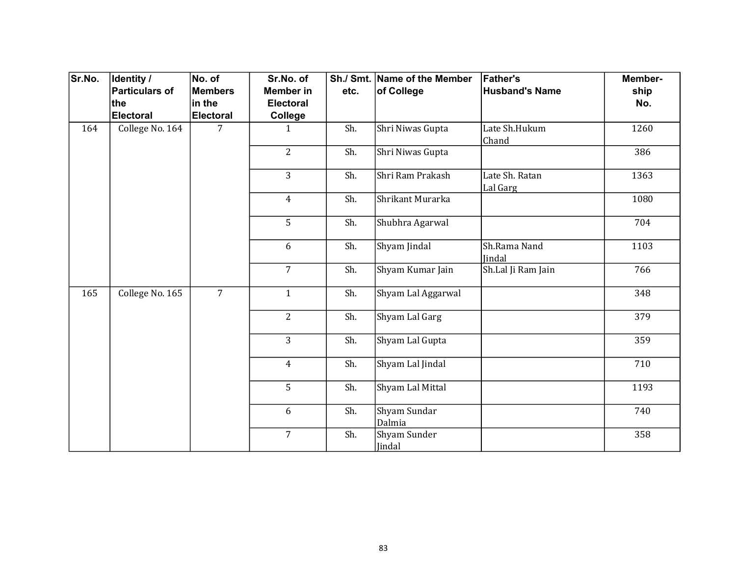| Sr.No. | Identity / Particulars of the Electoral | No. of Members in the Electoral | Sr.No. of Member in Electoral College | Sh./ Smt. etc. | Name of the Member of College | Father's Husband's Name | Member-ship No. |
|---|---|---|---|---|---|---|---|
| 164 | College No. 164 | 7 | 1 | Sh. | Shri Niwas Gupta | Late Sh.Hukum Chand | 1260 |
| | | | 2 | Sh. | Shri Niwas Gupta | | 386 |
| | | | 3 | Sh. | Shri Ram Prakash | Late Sh. Ratan Lal Garg | 1363 |
| | | | 4 | Sh. | Shrikant Murarka | | 1080 |
| | | | 5 | Sh. | Shubhra Agarwal | | 704 |
| | | | 6 | Sh. | Shyam Jindal | Sh.Rama Nand Jindal | 1103 |
| | | | 7 | Sh. | Shyam Kumar Jain | Sh.Lal Ji Ram Jain | 766 |
| 165 | College No. 165 | 7 | 1 | Sh. | Shyam Lal Aggarwal | | 348 |
| | | | 2 | Sh. | Shyam Lal Garg | | 379 |
| | | | 3 | Sh. | Shyam Lal Gupta | | 359 |
| | | | 4 | Sh. | Shyam Lal Jindal | | 710 |
| | | | 5 | Sh. | Shyam Lal Mittal | | 1193 |
| | | | 6 | Sh. | Shyam Sundar Dalmia | | 740 |
| | | | 7 | Sh. | Shyam Sunder Jindal | | 358 |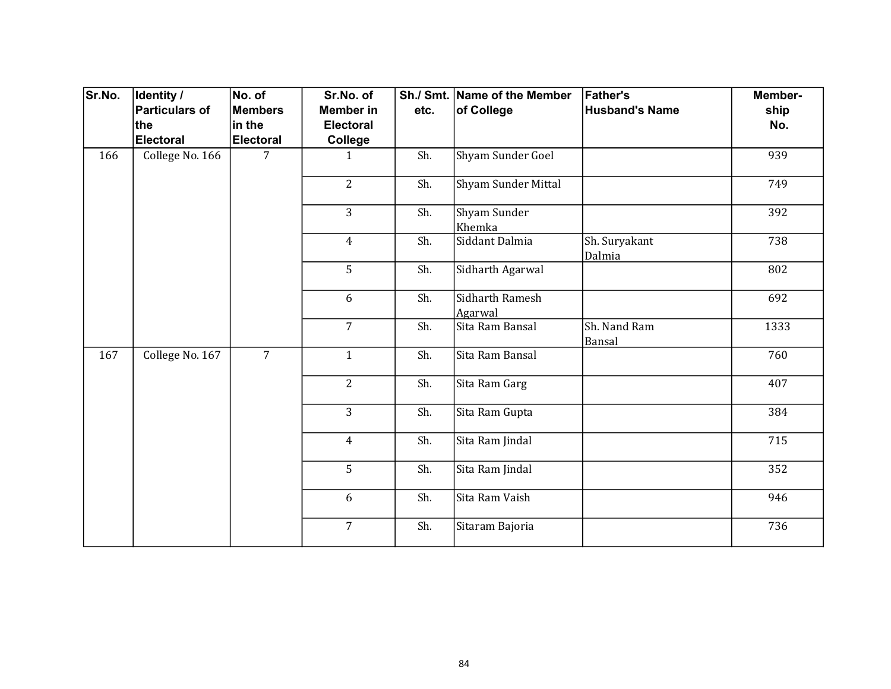| Sr.No. | Identity / Particulars of the Electoral | No. of Members in the Electoral | Sr.No. of Member in Electoral College | Sh./ Smt. etc. | Name of the Member of College | Father's Husband's Name | Member-ship No. |
|---|---|---|---|---|---|---|---|
| 166 | College No. 166 | 7 | 1 | Sh. | Shyam Sunder Goel | | 939 |
| | | | 2 | Sh. | Shyam Sunder Mittal | | 749 |
| | | | 3 | Sh. | Shyam Sunder Khemka | | 392 |
| | | | 4 | Sh. | Siddant Dalmia | Sh. Suryakant Dalmia | 738 |
| | | | 5 | Sh. | Sidharth Agarwal | | 802 |
| | | | 6 | Sh. | Sidharth Ramesh Agarwal | | 692 |
| | | | 7 | Sh. | Sita Ram Bansal | Sh. Nand Ram Bansal | 1333 |
| 167 | College No. 167 | 7 | 1 | Sh. | Sita Ram Bansal | | 760 |
| | | | 2 | Sh. | Sita Ram Garg | | 407 |
| | | | 3 | Sh. | Sita Ram Gupta | | 384 |
| | | | 4 | Sh. | Sita Ram Jindal | | 715 |
| | | | 5 | Sh. | Sita Ram Jindal | | 352 |
| | | | 6 | Sh. | Sita Ram Vaish | | 946 |
| | | | 7 | Sh. | Sitaram Bajoria | | 736 |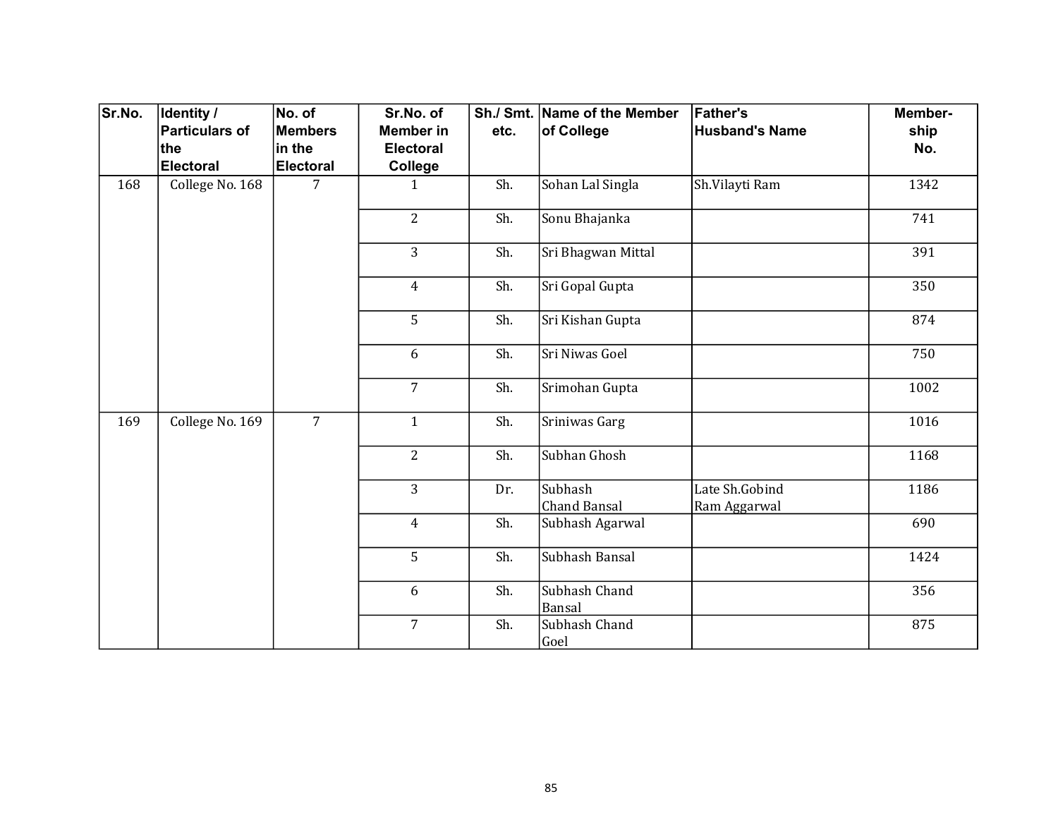| Sr.No. | Identity / Particulars of the Electoral | No. of Members in the Electoral | Sr.No. of Member in Electoral College | Sh./ Smt. etc. | Name of the Member of College | Father's Husband's Name | Member-ship No. |
|---|---|---|---|---|---|---|---|
| 168 | College No. 168 | 7 | 1 | Sh. | Sohan Lal Singla | Sh.Vilayti Ram | 1342 |
| | | | 2 | Sh. | Sonu Bhajanka | | 741 |
| | | | 3 | Sh. | Sri Bhagwan Mittal | | 391 |
| | | | 4 | Sh. | Sri Gopal Gupta | | 350 |
| | | | 5 | Sh. | Sri Kishan Gupta | | 874 |
| | | | 6 | Sh. | Sri Niwas Goel | | 750 |
| | | | 7 | Sh. | Srimohan Gupta | | 1002 |
| 169 | College No. 169 | 7 | 1 | Sh. | Sriniwas Garg | | 1016 |
| | | | 2 | Sh. | Subhan Ghosh | | 1168 |
| | | | 3 | Dr. | Subhash Chand Bansal | Late Sh.Gobind Ram Aggarwal | 1186 |
| | | | 4 | Sh. | Subhash Agarwal | | 690 |
| | | | 5 | Sh. | Subhash Bansal | | 1424 |
| | | | 6 | Sh. | Subhash Chand Bansal | | 356 |
| | | | 7 | Sh. | Subhash Chand Goel | | 875 |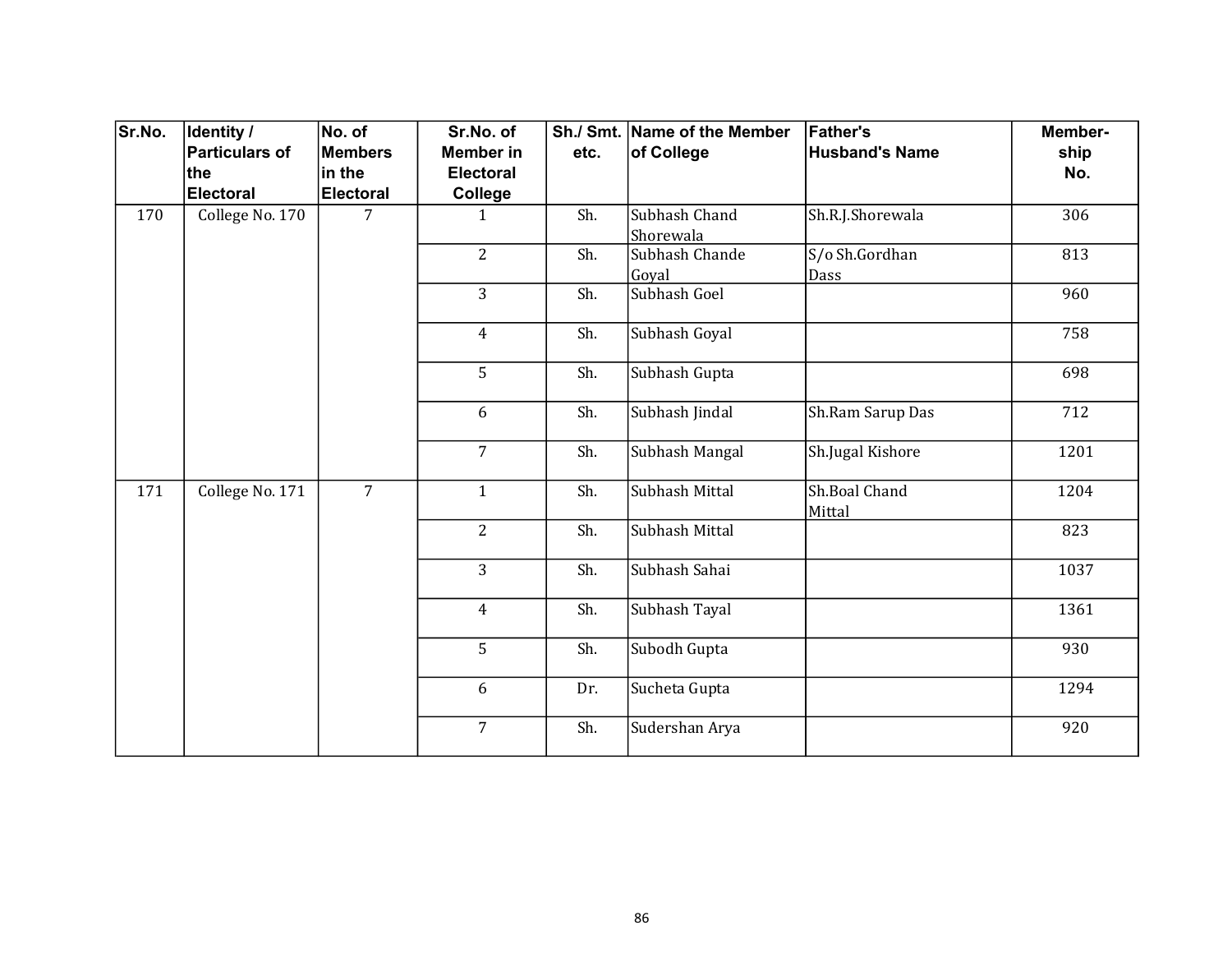| Sr.No. | Identity / Particulars of the Electoral | No. of Members in the Electoral | Sr.No. of Member in Electoral College | Sh./ Smt. etc. | Name of the Member of College | Father's Husband's Name | Member-ship No. |
|---|---|---|---|---|---|---|---|
| 170 | College No. 170 | 7 | 1 | Sh. | Subhash Chand Shorewala | Sh.R.J.Shorewala | 306 |
| | | | 2 | Sh. | Subhash Chande Goyal | S/o Sh.Gordhan Dass | 813 |
| | | | 3 | Sh. | Subhash Goel | | 960 |
| | | | 4 | Sh. | Subhash Goyal | | 758 |
| | | | 5 | Sh. | Subhash Gupta | | 698 |
| | | | 6 | Sh. | Subhash Jindal | Sh.Ram Sarup Das | 712 |
| | | | 7 | Sh. | Subhash Mangal | Sh.Jugal Kishore | 1201 |
| 171 | College No. 171 | 7 | 1 | Sh. | Subhash Mittal | Sh.Boal Chand Mittal | 1204 |
| | | | 2 | Sh. | Subhash Mittal | | 823 |
| | | | 3 | Sh. | Subhash Sahai | | 1037 |
| | | | 4 | Sh. | Subhash Tayal | | 1361 |
| | | | 5 | Sh. | Subodh Gupta | | 930 |
| | | | 6 | Dr. | Sucheta Gupta | | 1294 |
| | | | 7 | Sh. | Sudershan Arya | | 920 |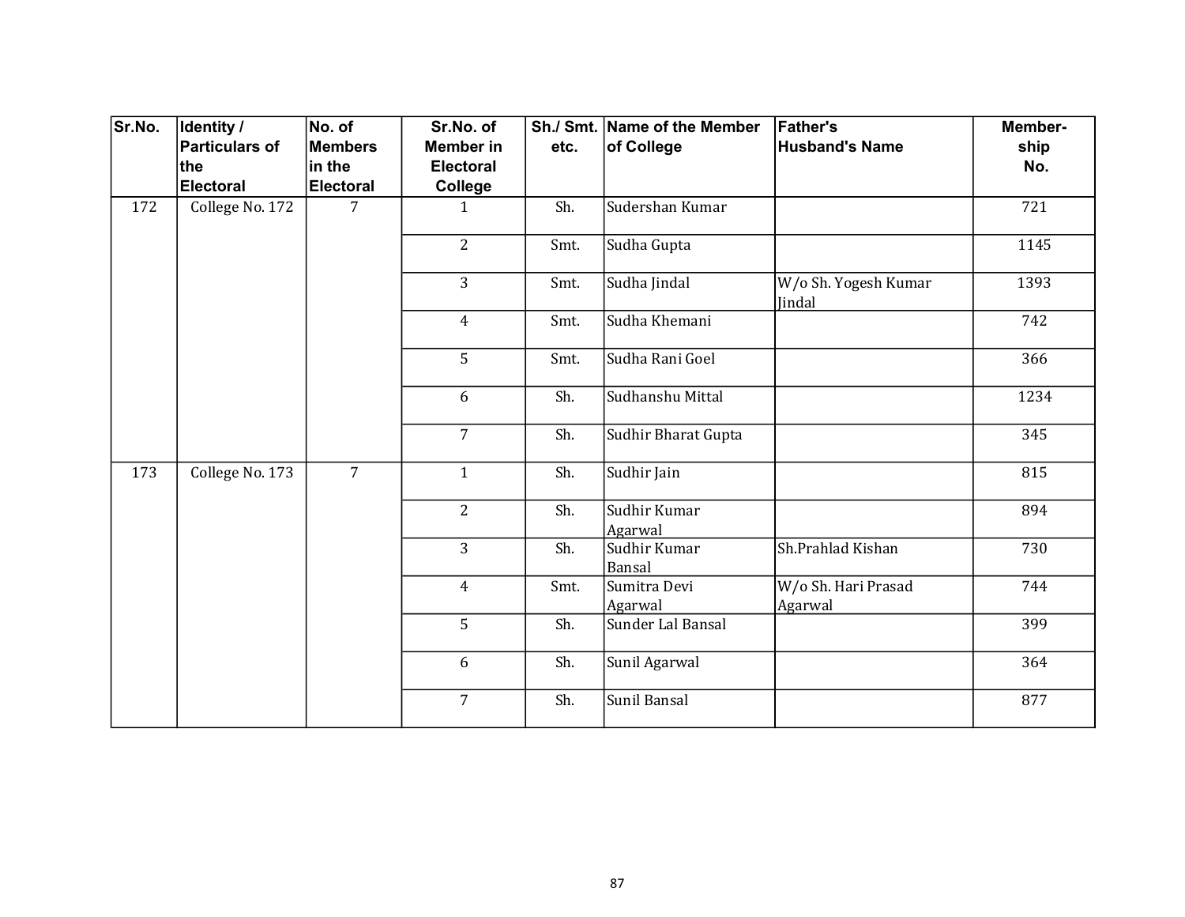| Sr.No. | Identity / Particulars of the Electoral | No. of Members in the Electoral | Sr.No. of Member in Electoral College | Sh./ Smt. etc. | Name of the Member of College | Father's Husband's Name | Member-ship No. |
|---|---|---|---|---|---|---|---|
| 172 | College No. 172 | 7 | 1 | Sh. | Sudershan Kumar | | 721 |
| | | | 2 | Smt. | Sudha Gupta | | 1145 |
| | | | 3 | Smt. | Sudha Jindal | W/o Sh. Yogesh Kumar Jindal | 1393 |
| | | | 4 | Smt. | Sudha Khemani | | 742 |
| | | | 5 | Smt. | Sudha Rani Goel | | 366 |
| | | | 6 | Sh. | Sudhanshu Mittal | | 1234 |
| | | | 7 | Sh. | Sudhir Bharat Gupta | | 345 |
| 173 | College No. 173 | 7 | 1 | Sh. | Sudhir Jain | | 815 |
| | | | 2 | Sh. | Sudhir Kumar Agarwal | | 894 |
| | | | 3 | Sh. | Sudhir Kumar Bansal | Sh.Prahlad Kishan | 730 |
| | | | 4 | Smt. | Sumitra Devi Agarwal | W/o Sh. Hari Prasad Agarwal | 744 |
| | | | 5 | Sh. | Sunder Lal Bansal | | 399 |
| | | | 6 | Sh. | Sunil Agarwal | | 364 |
| | | | 7 | Sh. | Sunil Bansal | | 877 |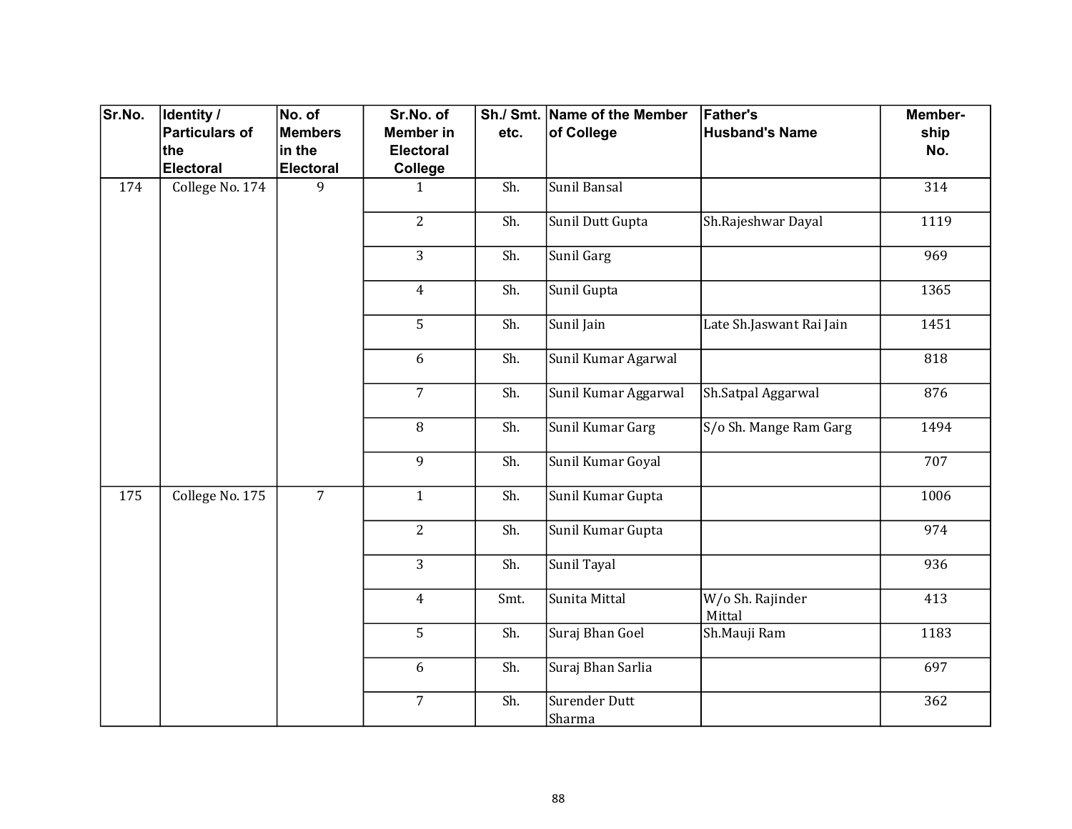| Sr.No. | Identity / Particulars of the Electoral | No. of Members in the Electoral | Sr.No. of Member in Electoral College | Sh./ Smt. etc. | Name of the Member of College | Father's Husband's Name | Member-ship No. |
|---|---|---|---|---|---|---|---|
| 174 | College No. 174 | 9 | 1 | Sh. | Sunil Bansal | | 314 |
| | | | 2 | Sh. | Sunil Dutt Gupta | Sh.Rajeshwar Dayal | 1119 |
| | | | 3 | Sh. | Sunil Garg | | 969 |
| | | | 4 | Sh. | Sunil Gupta | | 1365 |
| | | | 5 | Sh. | Sunil Jain | Late Sh.Jaswant Rai Jain | 1451 |
| | | | 6 | Sh. | Sunil Kumar Agarwal | | 818 |
| | | | 7 | Sh. | Sunil Kumar Aggarwal | Sh.Satpal Aggarwal | 876 |
| | | | 8 | Sh. | Sunil Kumar Garg | S/o Sh. Mange Ram Garg | 1494 |
| | | | 9 | Sh. | Sunil Kumar Goyal | | 707 |
| 175 | College No. 175 | 7 | 1 | Sh. | Sunil Kumar Gupta | | 1006 |
| | | | 2 | Sh. | Sunil Kumar Gupta | | 974 |
| | | | 3 | Sh. | Sunil Tayal | | 936 |
| | | | 4 | Smt. | Sunita Mittal | W/o Sh. Rajinder Mittal | 413 |
| | | | 5 | Sh. | Suraj Bhan Goel | Sh.Mauji Ram | 1183 |
| | | | 6 | Sh. | Suraj Bhan Sarlia | | 697 |
| | | | 7 | Sh. | Surender Dutt Sharma | | 362 |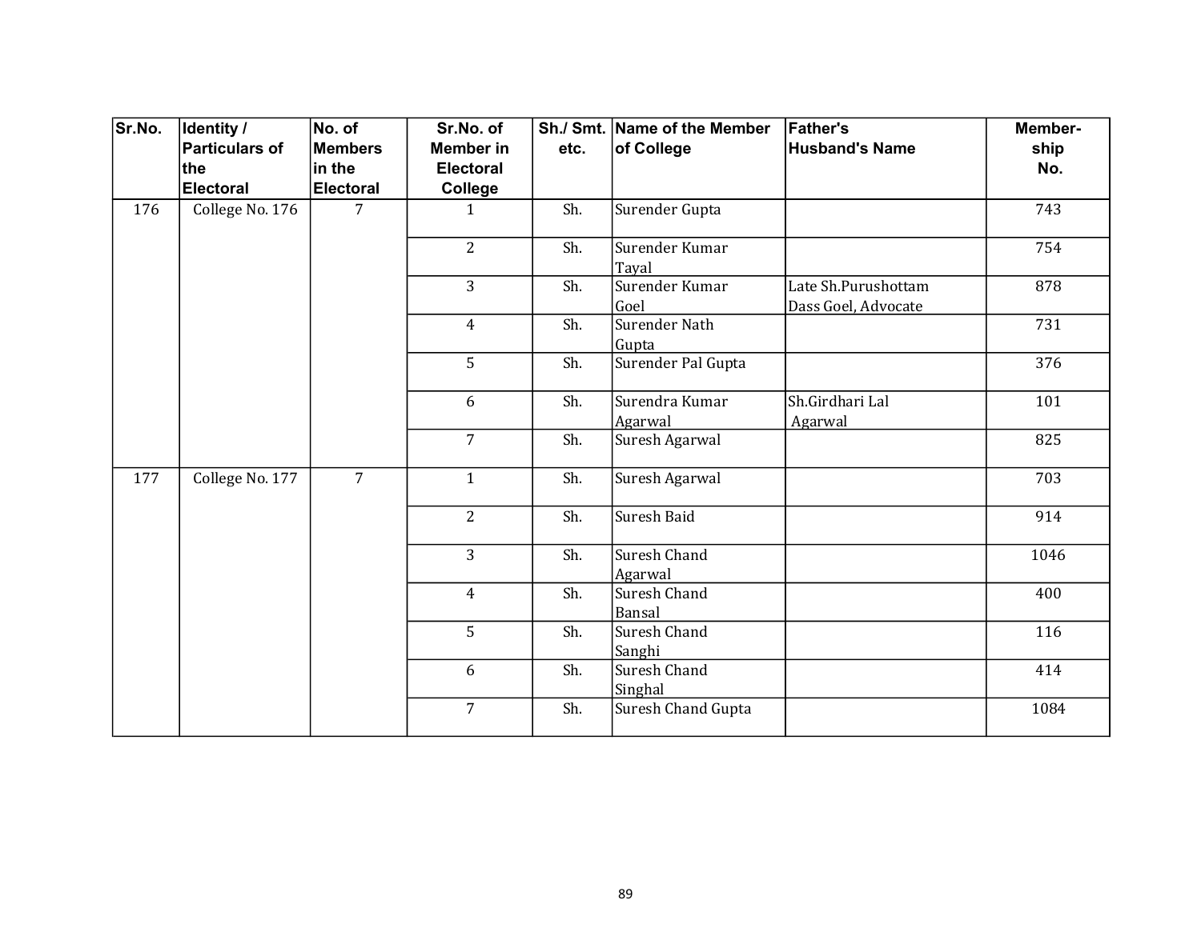| Sr.No. | Identity / Particulars of the Electoral | No. of Members in the Electoral | Sr.No. of Member in Electoral College | Sh./ Smt. etc. | Name of the Member of College | Father's Husband's Name | Member-ship No. |
|---|---|---|---|---|---|---|---|
| 176 | College No. 176 | 7 | 1 | Sh. | Surender Gupta | | 743 |
| | | | 2 | Sh. | Surender Kumar Tayal | | 754 |
| | | | 3 | Sh. | Surender Kumar Goel | Late Sh.Purushottam Dass Goel, Advocate | 878 |
| | | | 4 | Sh. | Surender Nath Gupta | | 731 |
| | | | 5 | Sh. | Surender Pal Gupta | | 376 |
| | | | 6 | Sh. | Surendra Kumar Agarwal | Sh.Girdhari Lal Agarwal | 101 |
| | | | 7 | Sh. | Suresh Agarwal | | 825 |
| 177 | College No. 177 | 7 | 1 | Sh. | Suresh Agarwal | | 703 |
| | | | 2 | Sh. | Suresh Baid | | 914 |
| | | | 3 | Sh. | Suresh Chand Agarwal | | 1046 |
| | | | 4 | Sh. | Suresh Chand Bansal | | 400 |
| | | | 5 | Sh. | Suresh Chand Sanghi | | 116 |
| | | | 6 | Sh. | Suresh Chand Singhal | | 414 |
| | | | 7 | Sh. | Suresh Chand Gupta | | 1084 |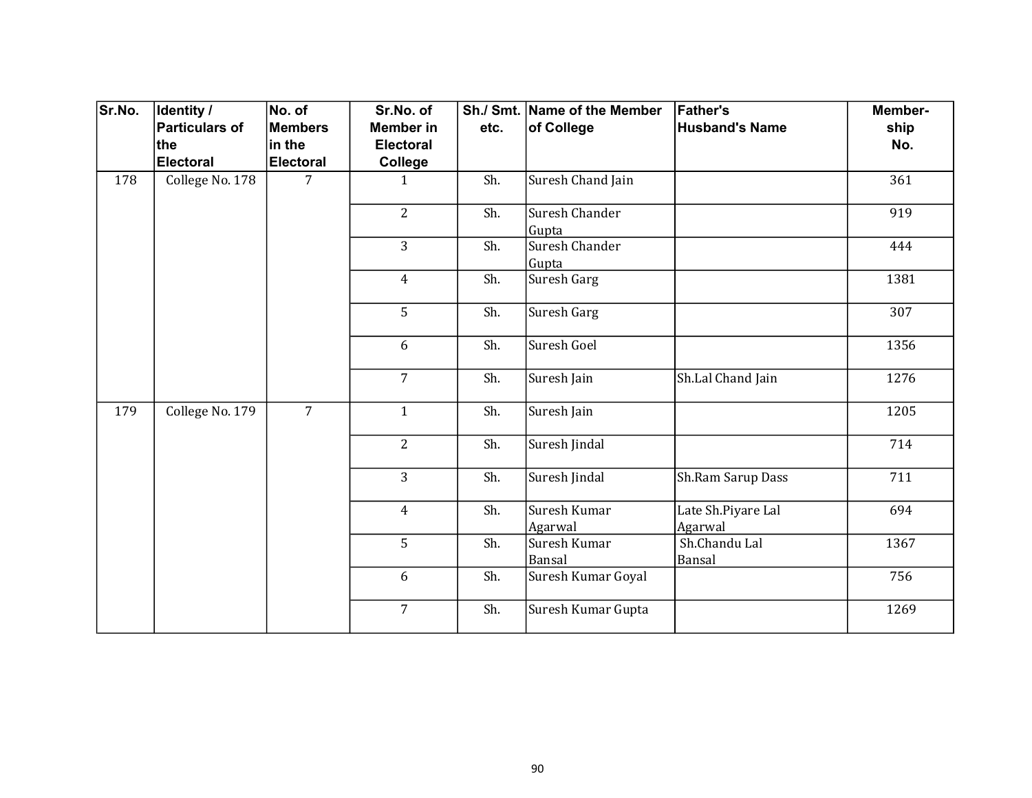| Sr.No. | Identity / Particulars of the Electoral | No. of Members in the Electoral | Sr.No. of Member in Electoral College | Sh./ Smt. etc. | Name of the Member of College | Father's Husband's Name | Member-ship No. |
|---|---|---|---|---|---|---|---|
| 178 | College No. 178 | 7 | 1 | Sh. | Suresh Chand Jain | | 361 |
| | | | 2 | Sh. | Suresh Chander Gupta | | 919 |
| | | | 3 | Sh. | Suresh Chander Gupta | | 444 |
| | | | 4 | Sh. | Suresh Garg | | 1381 |
| | | | 5 | Sh. | Suresh Garg | | 307 |
| | | | 6 | Sh. | Suresh Goel | | 1356 |
| | | | 7 | Sh. | Suresh Jain | Sh.Lal Chand Jain | 1276 |
| 179 | College No. 179 | 7 | 1 | Sh. | Suresh Jain | | 1205 |
| | | | 2 | Sh. | Suresh Jindal | | 714 |
| | | | 3 | Sh. | Suresh Jindal | Sh.Ram Sarup Dass | 711 |
| | | | 4 | Sh. | Suresh Kumar Agarwal | Late Sh.Piyare Lal Agarwal | 694 |
| | | | 5 | Sh. | Suresh Kumar Bansal | Sh.Chandu Lal Bansal | 1367 |
| | | | 6 | Sh. | Suresh Kumar Goyal | | 756 |
| | | | 7 | Sh. | Suresh Kumar Gupta | | 1269 |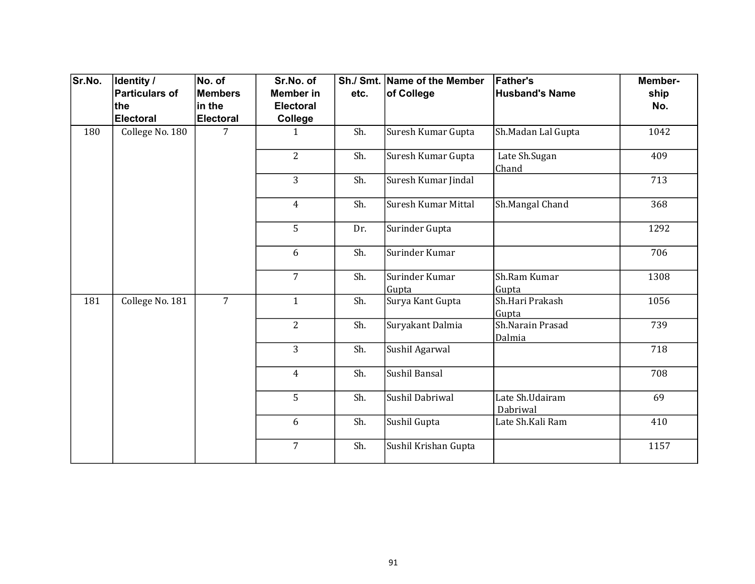| Sr.No. | Identity / Particulars of the Electoral | No. of Members in the Electoral | Sr.No. of Member in Electoral College | Sh./ Smt. etc. | Name of the Member of College | Father's Husband's Name | Member-ship No. |
|---|---|---|---|---|---|---|---|
| 180 | College No. 180 | 7 | 1 | Sh. | Suresh Kumar Gupta | Sh.Madan Lal Gupta | 1042 |
| | | | 2 | Sh. | Suresh Kumar Gupta | Late Sh.Sugan Chand | 409 |
| | | | 3 | Sh. | Suresh Kumar Jindal | | 713 |
| | | | 4 | Sh. | Suresh Kumar Mittal | Sh.Mangal Chand | 368 |
| | | | 5 | Dr. | Surinder Gupta | | 1292 |
| | | | 6 | Sh. | Surinder Kumar | | 706 |
| | | | 7 | Sh. | Surinder Kumar Gupta | Sh.Ram Kumar Gupta | 1308 |
| 181 | College No. 181 | 7 | 1 | Sh. | Surya Kant Gupta | Sh.Hari Prakash Gupta | 1056 |
| | | | 2 | Sh. | Suryakant Dalmia | Sh.Narain Prasad Dalmia | 739 |
| | | | 3 | Sh. | SushiI Agarwal | | 718 |
| | | | 4 | Sh. | Sushil Bansal | | 708 |
| | | | 5 | Sh. | Sushil Dabriwal | Late Sh.Udairam Dabriwal | 69 |
| | | | 6 | Sh. | Sushil Gupta | Late Sh.Kali Ram | 410 |
| | | | 7 | Sh. | Sushil Krishan Gupta | | 1157 |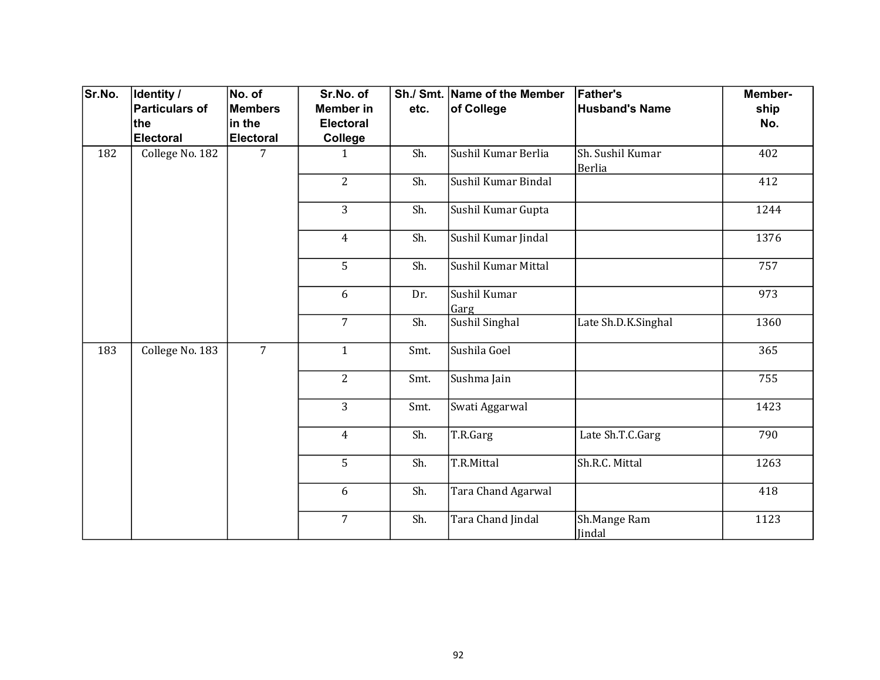| Sr.No. | Identity / Particulars of the Electoral | No. of Members in the Electoral | Sr.No. of Member in Electoral College | Sh./ Smt. etc. | Name of the Member of College | Father's Husband's Name | Member-ship No. |
|---|---|---|---|---|---|---|---|
| 182 | College No. 182 | 7 | 1 | Sh. | Sushil Kumar Berlia | Sh. Sushil Kumar Berlia | 402 |
| | | | 2 | Sh. | Sushil Kumar Bindal | | 412 |
| | | | 3 | Sh. | Sushil Kumar Gupta | | 1244 |
| | | | 4 | Sh. | Sushil Kumar Jindal | | 1376 |
| | | | 5 | Sh. | Sushil Kumar Mittal | | 757 |
| | | | 6 | Dr. | Sushil Kumar Garg | | 973 |
| | | | 7 | Sh. | Sushil Singhal | Late Sh.D.K.Singhal | 1360 |
| 183 | College No. 183 | 7 | 1 | Smt. | Sushila Goel | | 365 |
| | | | 2 | Smt. | Sushma Jain | | 755 |
| | | | 3 | Smt. | Swati Aggarwal | | 1423 |
| | | | 4 | Sh. | T.R.Garg | Late Sh.T.C.Garg | 790 |
| | | | 5 | Sh. | T.R.Mittal | Sh.R.C. Mittal | 1263 |
| | | | 6 | Sh. | Tara Chand Agarwal | | 418 |
| | | | 7 | Sh. | Tara Chand Jindal | Sh.Mange Ram Jindal | 1123 |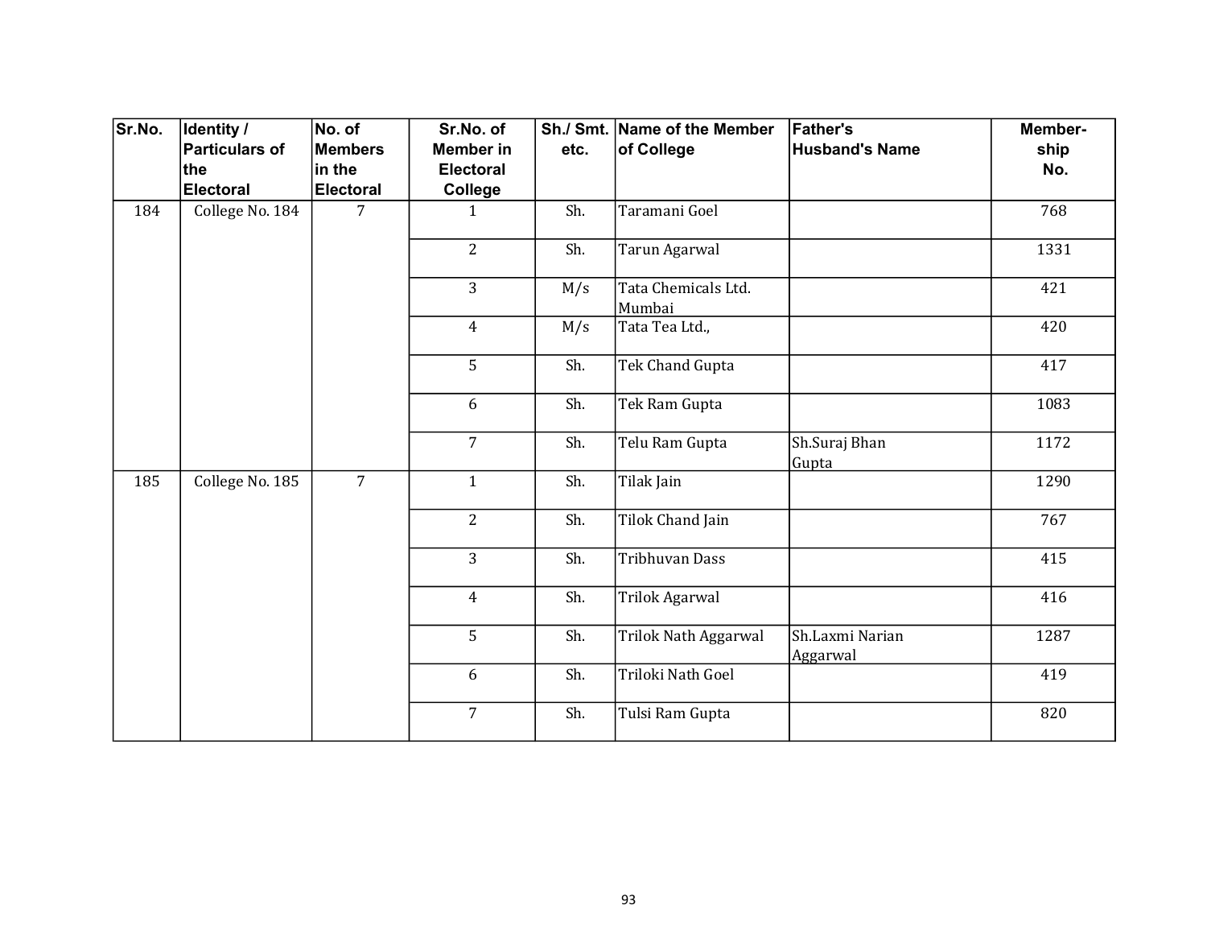| Sr.No. | Identity / Particulars of the Electoral | No. of Members in the Electoral | Sr.No. of Member in Electoral College | Sh./ Smt. etc. | Name of the Member of College | Father's Husband's Name | Member-ship No. |
|---|---|---|---|---|---|---|---|
| 184 | College No. 184 | 7 | 1 | Sh. | Taramani Goel | | 768 |
| | | | 2 | Sh. | Tarun Agarwal | | 1331 |
| | | | 3 | M/s | Tata Chemicals Ltd. Mumbai | | 421 |
| | | | 4 | M/s | Tata Tea Ltd., | | 420 |
| | | | 5 | Sh. | Tek Chand Gupta | | 417 |
| | | | 6 | Sh. | Tek Ram Gupta | | 1083 |
| | | | 7 | Sh. | Telu Ram Gupta | Sh.Suraj Bhan Gupta | 1172 |
| 185 | College No. 185 | 7 | 1 | Sh. | Tilak Jain | | 1290 |
| | | | 2 | Sh. | Tilok Chand Jain | | 767 |
| | | | 3 | Sh. | Tribhuvan Dass | | 415 |
| | | | 4 | Sh. | Trilok Agarwal | | 416 |
| | | | 5 | Sh. | Trilok Nath Aggarwal | Sh.Laxmi Narian Aggarwal | 1287 |
| | | | 6 | Sh. | Triloki Nath Goel | | 419 |
| | | | 7 | Sh. | Tulsi Ram Gupta | | 820 |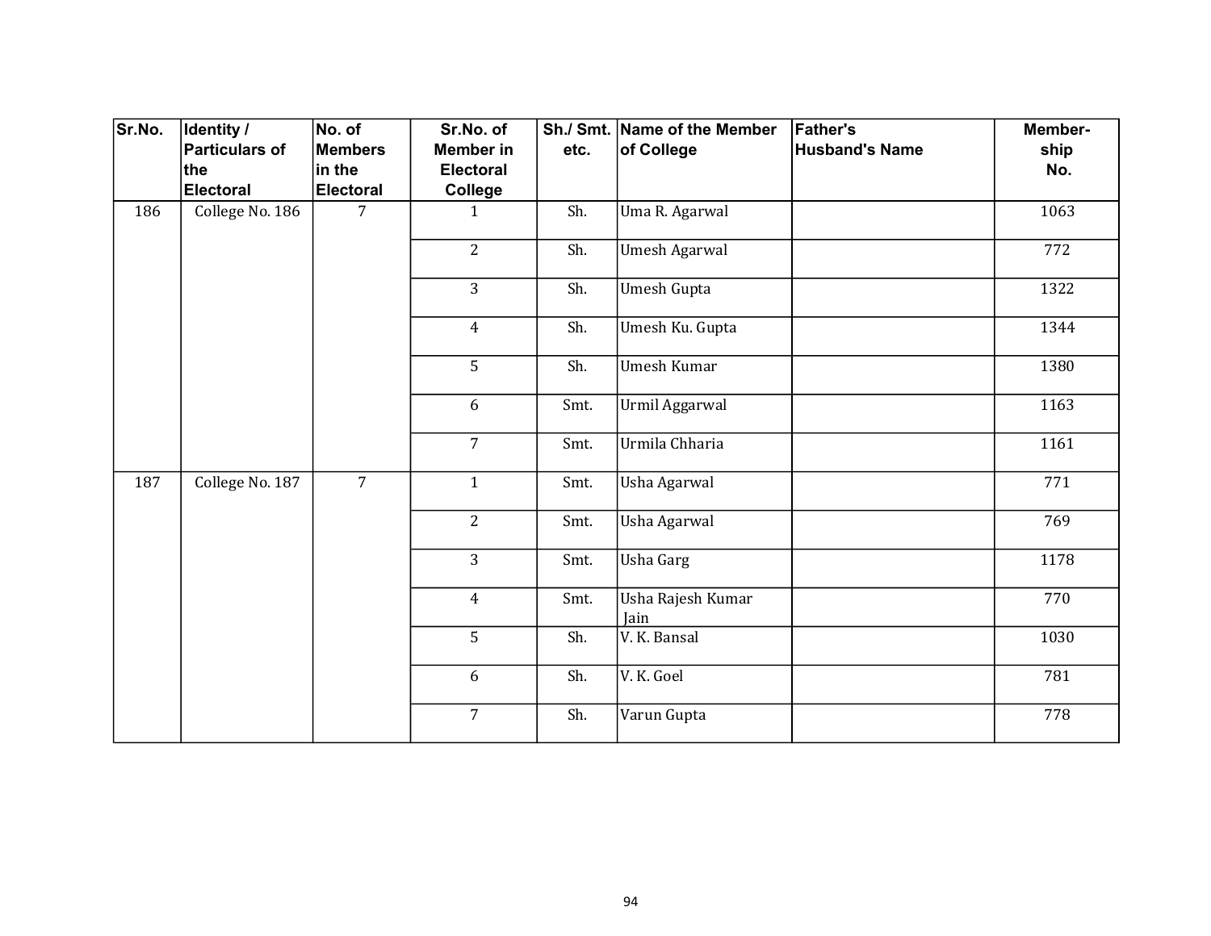| Sr.No. | Identity / Particulars of the Electoral | No. of Members in the Electoral | Sr.No. of Member in Electoral College | Sh./ Smt. etc. | Name of the Member of College | Father's Husband's Name | Member-ship No. |
|---|---|---|---|---|---|---|---|
| 186 | College No. 186 | 7 | 1 | Sh. | Uma R. Agarwal | | 1063 |
| | | | 2 | Sh. | Umesh Agarwal | | 772 |
| | | | 3 | Sh. | Umesh Gupta | | 1322 |
| | | | 4 | Sh. | Umesh Ku. Gupta | | 1344 |
| | | | 5 | Sh. | Umesh Kumar | | 1380 |
| | | | 6 | Smt. | Urmil Aggarwal | | 1163 |
| | | | 7 | Smt. | Urmila Chharia | | 1161 |
| 187 | College No. 187 | 7 | 1 | Smt. | Usha Agarwal | | 771 |
| | | | 2 | Smt. | Usha Agarwal | | 769 |
| | | | 3 | Smt. | Usha Garg | | 1178 |
| | | | 4 | Smt. | Usha Rajesh Kumar Jain | | 770 |
| | | | 5 | Sh. | V. K. Bansal | | 1030 |
| | | | 6 | Sh. | V. K. Goel | | 781 |
| | | | 7 | Sh. | Varun Gupta | | 778 |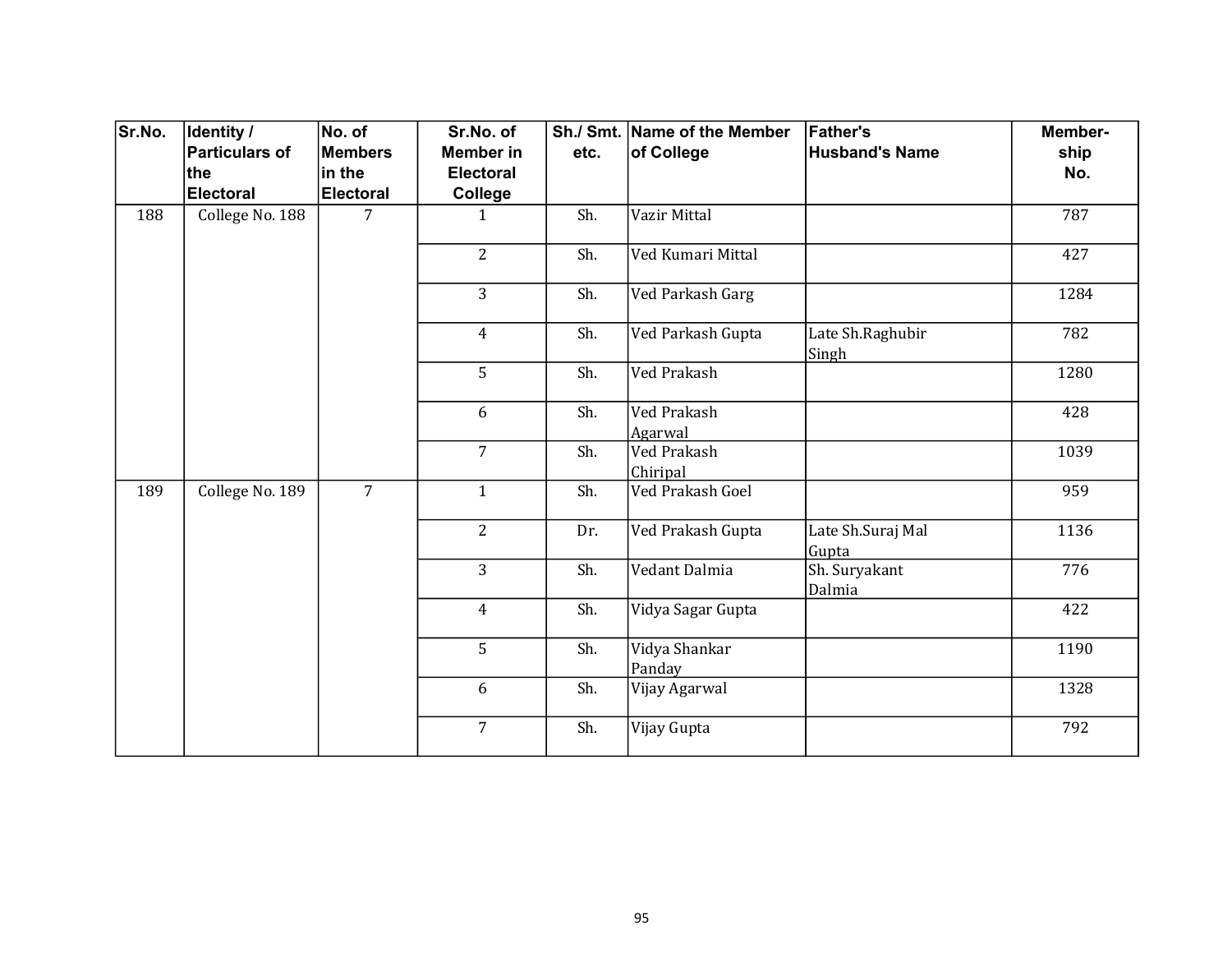| Sr.No. | Identity / Particulars of the Electoral | No. of Members in the Electoral | Sr.No. of Member in Electoral College | Sh./ Smt. etc. | Name of the Member of College | Father's Husband's Name | Member-ship No. |
|---|---|---|---|---|---|---|---|
| 188 | College No. 188 | 7 | 1 | Sh. | Vazir Mittal | | 787 |
| | | | 2 | Sh. | Ved Kumari Mittal | | 427 |
| | | | 3 | Sh. | Ved Parkash Garg | | 1284 |
| | | | 4 | Sh. | Ved Parkash Gupta | Late Sh.Raghubir Singh | 782 |
| | | | 5 | Sh. | Ved Prakash | | 1280 |
| | | | 6 | Sh. | Ved Prakash Agarwal | | 428 |
| | | | 7 | Sh. | Ved Prakash Chiripal | | 1039 |
| 189 | College No. 189 | 7 | 1 | Sh. | Ved Prakash Goel | | 959 |
| | | | 2 | Dr. | Ved Prakash Gupta | Late Sh.Suraj Mal Gupta | 1136 |
| | | | 3 | Sh. | Vedant Dalmia | Sh. Suryakant Dalmia | 776 |
| | | | 4 | Sh. | Vidya Sagar Gupta | | 422 |
| | | | 5 | Sh. | Vidya Shankar Panday | | 1190 |
| | | | 6 | Sh. | Vijay Agarwal | | 1328 |
| | | | 7 | Sh. | Vijay Gupta | | 792 |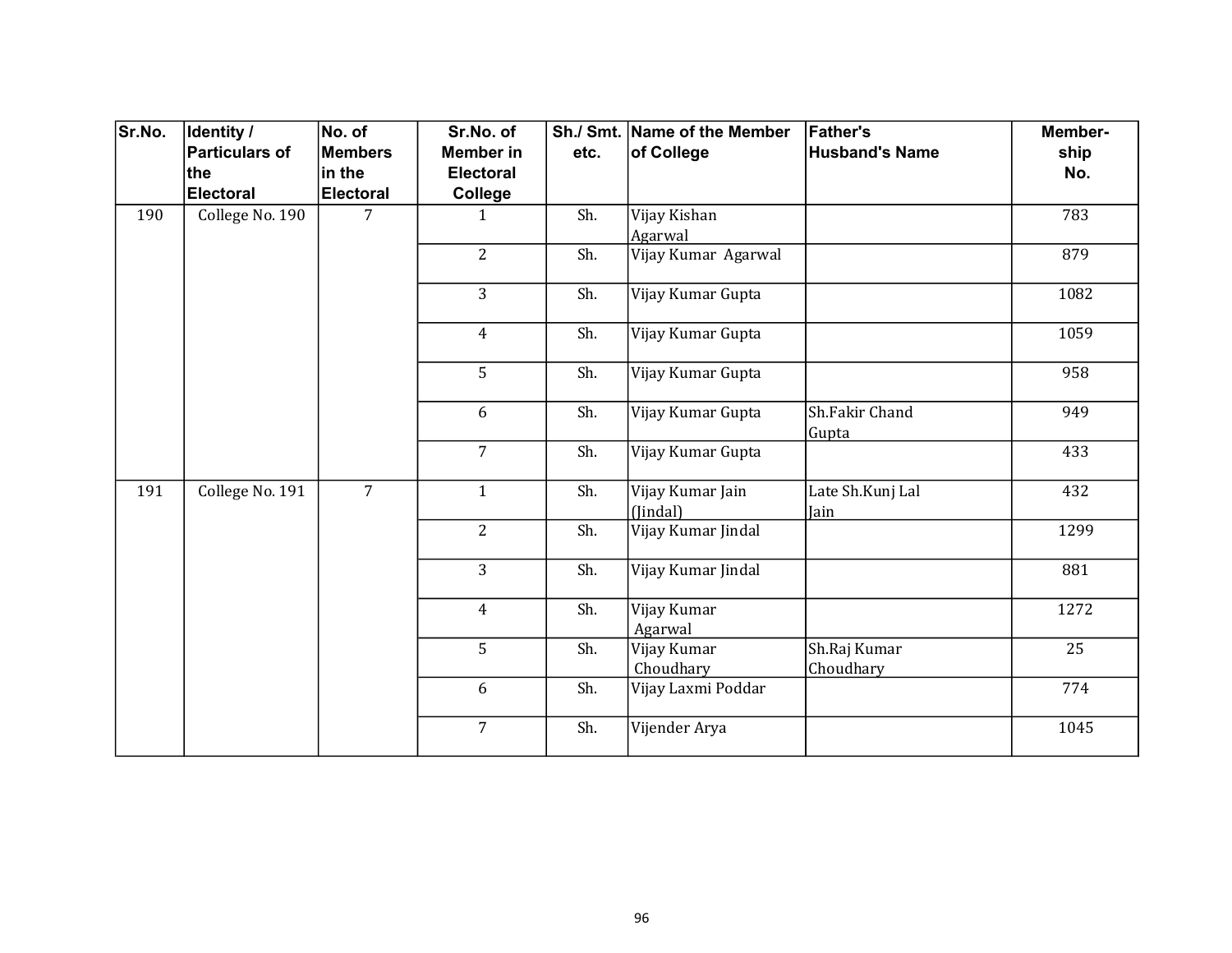| Sr.No. | Identity / Particulars of the Electoral | No. of Members in the Electoral | Sr.No. of Member in Electoral College | Sh./ Smt. etc. | Name of the Member of College | Father's Husband's Name | Member-ship No. |
|---|---|---|---|---|---|---|---|
| 190 | College No. 190 | 7 | 1 | Sh. | Vijay Kishan Agarwal | | 783 |
| | | | 2 | Sh. | Vijay Kumar Agarwal | | 879 |
| | | | 3 | Sh. | Vijay Kumar Gupta | | 1082 |
| | | | 4 | Sh. | Vijay Kumar Gupta | | 1059 |
| | | | 5 | Sh. | Vijay Kumar Gupta | | 958 |
| | | | 6 | Sh. | Vijay Kumar Gupta | Sh.Fakir Chand Gupta | 949 |
| | | | 7 | Sh. | Vijay Kumar Gupta | | 433 |
| 191 | College No. 191 | 7 | 1 | Sh. | Vijay Kumar Jain (Jindal) | Late Sh.Kunj Lal Jain | 432 |
| | | | 2 | Sh. | Vijay Kumar Jindal | | 1299 |
| | | | 3 | Sh. | Vijay Kumar Jindal | | 881 |
| | | | 4 | Sh. | Vijay Kumar Agarwal | | 1272 |
| | | | 5 | Sh. | Vijay Kumar Choudhary | Sh.Raj Kumar Choudhary | 25 |
| | | | 6 | Sh. | Vijay Laxmi Poddar | | 774 |
| | | | 7 | Sh. | Vijender Arya | | 1045 |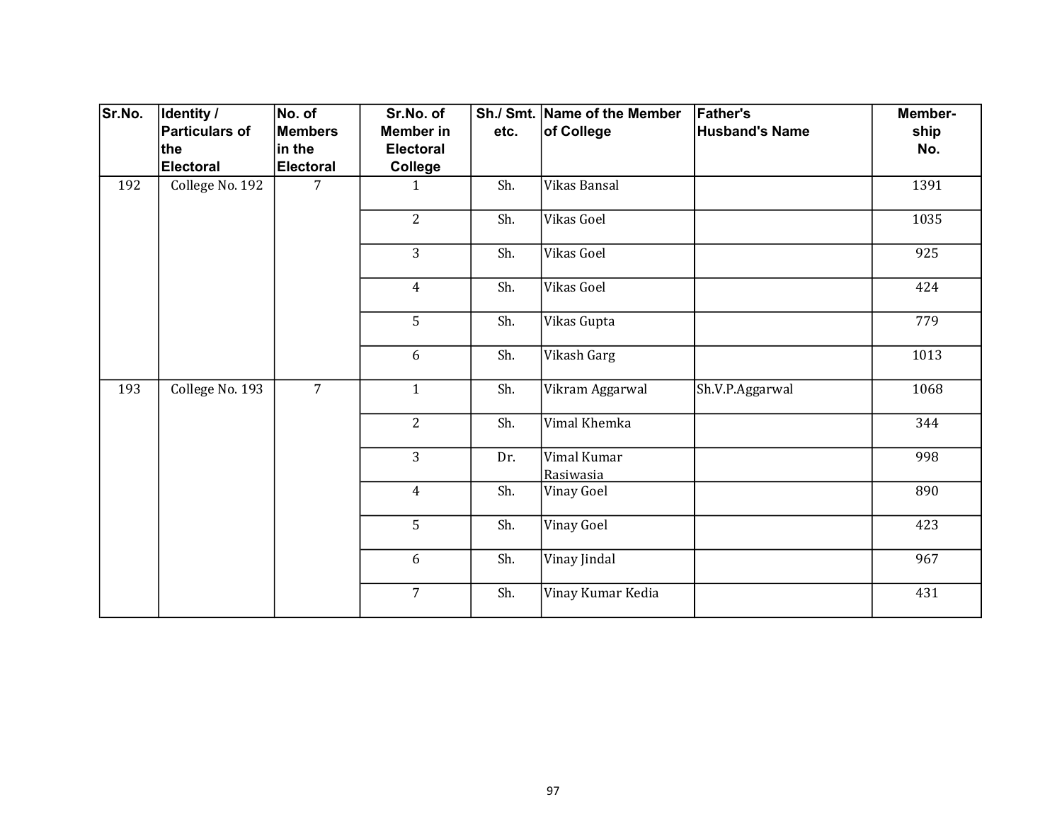| Sr.No. | Identity / Particulars of the Electoral | No. of Members in the Electoral | Sr.No. of Member in Electoral College | Sh./ Smt. etc. | Name of the Member of College | Father's Husband's Name | Member-ship No. |
|---|---|---|---|---|---|---|---|
| 192 | College No. 192 | 7 | 1 | Sh. | Vikas Bansal | | 1391 |
| | | | 2 | Sh. | Vikas Goel | | 1035 |
| | | | 3 | Sh. | Vikas Goel | | 925 |
| | | | 4 | Sh. | Vikas Goel | | 424 |
| | | | 5 | Sh. | Vikas Gupta | | 779 |
| | | | 6 | Sh. | Vikash Garg | | 1013 |
| 193 | College No. 193 | 7 | 1 | Sh. | Vikram Aggarwal | Sh.V.P.Aggarwal | 1068 |
| | | | 2 | Sh. | Vimal Khemka | | 344 |
| | | | 3 | Dr. | Vimal Kumar Rasiwasia | | 998 |
| | | | 4 | Sh. | Vinay Goel | | 890 |
| | | | 5 | Sh. | Vinay Goel | | 423 |
| | | | 6 | Sh. | Vinay Jindal | | 967 |
| | | | 7 | Sh. | Vinay Kumar Kedia | | 431 |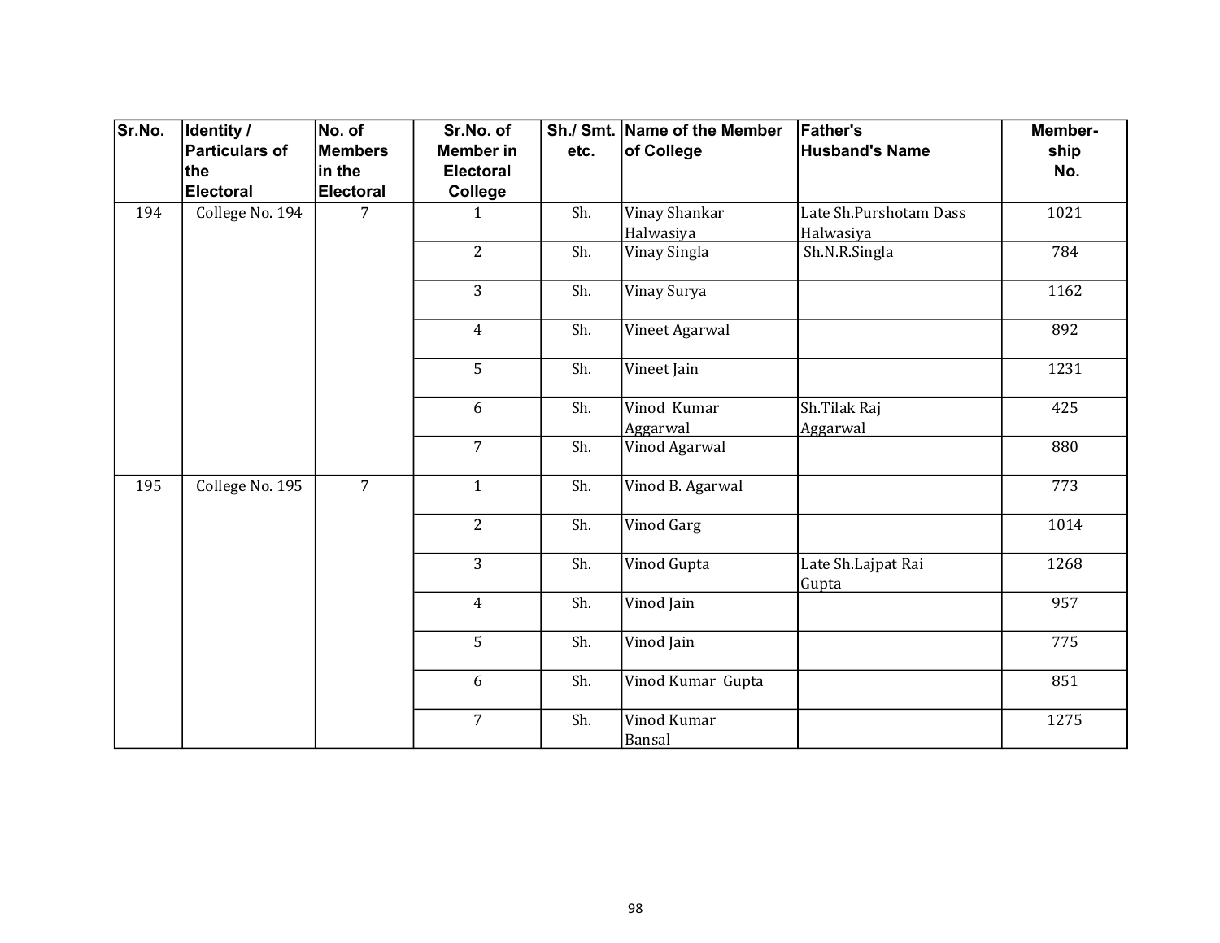| Sr.No. | Identity / Particulars of the Electoral | No. of Members in the Electoral | Sr.No. of Member in Electoral College | Sh./ Smt. etc. | Name of the Member of College | Father's Husband's Name | Member-ship No. |
|---|---|---|---|---|---|---|---|
| 194 | College No. 194 | 7 | 1 | Sh. | Vinay Shankar Halwasiya | Late Sh.Purshotam Dass Halwasiya | 1021 |
| | | | 2 | Sh. | Vinay Singla | Sh.N.R.Singla | 784 |
| | | | 3 | Sh. | Vinay Surya | | 1162 |
| | | | 4 | Sh. | Vineet Agarwal | | 892 |
| | | | 5 | Sh. | Vineet Jain | | 1231 |
| | | | 6 | Sh. | Vinod Kumar Aggarwal | Sh.Tilak Raj Aggarwal | 425 |
| | | | 7 | Sh. | Vinod Agarwal | | 880 |
| 195 | College No. 195 | 7 | 1 | Sh. | Vinod B. Agarwal | | 773 |
| | | | 2 | Sh. | Vinod Garg | | 1014 |
| | | | 3 | Sh. | Vinod Gupta | Late Sh.Lajpat Rai Gupta | 1268 |
| | | | 4 | Sh. | Vinod Jain | | 957 |
| | | | 5 | Sh. | Vinod Jain | | 775 |
| | | | 6 | Sh. | Vinod Kumar Gupta | | 851 |
| | | | 7 | Sh. | Vinod Kumar Bansal | | 1275 |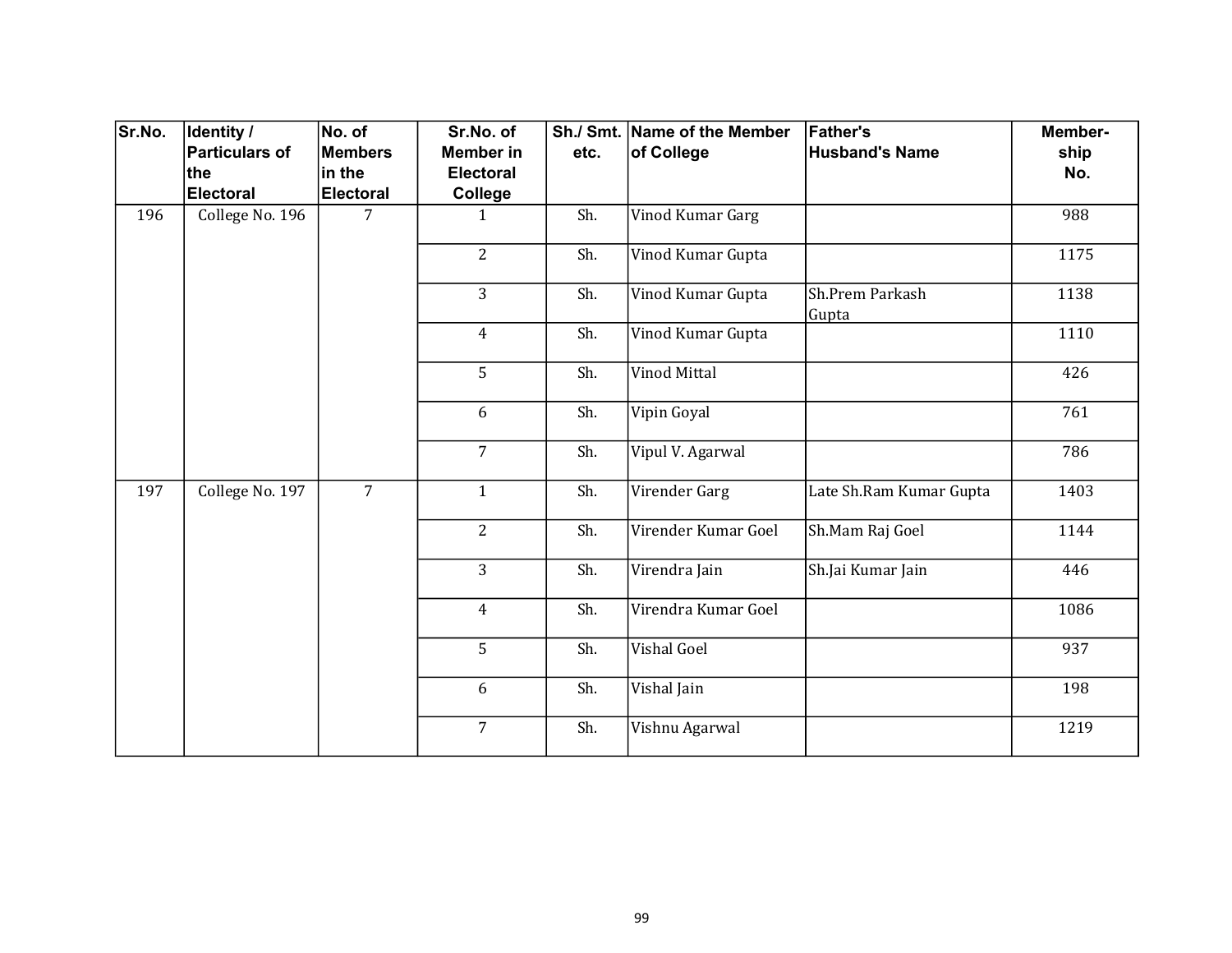| Sr.No. | Identity / Particulars of the Electoral | No. of Members in the Electoral | Sr.No. of Member in Electoral College | Sh./ Smt. etc. | Name of the Member of College | Father's Husband's Name | Member-ship No. |
|---|---|---|---|---|---|---|---|
| 196 | College No. 196 | 7 | 1 | Sh. | Vinod Kumar Garg | | 988 |
| | | | 2 | Sh. | Vinod Kumar Gupta | | 1175 |
| | | | 3 | Sh. | Vinod Kumar Gupta | Sh.Prem Parkash Gupta | 1138 |
| | | | 4 | Sh. | Vinod Kumar Gupta | | 1110 |
| | | | 5 | Sh. | Vinod Mittal | | 426 |
| | | | 6 | Sh. | Vipin Goyal | | 761 |
| | | | 7 | Sh. | Vipul V. Agarwal | | 786 |
| 197 | College No. 197 | 7 | 1 | Sh. | Virender Garg | Late Sh.Ram Kumar Gupta | 1403 |
| | | | 2 | Sh. | Virender Kumar Goel | Sh.Mam Raj Goel | 1144 |
| | | | 3 | Sh. | Virendra Jain | Sh.Jai Kumar Jain | 446 |
| | | | 4 | Sh. | Virendra Kumar Goel | | 1086 |
| | | | 5 | Sh. | Vishal Goel | | 937 |
| | | | 6 | Sh. | Vishal Jain | | 198 |
| | | | 7 | Sh. | Vishnu Agarwal | | 1219 |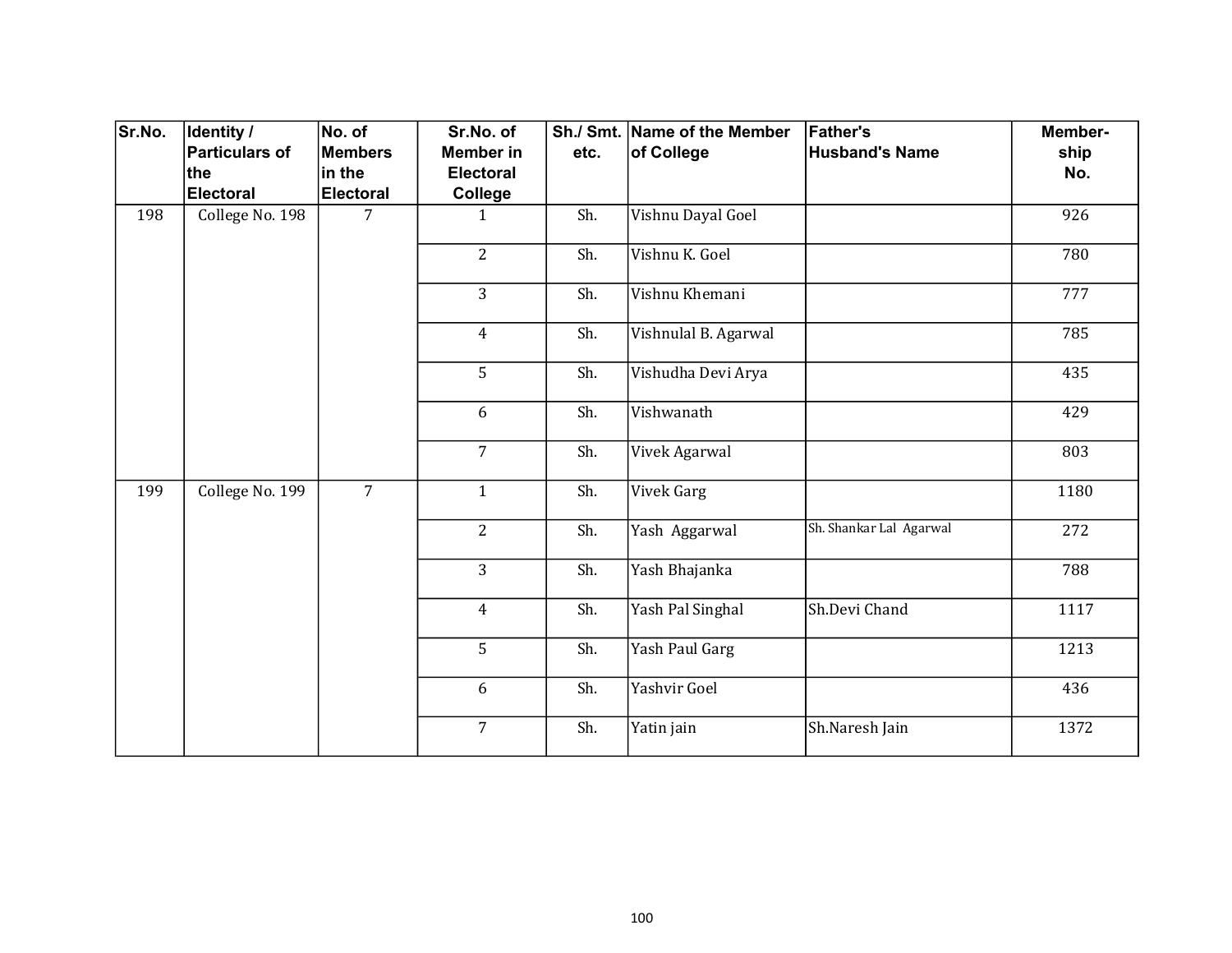| Sr.No. | Identity / Particulars of the Electoral | No. of Members in the Electoral | Sr.No. of Member in Electoral College | Sh./ Smt. etc. | Name of the Member of College | Father's Husband's Name | Member-ship No. |
|---|---|---|---|---|---|---|---|
| 198 | College No. 198 | 7 | 1 | Sh. | Vishnu Dayal Goel | | 926 |
| | | | 2 | Sh. | Vishnu K. Goel | | 780 |
| | | | 3 | Sh. | Vishnu Khemani | | 777 |
| | | | 4 | Sh. | Vishnulal B. Agarwal | | 785 |
| | | | 5 | Sh. | Vishudha Devi Arya | | 435 |
| | | | 6 | Sh. | Vishwanath | | 429 |
| | | | 7 | Sh. | Vivek Agarwal | | 803 |
| 199 | College No. 199 | 7 | 1 | Sh. | Vivek Garg | | 1180 |
| | | | 2 | Sh. | Yash Aggarwal | Sh. Shankar Lal Agarwal | 272 |
| | | | 3 | Sh. | Yash Bhajanka | | 788 |
| | | | 4 | Sh. | Yash Pal Singhal | Sh.Devi Chand | 1117 |
| | | | 5 | Sh. | Yash Paul Garg | | 1213 |
| | | | 6 | Sh. | Yashvir Goel | | 436 |
| | | | 7 | Sh. | Yatin jain | Sh.Naresh Jain | 1372 |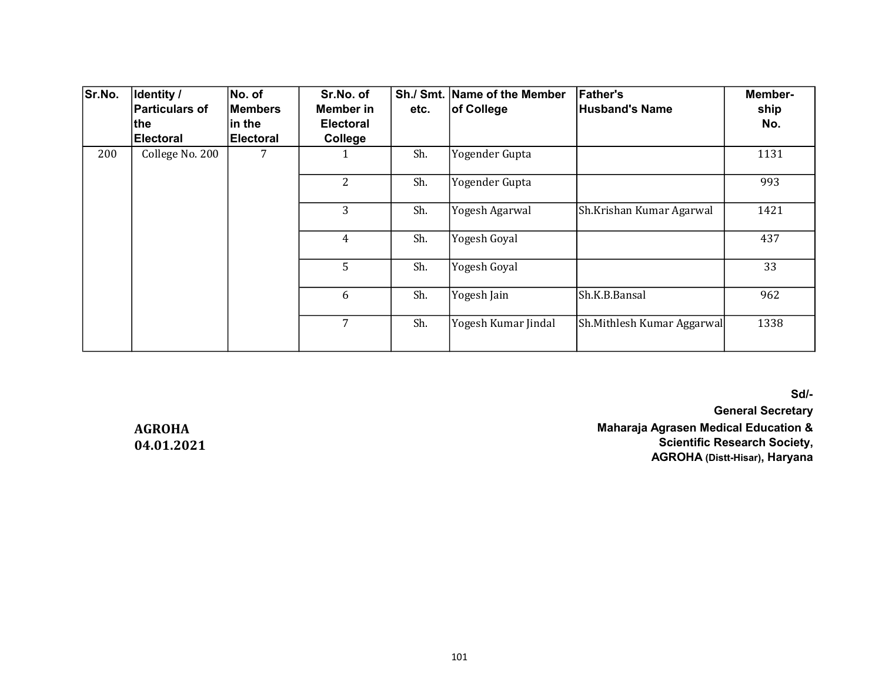| Sr.No. | Identity / Particulars of the Electoral | No. of Members in the Electoral | Sr.No. of Member in Electoral College | Sh./ Smt. etc. | Name of the Member of College | Father's Husband's Name | Member-ship No. |
|---|---|---|---|---|---|---|---|
| 200 | College No. 200 | 7 | 1 | Sh. | Yogender Gupta | | 1131 |
| | | | 2 | Sh. | Yogender Gupta | | 993 |
| | | | 3 | Sh. | Yogesh Agarwal | Sh.Krishan Kumar Agarwal | 1421 |
| | | | 4 | Sh. | Yogesh Goyal | | 437 |
| | | | 5 | Sh. | Yogesh Goyal | | 33 |
| | | | 6 | Sh. | Yogesh Jain | Sh.K.B.Bansal | 962 |
| | | | 7 | Sh. | Yogesh Kumar Jindal | Sh.Mithlesh Kumar Aggarwal | 1338 |

**Sd/-**
**General Secretary**
**Maharaja Agrasen Medical Education & Scientific Research Society,**
**AGROHA (Distt-Hisar), Haryana**

**AGROHA**
**04.01.2021**